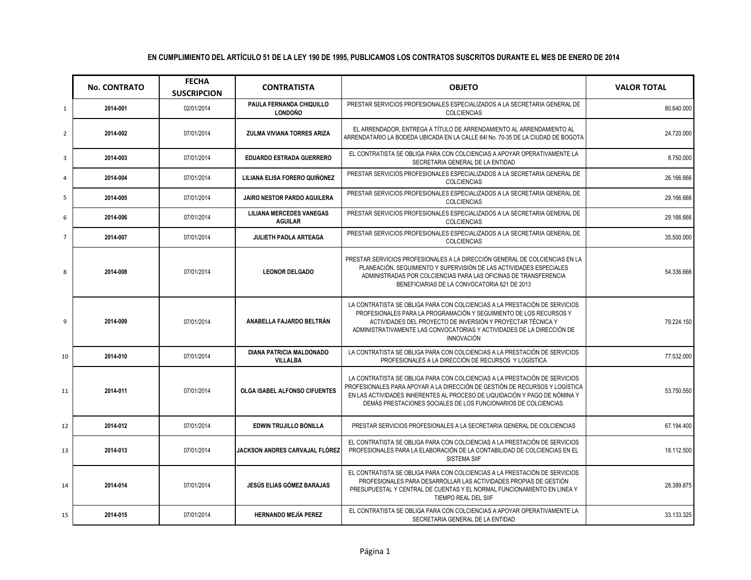**EN CUMPLIMIENTO DEL ARTÍCULO 51 DE LA LEY 190 DE 1995, PUBLICAMOS LOS CONTRATOS SUSCRITOS DURANTE EL MES DE ENERO DE 2014**

| | No. CONTRATO | FECHA SUSCRIPCION | CONTRATISTA | OBJETO | VALOR TOTAL |
|---|---|---|---|---|---|
| 1 | 2014-001 | 02/01/2014 | PAULA FERNANDA CHIQUILLO LONDOÑO | PRESTAR SERVICIOS PROFESIONALES ESPECIALIZADOS A LA SECRETARIA GENERAL DE COLCIENCIAS | 80.640.000 |
| 2 | 2014-002 | 07/01/2014 | ZULMA VIVIANA TORRES ARIZA | EL ARRENDADOR, ENTREGA A TÍTULO DE ARRENDAMIENTO AL ARRENDAMIENTO AL ARRENDATARIO LA BODEDA UBICADA EN LA CALLE 64I No. 70-35 DE LA CIUDAD DE BOGOTA | 24.720.000 |
| 3 | 2014-003 | 07/01/2014 | EDUARDO ESTRADA GUERRERO | EL CONTRATISTA SE OBLIGA PARA CON COLCIENCIAS A APOYAR OPERATIVAMENTE LA SECRETARIA GENERAL DE LA ENTIDAD | 8.750.000 |
| 4 | 2014-004 | 07/01/2014 | LILIANA ELISA FORERO QUIÑONEZ | PRESTAR SERVICIOS PROFESIONALES ESPECIALIZADOS A LA SECRETARIA GENERAL DE COLCIENCIAS | 26.166.666 |
| 5 | 2014-005 | 07/01/2014 | JAIRO NESTOR PARDO AGUILERA | PRESTAR SERVICIOS PROFESIONALES ESPECIALIZADOS A LA SECRETARIA GENERAL DE COLCIENCIAS | 29.166.666 |
| 6 | 2014-006 | 07/01/2014 | LILIANA MERCEDES VANEGAS AGUILAR | PRESTAR SERVICIOS PROFESIONALES ESPECIALIZADOS A LA SECRETARIA GENERAL DE COLCIENCIAS | 29.166.666 |
| 7 | 2014-007 | 07/01/2014 | JULIETH PAOLA ARTEAGA | PRESTAR SERVICIOS PROFESIONALES ESPECIALIZADOS A LA SECRETARIA GENERAL DE COLCIENCIAS | 35.500.000 |
| 8 | 2014-008 | 07/01/2014 | LEONOR DELGADO | PRESTAR SERVICIOS PROFESIONALES A LA DIRECCIÓN GENERAL DE COLCIENCIAS EN LA PLANEACIÓN, SEGUIMIENTO Y SUPERVISIÓN DE LAS ACTIVIDADES ESPECIALES ADMINISTRADAS POR COLCIENCIAS PARA LAS OFICINAS DE TRANSFERENCIA BENEFICIARIAS DE LA CONVOCATORIA 621 DE 2013 | 54.336.666 |
| 9 | 2014-009 | 07/01/2014 | ANABELLA FAJARDO BELTRÁN | LA CONTRATISTA SE OBLIGA PARA CON COLCIENCIAS A LA PRESTACIÓN DE SERVICIOS PROFESIONALES PARA LA PROGRAMACIÓN Y SEGUIMIENTO DE LOS RECURSOS Y ACTIVIDADES DEL PROYECTO DE INVERSIÓN Y PROYECTAR TÉCNICA Y ADMINISTRATIVAMENTE LAS CONVOCATORIAS Y ACTIVIDADES DE LA DIRECCIÓN DE INNOVACIÓN | 79.224.150 |
| 10 | 2014-010 | 07/01/2014 | DIANA PATRICIA MALDONADO VILLALBA | LA CONTRATISTA SE OBLIGA PARA CON COLCIENCIAS A LA PRESTACIÓN DE SERVICIOS PROFESIONALES A LA DIRECCIÓN DE RECURSOS Y LOGÍSTICA | 77.532.000 |
| 11 | 2014-011 | 07/01/2014 | OLGA ISABEL ALFONSO CIFUENTES | LA CONTRATISTA SE OBLIGA PARA CON COLCIENCIAS A LA PRESTACIÓN DE SERVICIOS PROFESIONALES PARA APOYAR A LA DIRECCIÓN DE GESTIÓN DE RECURSOS Y LOGÍSTICA EN LAS ACTIVIDADES INHERENTES AL PROCESO DE LIQUIDACIÓN Y PAGO DE NÓMINA Y DEMÁS PRESTACIONES SOCIALES DE LOS FUNCIONARIOS DE COLCIENCIAS. | 53.750.550 |
| 12 | 2014-012 | 07/01/2014 | EDWIN TRUJILLO BONILLA | PRESTAR SERVICIOS PROFESIONALES A LA SECRETARIA GENERAL DE COLCIENCIAS | 67.194.400 |
| 13 | 2014-013 | 07/01/2014 | JACKSON ANDRES CARVAJAL FLÓREZ | EL CONTRATISTA SE OBLIGA PARA CON COLCIENCIAS A LA PRESTACIÓN DE SERVICIOS PROFESIONALES PARA LA ELABORACIÓN DE LA CONTABILIDAD DE COLCIENCIAS EN EL SISTEMA SIIF | 18.112.500 |
| 14 | 2014-014 | 07/01/2014 | JESÚS ELIAS GÓMEZ BARAJAS | EL CONTRATISTA SE OBLIGA PARA CON COLCIENCIAS A LA PRESTACIÓN DE SERVICIOS PROFESIONALES PARA DESARROLLAR LAS ACTIVIDADES PROPIAS DE GESTIÓN PRESUPUESTAL Y CENTRAL DE CUENTAS Y EL NORMAL FUNCIONAMIENTO EN LINEA Y TIEMPO REAL DEL SIIF | 28.389.875 |
| 15 | 2014-015 | 07/01/2014 | HERNANDO MEJÍA PEREZ | EL CONTRATISTA SE OBLIGA PARA CON COLCIENCIAS A APOYAR OPERATIVAMENTE LA SECRETARIA GENERAL DE LA ENTIDAD | 33.133.325 |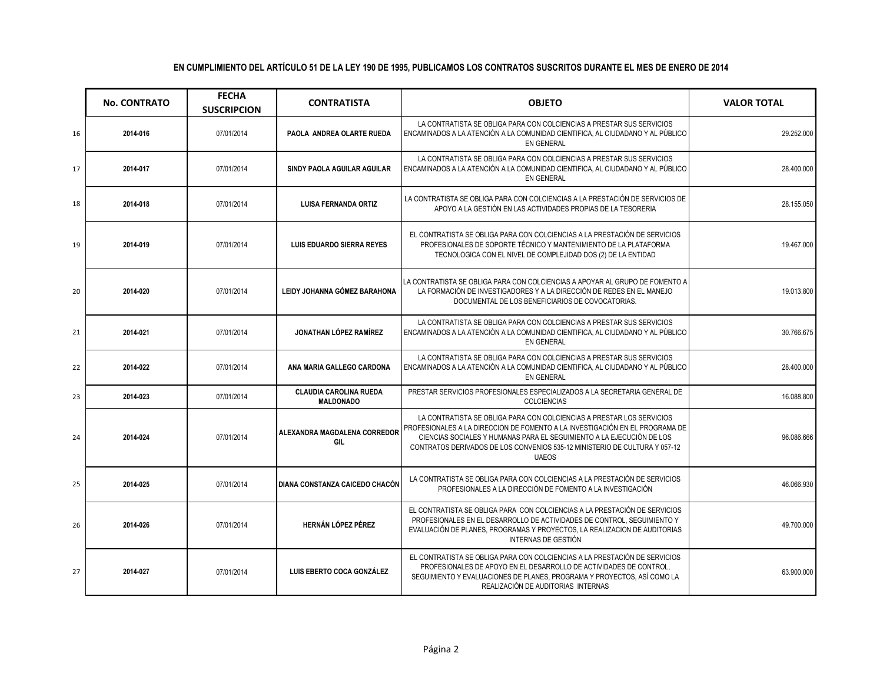**EN CUMPLIMIENTO DEL ARTÍCULO 51 DE LA LEY 190 DE 1995, PUBLICAMOS LOS CONTRATOS SUSCRITOS DURANTE EL MES DE ENERO DE 2014**

| | No. CONTRATO | FECHA SUSCRIPCION | CONTRATISTA | OBJETO | VALOR TOTAL |
|---|---|---|---|---|---|
| 16 | 2014-016 | 07/01/2014 | PAOLA ANDREA OLARTE RUEDA | LA CONTRATISTA SE OBLIGA PARA CON COLCIENCIAS A PRESTAR SUS SERVICIOS ENCAMINADOS A LA ATENCIÓN A LA COMUNIDAD CIENTIFICA, AL CIUDADANO Y AL PÚBLICO EN GENERAL | 29.252.000 |
| 17 | 2014-017 | 07/01/2014 | SINDY PAOLA AGUILAR AGUILAR | LA CONTRATISTA SE OBLIGA PARA CON COLCIENCIAS A PRESTAR SUS SERVICIOS ENCAMINADOS A LA ATENCIÓN A LA COMUNIDAD CIENTIFICA, AL CIUDADANO Y AL PÚBLICO EN GENERAL | 28.400.000 |
| 18 | 2014-018 | 07/01/2014 | LUISA FERNANDA ORTIZ | LA CONTRATISTA SE OBLIGA PARA CON COLCIENCIAS A LA PRESTACIÓN DE SERVICIOS DE APOYO A LA GESTIÓN EN LAS ACTIVIDADES PROPIAS DE LA TESORERIA | 28.155.050 |
| 19 | 2014-019 | 07/01/2014 | LUIS EDUARDO SIERRA REYES | EL CONTRATISTA SE OBLIGA PARA CON COLCIENCIAS A LA PRESTACIÓN DE SERVICIOS PROFESIONALES DE SOPORTE TÉCNICO Y MANTENIMIENTO DE LA PLATAFORMA TECNOLOGICA CON EL NIVEL DE COMPLEJIDAD DOS (2) DE LA ENTIDAD | 19.467.000 |
| 20 | 2014-020 | 07/01/2014 | LEIDY JOHANNA GÓMEZ BARAHONA | LA CONTRATISTA SE OBLIGA PARA CON COLCIENCIAS A APOYAR AL GRUPO DE FOMENTO A LA FORMACIÓN DE INVESTIGADORES Y A LA DIRECCIÓN DE REDES EN EL MANEJO DOCUMENTAL DE LOS BENEFICIARIOS DE COVOCATORIAS. | 19.013.800 |
| 21 | 2014-021 | 07/01/2014 | JONATHAN LÓPEZ RAMÍREZ | LA CONTRATISTA SE OBLIGA PARA CON COLCIENCIAS A PRESTAR SUS SERVICIOS ENCAMINADOS A LA ATENCIÓN A LA COMUNIDAD CIENTIFICA, AL CIUDADANO Y AL PÚBLICO EN GENERAL | 30.766.675 |
| 22 | 2014-022 | 07/01/2014 | ANA MARIA GALLEGO CARDONA | LA CONTRATISTA SE OBLIGA PARA CON COLCIENCIAS A PRESTAR SUS SERVICIOS ENCAMINADOS A LA ATENCIÓN A LA COMUNIDAD CIENTIFICA, AL CIUDADANO Y AL PÚBLICO EN GENERAL | 28.400.000 |
| 23 | 2014-023 | 07/01/2014 | CLAUDIA CAROLINA RUEDA MALDONADO | PRESTAR SERVICIOS PROFESIONALES ESPECIALIZADOS A LA SECRETARIA GENERAL DE COLCIENCIAS | 16.088.800 |
| 24 | 2014-024 | 07/01/2014 | ALEXANDRA MAGDALENA CORREDOR GIL | LA CONTRATISTA SE OBLIGA PARA CON COLCIENCIAS A PRESTAR LOS SERVICIOS PROFESIONALES A LA DIRECCION DE FOMENTO A LA INVESTIGACIÓN EN EL PROGRAMA DE CIENCIAS SOCIALES Y HUMANAS PARA EL SEGUIMIENTO A LA EJECUCIÓN DE LOS CONTRATOS DERIVADOS DE LOS CONVENIOS 535-12 MINISTERIO DE CULTURA Y 057-12 UAEOS | 96.086.666 |
| 25 | 2014-025 | 07/01/2014 | DIANA CONSTANZA CAICEDO CHACÓN | LA CONTRATISTA SE OBLIGA PARA CON COLCIENCIAS A LA PRESTACIÓN DE SERVICIOS PROFESIONALES A LA DIRECCIÓN DE FOMENTO A LA INVESTIGACIÓN | 46.066.930 |
| 26 | 2014-026 | 07/01/2014 | HERNÁN LÓPEZ PÉREZ | EL CONTRATISTA SE OBLIGA PARA CON COLCIENCIAS A LA PRESTACIÓN DE SERVICIOS PROFESIONALES EN EL DESARROLLO DE ACTIVIDADES DE CONTROL, SEGUIMIENTO Y EVALUACIÓN DE PLANES, PROGRAMAS Y PROYECTOS, LA REALIZACION DE AUDITORIAS INTERNAS DE GESTIÓN | 49.700.000 |
| 27 | 2014-027 | 07/01/2014 | LUIS EBERTO COCA GONZÁLEZ | EL CONTRATISTA SE OBLIGA PARA CON COLCIENCIAS A LA PRESTACIÓN DE SERVICIOS PROFESIONALES DE APOYO EN EL DESARROLLO DE ACTIVIDADES DE CONTROL, SEGUIMIENTO Y EVALUACIONES DE PLANES, PROGRAMA Y PROYECTOS, ASÍ COMO LA REALIZACIÓN DE AUDITORIAS INTERNAS | 63.900.000 |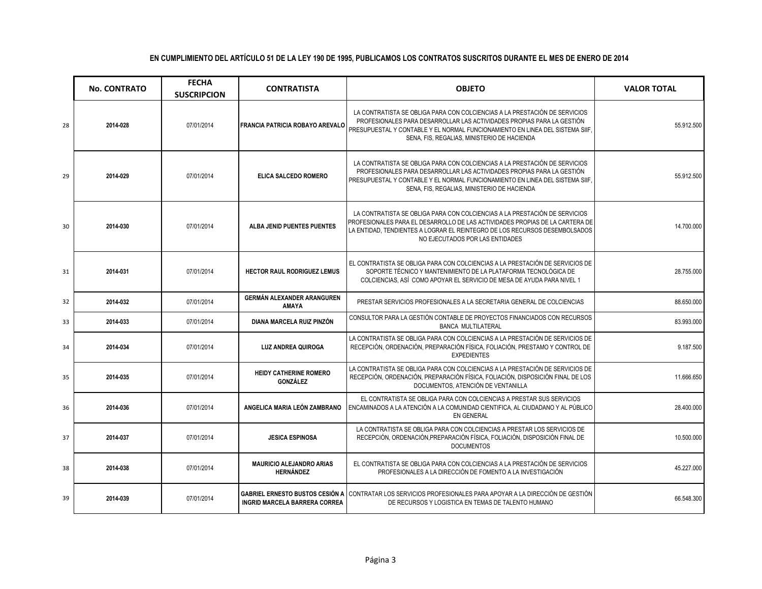**EN CUMPLIMIENTO DEL ARTÍCULO 51 DE LA LEY 190 DE 1995, PUBLICAMOS LOS CONTRATOS SUSCRITOS DURANTE EL MES DE ENERO DE 2014**

| | No. CONTRATO | FECHA SUSCRIPCION | CONTRATISTA | OBJETO | VALOR TOTAL |
|---|---|---|---|---|---|
| 28 | **2014-028** | 07/01/2014 | **FRANCIA PATRICIA ROBAYO AREVALO** | LA CONTRATISTA SE OBLIGA PARA CON COLCIENCIAS A LA PRESTACIÓN DE SERVICIOS PROFESIONALES PARA DESARROLLAR LAS ACTIVIDADES PROPIAS PARA LA GESTIÓN PRESUPUESTAL Y CONTABLE Y EL NORMAL FUNCIONAMIENTO EN LINEA DEL SISTEMA SIIF, SENA, FIS, REGALIAS, MINISTERIO DE HACIENDA | 55.912.500 |
| 29 | **2014-029** | 07/01/2014 | **ELICA SALCEDO ROMERO** | LA CONTRATISTA SE OBLIGA PARA CON COLCIENCIAS A LA PRESTACIÓN DE SERVICIOS PROFESIONALES PARA DESARROLLAR LAS ACTIVIDADES PROPIAS PARA LA GESTIÓN PRESUPUESTAL Y CONTABLE Y EL NORMAL FUNCIONAMIENTO EN LINEA DEL SISTEMA SIIF, SENA, FIS, REGALIAS, MINISTERIO DE HACIENDA | 55.912.500 |
| 30 | **2014-030** | 07/01/2014 | **ALBA JENID PUENTES PUENTES** | LA CONTRATISTA SE OBLIGA PARA CON COLCIENCIAS A LA PRESTACIÓN DE SERVICIOS PROFESIONALES PARA EL DESARROLLO DE LAS ACTIVIDADES PROPIAS DE LA CARTERA DE LA ENTIDAD, TENDIENTES A LOGRAR EL REINTEGRO DE LOS RECURSOS DESEMBOLSADOS NO EJECUTADOS POR LAS ENTIDADES | 14.700.000 |
| 31 | **2014-031** | 07/01/2014 | **HECTOR RAUL RODRIGUEZ LEMUS** | EL CONTRATISTA SE OBLIGA PARA CON COLCIENCIAS A LA PRESTACIÓN DE SERVICIOS DE SOPORTE TÉCNICO Y MANTENIMIENTO DE LA PLATAFORMA TECNOLÓGICA DE COLCIENCIAS, ASÍ COMO APOYAR EL SERVICIO DE MESA DE AYUDA PARA NIVEL 1 | 28.755.000 |
| 32 | **2014-032** | 07/01/2014 | **GERMÁN ALEXANDER ARANGUREN AMAYA** | PRESTAR SERVICIOS PROFESIONALES A LA SECRETARIA GENERAL DE COLCIENCIAS | 88.650.000 |
| 33 | **2014-033** | 07/01/2014 | **DIANA MARCELA RUIZ PINZÓN** | CONSULTOR PARA LA GESTIÓN CONTABLE DE PROYECTOS FINANCIADOS CON RECURSOS BANCA MULTILATERAL | 83.993.000 |
| 34 | **2014-034** | 07/01/2014 | **LUZ ANDREA QUIROGA** | LA CONTRATISTA SE OBLIGA PARA CON COLCIENCIAS A LA PRESTACIÓN DE SERVICIOS DE RECEPCIÓN, ORDENACIÓN, PREPARACIÓN FÍSICA, FOLIACIÓN, PRESTAMO Y CONTROL DE EXPEDIENTES | 9.187.500 |
| 35 | **2014-035** | 07/01/2014 | **HEIDY CATHERINE ROMERO GONZÁLEZ** | LA CONTRATISTA SE OBLIGA PARA CON COLCIENCIAS A LA PRESTACIÓN DE SERVICIOS DE RECEPCIÓN, ORDENACIÓN, PREPARACIÓN FÍSICA, FOLIACIÓN, DISPOSICIÓN FINAL DE LOS DOCUMENTOS, ATENCIÓN DE VENTANILLA | 11.666.650 |
| 36 | **2014-036** | 07/01/2014 | **ANGELICA MARIA LEÓN ZAMBRANO** | EL CONTRATISTA SE OBLIGA PARA CON COLCIENCIAS A PRESTAR SUS SERVICIOS ENCAMINADOS A LA ATENCIÓN A LA COMUNIDAD CIENTIFICA, AL CIUDADANO Y AL PÚBLICO EN GENERAL | 28.400.000 |
| 37 | **2014-037** | 07/01/2014 | **JESICA ESPINOSA** | LA CONTRATISTA SE OBLIGA PARA CON COLCIENCIAS A PRESTAR LOS SERVICIOS DE RECEPCIÓN, ORDENACIÓN,PREPARACIÓN FÍSICA, FOLIACIÓN, DISPOSICIÓN FINAL DE DOCUMENTOS | 10.500.000 |
| 38 | **2014-038** | 07/01/2014 | **MAURICIO ALEJANDRO ARIAS HERNÁNDEZ** | EL CONTRATISTA SE OBLIGA PARA CON COLCIENCIAS A LA PRESTACIÓN DE SERVICIOS PROFESIONALES A LA DIRECCIÓN DE FOMENTO A LA INVESTIGACIÓN | 45.227.000 |
| 39 | **2014-039** | 07/01/2014 | **GABRIEL ERNESTO BUSTOS CESIÓN A INGRID MARCELA BARRERA CORREA** | CONTRATAR LOS SERVICIOS PROFESIONALES PARA APOYAR A LA DIRECCIÓN DE GESTIÓN DE RECURSOS Y LOGISTICA EN TEMAS DE TALENTO HUMANO | 66.548.300 |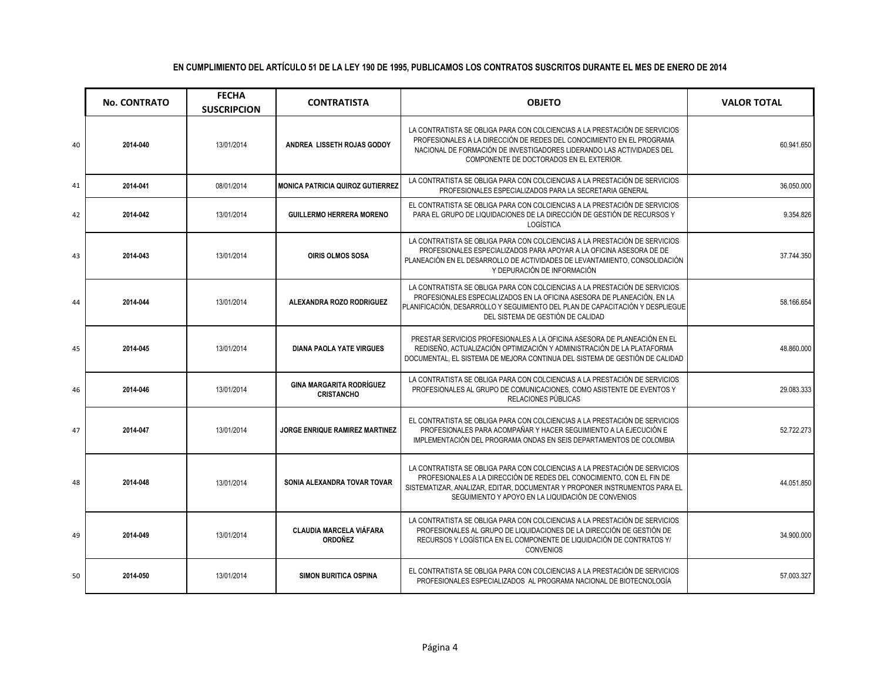**EN CUMPLIMIENTO DEL ARTÍCULO 51 DE LA LEY 190 DE 1995, PUBLICAMOS LOS CONTRATOS SUSCRITOS DURANTE EL MES DE ENERO DE 2014**

| | No. CONTRATO | FECHA SUSCRIPCION | CONTRATISTA | OBJETO | VALOR TOTAL |
|---|---|---|---|---|---|
| 40 | 2014-040 | 13/01/2014 | ANDREA LISSETH ROJAS GODOY | LA CONTRATISTA SE OBLIGA PARA CON COLCIENCIAS A LA PRESTACIÓN DE SERVICIOS PROFESIONALES A LA DIRECCIÓN DE REDES DEL CONOCIMIENTO EN EL PROGRAMA NACIONAL DE FORMACIÓN DE INVESTIGADORES LIDERANDO LAS ACTIVIDADES DEL COMPONENTE DE DOCTORADOS EN EL EXTERIOR. | 60.941.650 |
| 41 | 2014-041 | 08/01/2014 | MONICA PATRICIA QUIROZ GUTIERREZ | LA CONTRATISTA SE OBLIGA PARA CON COLCIENCIAS A LA PRESTACIÓN DE SERVICIOS PROFESIONALES ESPECIALIZADOS PARA LA SECRETARIA GENERAL | 36.050.000 |
| 42 | 2014-042 | 13/01/2014 | GUILLERMO HERRERA MORENO | EL CONTRATISTA SE OBLIGA PARA CON COLCIENCIAS A LA PRESTACIÓN DE SERVICIOS PARA EL GRUPO DE LIQUIDACIONES DE LA DIRECCIÓN DE GESTIÓN DE RECURSOS Y LOGÍSTICA | 9.354.826 |
| 43 | 2014-043 | 13/01/2014 | OIRIS OLMOS SOSA | LA CONTRATISTA SE OBLIGA PARA CON COLCIENCIAS A LA PRESTACIÓN DE SERVICIOS PROFESIONALES ESPECIALIZADOS PARA APOYAR A LA OFICINA ASESORA DE DE PLANEACIÓN EN EL DESARROLLO DE ACTIVIDADES DE LEVANTAMIENTO, CONSOLIDACIÓN Y DEPURACIÓN DE INFORMACIÓN | 37.744.350 |
| 44 | 2014-044 | 13/01/2014 | ALEXANDRA ROZO RODRIGUEZ | LA CONTRATISTA SE OBLIGA PARA CON COLCIENCIAS A LA PRESTACIÓN DE SERVICIOS PROFESIONALES ESPECIALIZADOS EN LA OFICINA ASESORA DE PLANEACIÓN, EN LA PLANIFICACIÓN, DESARROLLO Y SEGUIMIENTO DEL PLAN DE CAPACITACIÓN Y DESPLIEGUE DEL SISTEMA DE GESTIÓN DE CALIDAD | 58.166.654 |
| 45 | 2014-045 | 13/01/2014 | DIANA PAOLA YATE VIRGUES | PRESTAR SERVICIOS PROFESIONALES A LA OFICINA ASESORA DE PLANEACIÓN EN EL REDISEÑO, ACTUALIZACIÓN OPTIMIZACIÓN Y ADMINISTRACIÓN DE LA PLATAFORMA DOCUMENTAL, EL SISTEMA DE MEJORA CONTINUA DEL SISTEMA DE GESTIÓN DE CALIDAD | 48.860.000 |
| 46 | 2014-046 | 13/01/2014 | GINA MARGARITA RODRÍGUEZ CRISTANCHO | LA CONTRATISTA SE OBLIGA PARA CON COLCIENCIAS A LA PRESTACIÓN DE SERVICIOS PROFESIONALES AL GRUPO DE COMUNICACIONES, COMO ASISTENTE DE EVENTOS Y RELACIONES PÚBLICAS | 29.083.333 |
| 47 | 2014-047 | 13/01/2014 | JORGE ENRIQUE RAMIREZ MARTINEZ | EL CONTRATISTA SE OBLIGA PARA CON COLCIENCIAS A LA PRESTACIÓN DE SERVICIOS PROFESIONALES PARA ACOMPAÑAR Y HACER SEGUIMIENTO A LA EJECUCIÓN E IMPLEMENTACIÓN DEL PROGRAMA ONDAS EN SEIS DEPARTAMENTOS DE COLOMBIA | 52.722.273 |
| 48 | 2014-048 | 13/01/2014 | SONIA ALEXANDRA TOVAR TOVAR | LA CONTRATISTA SE OBLIGA PARA CON COLCIENCIAS A LA PRESTACIÓN DE SERVICIOS PROFESIONALES A LA DIRECCIÓN DE REDES DEL CONOCIMIENTO, CON EL FIN DE SISTEMATIZAR, ANALIZAR, EDITAR, DOCUMENTAR Y PROPONER INSTRUMENTOS PARA EL SEGUIMIENTO Y APOYO EN LA LIQUIDACIÓN DE CONVENIOS | 44.051.850 |
| 49 | 2014-049 | 13/01/2014 | CLAUDIA MARCELA VIÁFARA ORDOÑEZ | LA CONTRATISTA SE OBLIGA PARA CON COLCIENCIAS A LA PRESTACIÓN DE SERVICIOS PROFESIONALES AL GRUPO DE LIQUIDACIONES DE LA DIRECCIÓN DE GESTIÓN DE RECURSOS Y LOGÍSTICA EN EL COMPONENTE DE LIQUIDACIÓN DE CONTRATOS Y/ CONVENIOS | 34.900.000 |
| 50 | 2014-050 | 13/01/2014 | SIMON BURITICA OSPINA | EL CONTRATISTA SE OBLIGA PARA CON COLCIENCIAS A LA PRESTACIÓN DE SERVICIOS PROFESIONALES ESPECIALIZADOS AL PROGRAMA NACIONAL DE BIOTECNOLOGÍA | 57.003.327 |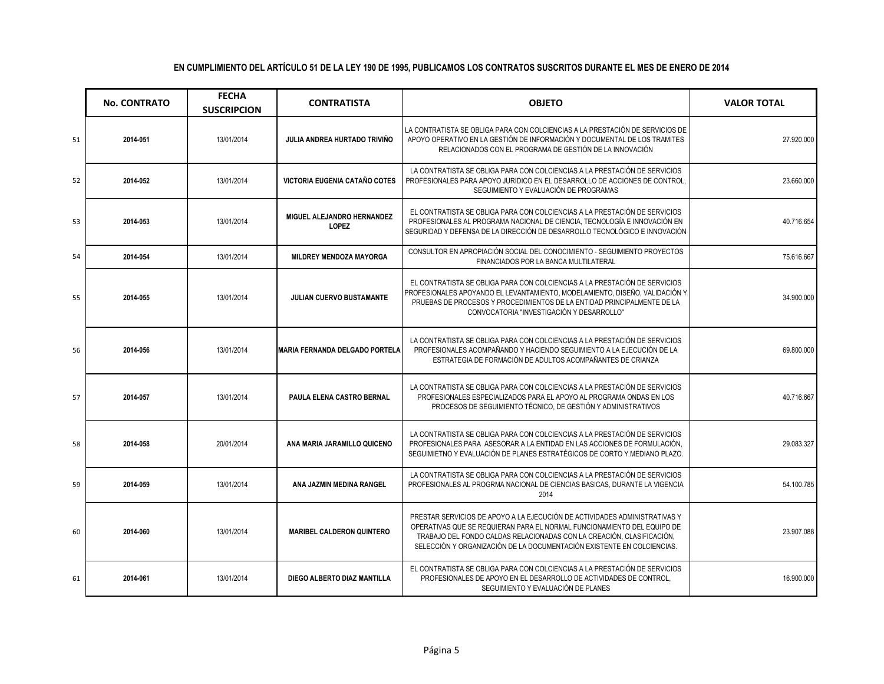**EN CUMPLIMIENTO DEL ARTÍCULO 51 DE LA LEY 190 DE 1995, PUBLICAMOS LOS CONTRATOS SUSCRITOS DURANTE EL MES DE ENERO DE 2014**

| | No. CONTRATO | FECHA SUSCRIPCION | CONTRATISTA | OBJETO | VALOR TOTAL |
|---|---|---|---|---|---|
| 51 | 2014-051 | 13/01/2014 | JULIA ANDREA HURTADO TRIVIÑO | LA CONTRATISTA SE OBLIGA PARA CON COLCIENCIAS A LA PRESTACIÓN DE SERVICIOS DE APOYO OPERATIVO EN LA GESTIÓN DE INFORMACIÓN Y DOCUMENTAL DE LOS TRAMITES RELACIONADOS CON EL PROGRAMA DE GESTIÓN DE LA INNOVACIÓN | 27.920.000 |
| 52 | 2014-052 | 13/01/2014 | VICTORIA EUGENIA CATAÑO COTES | LA CONTRATISTA SE OBLIGA PARA CON COLCIENCIAS A LA PRESTACIÓN DE SERVICIOS PROFESIONALES PARA APOYO JURIDICO EN EL DESARROLLO DE ACCIONES DE CONTROL, SEGUIMIENTO Y EVALUACIÓN DE PROGRAMAS | 23.660.000 |
| 53 | 2014-053 | 13/01/2014 | MIGUEL ALEJANDRO HERNANDEZ LOPEZ | EL CONTRATISTA SE OBLIGA PARA CON COLCIENCIAS A LA PRESTACIÓN DE SERVICIOS PROFESIONALES AL PROGRAMA NACIONAL DE CIENCIA, TECNOLOGÍA E INNOVACIÓN EN SEGURIDAD Y DEFENSA DE LA DIRECCIÓN DE DESARROLLO TECNOLÓGICO E INNOVACIÓN | 40.716.654 |
| 54 | 2014-054 | 13/01/2014 | MILDREY MENDOZA MAYORGA | CONSULTOR EN APROPIACIÓN SOCIAL DEL CONOCIMIENTO - SEGUIMIENTO PROYECTOS FINANCIADOS POR LA BANCA MULTILATERAL | 75.616.667 |
| 55 | 2014-055 | 13/01/2014 | JULIAN CUERVO BUSTAMANTE | EL CONTRATISTA SE OBLIGA PARA CON COLCIENCIAS A LA PRESTACIÓN DE SERVICIOS PROFESIONALES APOYANDO EL LEVANTAMIENTO, MODELAMIENTO, DISEÑO, VALIDACIÓN Y PRUEBAS DE PROCESOS Y PROCEDIMIENTOS DE LA ENTIDAD PRINCIPALMENTE DE LA CONVOCATORIA "INVESTIGACIÓN Y DESARROLLO" | 34.900.000 |
| 56 | 2014-056 | 13/01/2014 | MARIA FERNANDA DELGADO PORTELA | LA CONTRATISTA SE OBLIGA PARA CON COLCIENCIAS A LA PRESTACIÓN DE SERVICIOS PROFESIONALES ACOMPAÑANDO Y HACIENDO SEGUIMIENTO A LA EJECUCIÓN DE LA ESTRATEGIA DE FORMACIÓN DE ADULTOS ACOMPAÑANTES DE CRIANZA | 69.800.000 |
| 57 | 2014-057 | 13/01/2014 | PAULA ELENA CASTRO BERNAL | LA CONTRATISTA SE OBLIGA PARA CON COLCIENCIAS A LA PRESTACIÓN DE SERVICIOS PROFESIONALES ESPECIALIZADOS PARA EL APOYO AL PROGRAMA ONDAS EN LOS PROCESOS DE SEGUIMIENTO TÉCNICO, DE GESTIÓN Y ADMINISTRATIVOS | 40.716.667 |
| 58 | 2014-058 | 20/01/2014 | ANA MARIA JARAMILLO QUICENO | LA CONTRATISTA SE OBLIGA PARA CON COLCIENCIAS A LA PRESTACIÓN DE SERVICIOS PROFESIONALES PARA ASESORAR A LA ENTIDAD EN LAS ACCIONES DE FORMULACIÓN, SEGUIMIETNO Y EVALUACIÓN DE PLANES ESTRATÉGICOS DE CORTO Y MEDIANO PLAZO. | 29.083.327 |
| 59 | 2014-059 | 13/01/2014 | ANA JAZMIN MEDINA RANGEL | LA CONTRATISTA SE OBLIGA PARA CON COLCIENCIAS A LA PRESTACIÓN DE SERVICIOS PROFESIONALES AL PROGRMA NACIONAL DE CIENCIAS BASICAS, DURANTE LA VIGENCIA 2014 | 54.100.785 |
| 60 | 2014-060 | 13/01/2014 | MARIBEL CALDERON QUINTERO | PRESTAR SERVICIOS DE APOYO A LA EJECUCIÓN DE ACTIVIDADES ADMINISTRATIVAS Y OPERATIVAS QUE SE REQUIERAN PARA EL NORMAL FUNCIONAMIENTO DEL EQUIPO DE TRABAJO DEL FONDO CALDAS RELACIONADAS CON LA CREACIÓN, CLASIFICACIÓN, SELECCIÓN Y ORGANIZACIÓN DE LA DOCUMENTACIÓN EXISTENTE EN COLCIENCIAS. | 23.907.088 |
| 61 | 2014-061 | 13/01/2014 | DIEGO ALBERTO DIAZ MANTILLA | EL CONTRATISTA SE OBLIGA PARA CON COLCIENCIAS A LA PRESTACIÓN DE SERVICIOS PROFESIONALES DE APOYO EN EL DESARROLLO DE ACTIVIDADES DE CONTROL, SEGUIMIENTO Y EVALUACIÓN DE PLANES | 16.900.000 |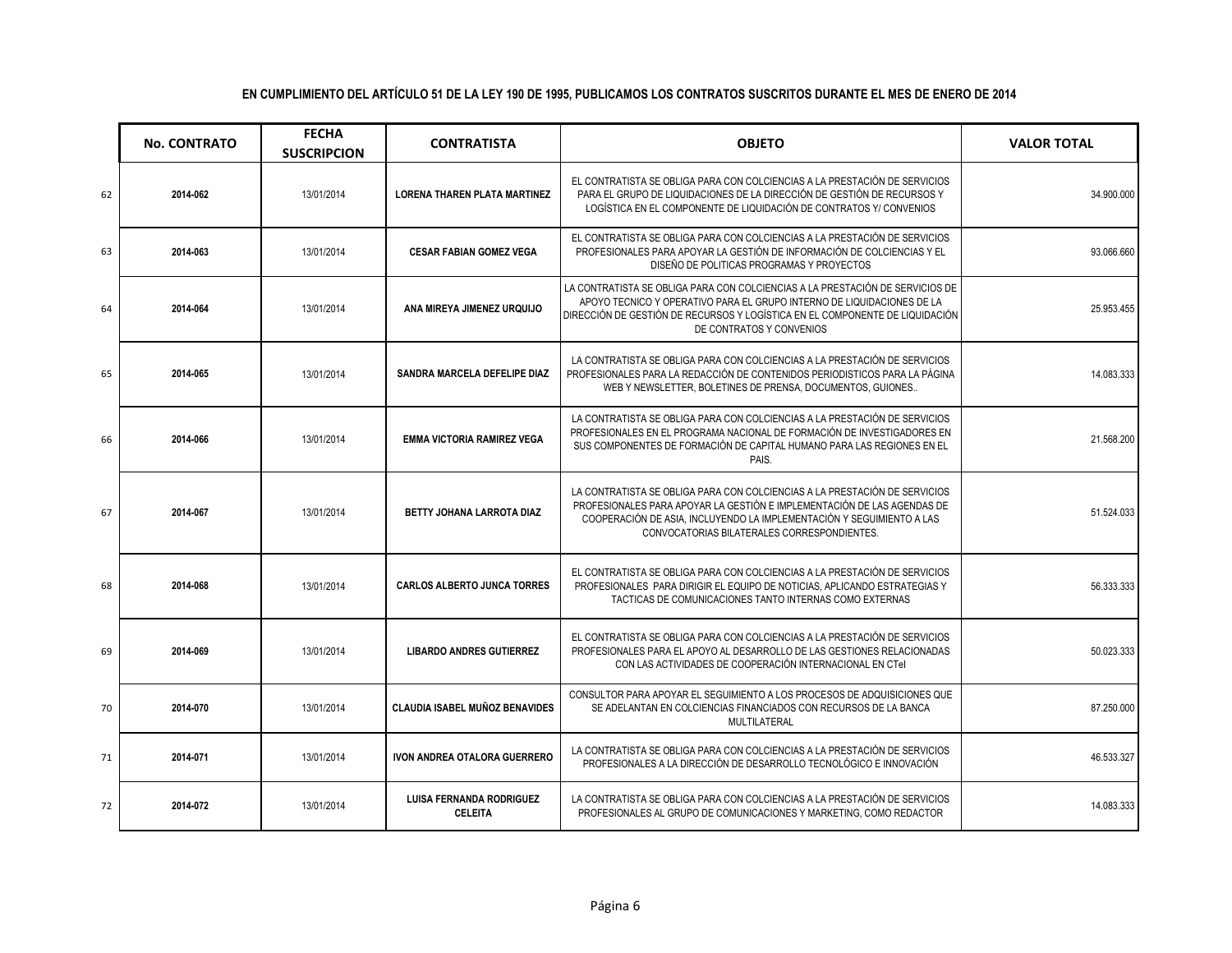**EN CUMPLIMIENTO DEL ARTÍCULO 51 DE LA LEY 190 DE 1995, PUBLICAMOS LOS CONTRATOS SUSCRITOS DURANTE EL MES DE ENERO DE 2014**

| | No. CONTRATO | FECHA SUSCRIPCION | CONTRATISTA | OBJETO | VALOR TOTAL |
|---|---|---|---|---|---|
| 62 | 2014-062 | 13/01/2014 | LORENA THAREN PLATA MARTINEZ | EL CONTRATISTA SE OBLIGA PARA CON COLCIENCIAS A LA PRESTACIÓN DE SERVICIOS PARA EL GRUPO DE LIQUIDACIONES DE LA DIRECCIÓN DE GESTIÓN DE RECURSOS Y LOGÍSTICA EN EL COMPONENTE DE LIQUIDACIÓN DE CONTRATOS Y/ CONVENIOS | 34.900.000 |
| 63 | 2014-063 | 13/01/2014 | CESAR FABIAN GOMEZ VEGA | EL CONTRATISTA SE OBLIGA PARA CON COLCIENCIAS A LA PRESTACIÓN DE SERVICIOS PROFESIONALES PARA APOYAR LA GESTIÓN DE INFORMACIÓN DE COLCIENCIAS Y EL DISEÑO DE POLITICAS PROGRAMAS Y PROYECTOS | 93.066.660 |
| 64 | 2014-064 | 13/01/2014 | ANA MIREYA JIMENEZ URQUIJO | LA CONTRATISTA SE OBLIGA PARA CON COLCIENCIAS A LA PRESTACIÓN DE SERVICIOS DE APOYO TECNICO Y OPERATIVO PARA EL GRUPO INTERNO DE LIQUIDACIONES DE LA DIRECCIÓN DE GESTIÓN DE RECURSOS Y LOGÍSTICA EN EL COMPONENTE DE LIQUIDACIÓN DE CONTRATOS Y CONVENIOS | 25.953.455 |
| 65 | 2014-065 | 13/01/2014 | SANDRA MARCELA DEFELIPE DIAZ | LA CONTRATISTA SE OBLIGA PARA CON COLCIENCIAS A LA PRESTACIÓN DE SERVICIOS PROFESIONALES PARA LA REDACCIÓN DE CONTENIDOS PERIODISTICOS PARA LA PÁGINA WEB Y NEWSLETTER, BOLETINES DE PRENSA, DOCUMENTOS, GUIONES.. | 14.083.333 |
| 66 | 2014-066 | 13/01/2014 | EMMA VICTORIA RAMIREZ VEGA | LA CONTRATISTA SE OBLIGA PARA CON COLCIENCIAS A LA PRESTACIÓN DE SERVICIOS PROFESIONALES EN EL PROGRAMA NACIONAL DE FORMACIÓN DE INVESTIGADORES EN SUS COMPONENTES DE FORMACIÓN DE CAPITAL HUMANO PARA LAS REGIONES EN EL PAIS. | 21.568.200 |
| 67 | 2014-067 | 13/01/2014 | BETTY JOHANA LARROTA DIAZ | LA CONTRATISTA SE OBLIGA PARA CON COLCIENCIAS A LA PRESTACIÓN DE SERVICIOS PROFESIONALES PARA APOYAR LA GESTIÓN E IMPLEMENTACIÓN DE LAS AGENDAS DE COOPERACIÓN DE ASIA, INCLUYENDO LA IMPLEMENTACIÓN Y SEGUIMIENTO A LAS CONVOCATORIAS BILATERALES CORRESPONDIENTES. | 51.524.033 |
| 68 | 2014-068 | 13/01/2014 | CARLOS ALBERTO JUNCA TORRES | EL CONTRATISTA SE OBLIGA PARA CON COLCIENCIAS A LA PRESTACIÓN DE SERVICIOS PROFESIONALES PARA DIRIGIR EL EQUIPO DE NOTICIAS, APLICANDO ESTRATEGIAS Y TACTICAS DE COMUNICACIONES TANTO INTERNAS COMO EXTERNAS | 56.333.333 |
| 69 | 2014-069 | 13/01/2014 | LIBARDO ANDRES GUTIERREZ | EL CONTRATISTA SE OBLIGA PARA CON COLCIENCIAS A LA PRESTACIÓN DE SERVICIOS PROFESIONALES PARA EL APOYO AL DESARROLLO DE LAS GESTIONES RELACIONADAS CON LAS ACTIVIDADES DE COOPERACIÓN INTERNACIONAL EN CTeI | 50.023.333 |
| 70 | 2014-070 | 13/01/2014 | CLAUDIA ISABEL MUÑOZ BENAVIDES | CONSULTOR PARA APOYAR EL SEGUIMIENTO A LOS PROCESOS DE ADQUISICIONES QUE SE ADELANTAN EN COLCIENCIAS FINANCIADOS CON RECURSOS DE LA BANCA MULTILATERAL | 87.250.000 |
| 71 | 2014-071 | 13/01/2014 | IVON ANDREA OTALORA GUERRERO | LA CONTRATISTA SE OBLIGA PARA CON COLCIENCIAS A LA PRESTACIÓN DE SERVICIOS PROFESIONALES A LA DIRECCIÓN DE DESARROLLO TECNOLÓGICO E INNOVACIÓN | 46.533.327 |
| 72 | 2014-072 | 13/01/2014 | LUISA FERNANDA RODRIGUEZ CELEITA | LA CONTRATISTA SE OBLIGA PARA CON COLCIENCIAS A LA PRESTACIÓN DE SERVICIOS PROFESIONALES AL GRUPO DE COMUNICACIONES Y MARKETING, COMO REDACTOR | 14.083.333 |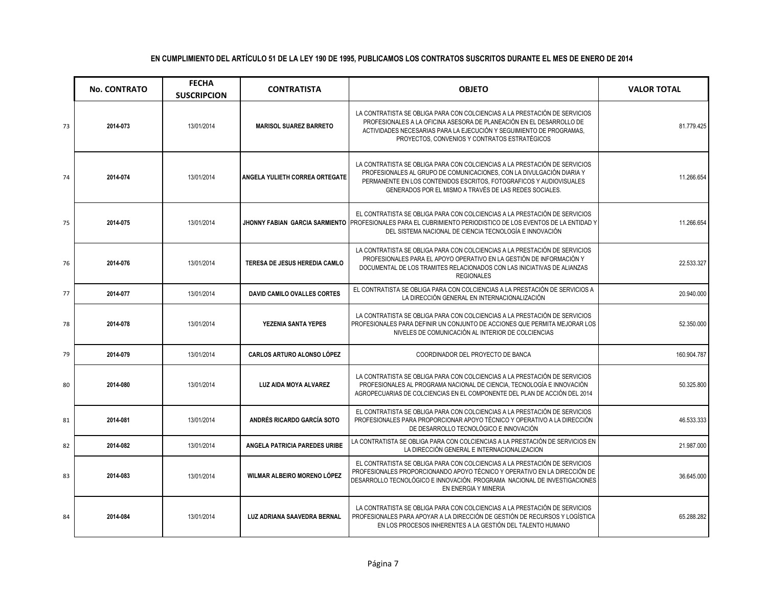**EN CUMPLIMIENTO DEL ARTÍCULO 51 DE LA LEY 190 DE 1995, PUBLICAMOS LOS CONTRATOS SUSCRITOS DURANTE EL MES DE ENERO DE 2014**

| | No. CONTRATO | FECHA SUSCRIPCION | CONTRATISTA | OBJETO | VALOR TOTAL |
|---|---|---|---|---|---|
| 73 | 2014-073 | 13/01/2014 | MARISOL SUAREZ BARRETO | LA CONTRATISTA SE OBLIGA PARA CON COLCIENCIAS A LA PRESTACIÓN DE SERVICIOS PROFESIONALES A LA OFICINA ASESORA DE PLANEACIÓN EN EL DESARROLLO DE ACTIVIDADES NECESARIAS PARA LA EJECUCIÓN Y SEGUIMIENTO DE PROGRAMAS, PROYECTOS, CONVENIOS Y CONTRATOS ESTRATÉGICOS | 81.779.425 |
| 74 | 2014-074 | 13/01/2014 | ANGELA YULIETH CORREA ORTEGATE | LA CONTRATISTA SE OBLIGA PARA CON COLCIENCIAS A LA PRESTACIÓN DE SERVICIOS PROFESIONALES AL GRUPO DE COMUNICACIONES, CON LA DIVULGACIÓN DIARIA Y PERMANENTE EN LOS CONTENIDOS ESCRITOS, FOTOGRAFICOS Y AUDIOVISUALES GENERADOS POR EL MISMO A TRAVÉS DE LAS REDES SOCIALES. | 11.266.654 |
| 75 | 2014-075 | 13/01/2014 | JHONNY FABIAN GARCIA SARMIENTO | EL CONTRATISTA SE OBLIGA PARA CON COLCIENCIAS A LA PRESTACIÓN DE SERVICIOS PROFESIONALES PARA EL CUBRIMIENTO PERIODISTICO DE LOS EVENTOS DE LA ENTIDAD Y DEL SISTEMA NACIONAL DE CIENCIA TECNOLOGÍA E INNOVACIÓN | 11.266.654 |
| 76 | 2014-076 | 13/01/2014 | TERESA DE JESUS HEREDIA CAMLO | LA CONTRATISTA SE OBLIGA PARA CON COLCIENCIAS A LA PRESTACIÓN DE SERVICIOS PROFESIONALES PARA EL APOYO OPERATIVO EN LA GESTIÓN DE INFORMACIÓN Y DOCUMENTAL DE LOS TRAMITES RELACIONADOS CON LAS INICIATIVAS DE ALIANZAS REGIONALES | 22.533.327 |
| 77 | 2014-077 | 13/01/2014 | DAVID CAMILO OVALLES CORTES | EL CONTRATISTA SE OBLIGA PARA CON COLCIENCIAS A LA PRESTACIÓN DE SERVICIOS A LA DIRECCIÓN GENERAL EN INTERNACIONALIZACIÓN | 20.940.000 |
| 78 | 2014-078 | 13/01/2014 | YEZENIA SANTA YEPES | LA CONTRATISTA SE OBLIGA PARA CON COLCIENCIAS A LA PRESTACIÓN DE SERVICIOS PROFESIONALES PARA DEFINIR UN CONJUNTO DE ACCIONES QUE PERMITA MEJORAR LOS NIVELES DE COMUNICACIÓN AL INTERIOR DE COLCIENCIAS | 52.350.000 |
| 79 | 2014-079 | 13/01/2014 | CARLOS ARTURO ALONSO LÓPEZ | COORDINADOR DEL PROYECTO DE BANCA | 160.904.787 |
| 80 | 2014-080 | 13/01/2014 | LUZ AIDA MOYA ALVAREZ | LA CONTRATISTA SE OBLIGA PARA CON COLCIENCIAS A LA PRESTACIÓN DE SERVICIOS PROFESIONALES AL PROGRAMA NACIONAL DE CIENCIA, TECNOLOGÍA E INNOVACIÓN AGROPECUARIAS DE COLCIENCIAS EN EL COMPONENTE DEL PLAN DE ACCIÓN DEL 2014 | 50.325.800 |
| 81 | 2014-081 | 13/01/2014 | ANDRÉS RICARDO GARCÍA SOTO | EL CONTRATISTA SE OBLIGA PARA CON COLCIENCIAS A LA PRESTACIÓN DE SERVICIOS PROFESIONALES PARA PROPORCIONAR APOYO TÉCNICO Y OPERATIVO A LA DIRECCIÓN DE DESARROLLO TECNOLÓGICO E INNOVACIÓN | 46.533.333 |
| 82 | 2014-082 | 13/01/2014 | ANGELA PATRICIA PAREDES URIBE | LA CONTRATISTA SE OBLIGA PARA CON COLCIENCIAS A LA PRESTACIÓN DE SERVICIOS EN LA DIRECCIÓN GENERAL E INTERNACIONALIZACION | 21.987.000 |
| 83 | 2014-083 | 13/01/2014 | WILMAR ALBEIRO MORENO LÓPEZ | EL CONTRATISTA SE OBLIGA PARA CON COLCIENCIAS A LA PRESTACIÓN DE SERVICIOS PROFESIONALES PROPORCIONANDO APOYO TÉCNICO Y OPERATIVO EN LA DIRECCIÓN DE DESARROLLO TECNOLÓGICO E INNOVACIÓN. PROGRAMA NACIONAL DE INVESTIGACIONES EN ENERGIA Y MINERIA | 36.645.000 |
| 84 | 2014-084 | 13/01/2014 | LUZ ADRIANA SAAVEDRA BERNAL | LA CONTRATISTA SE OBLIGA PARA CON COLCIENCIAS A LA PRESTACIÓN DE SERVICIOS PROFESIONALES PARA APOYAR A LA DIRECCIÓN DE GESTIÓN DE RECURSOS Y LOGÍSTICA EN LOS PROCESOS INHERENTES A LA GESTIÓN DEL TALENTO HUMANO | 65.288.282 |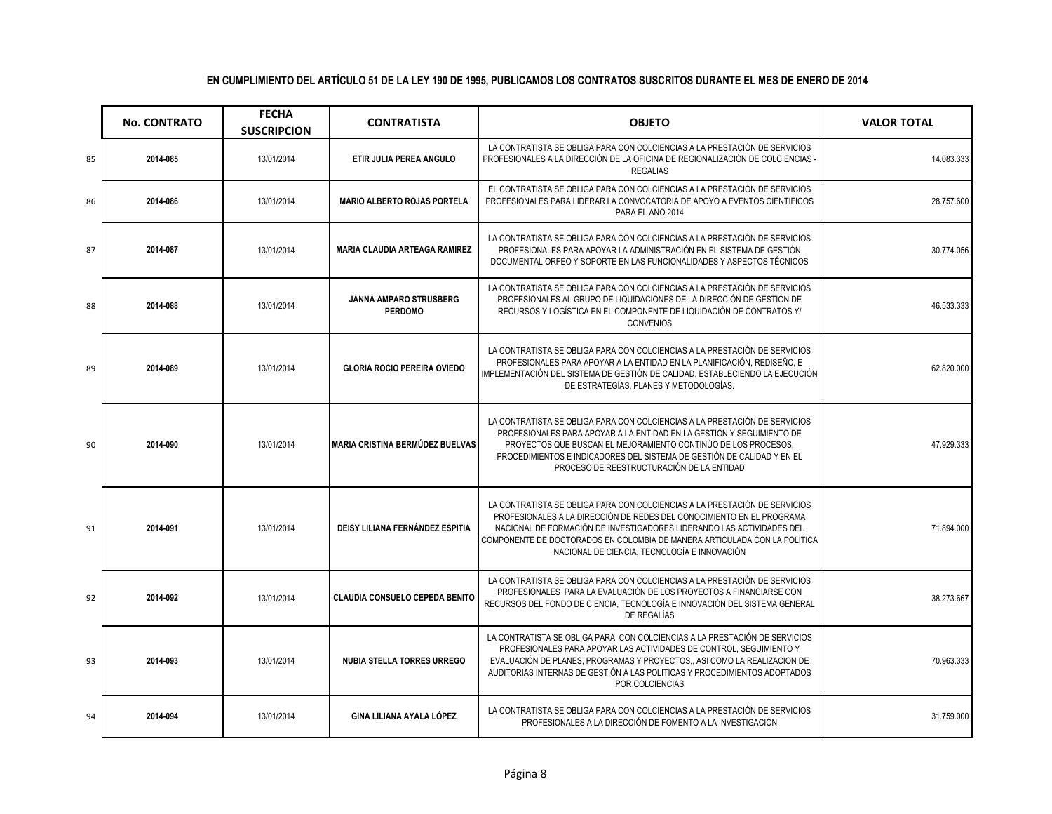**EN CUMPLIMIENTO DEL ARTÍCULO 51 DE LA LEY 190 DE 1995, PUBLICAMOS LOS CONTRATOS SUSCRITOS DURANTE EL MES DE ENERO DE 2014**

| | No. CONTRATO | FECHA SUSCRIPCION | CONTRATISTA | OBJETO | VALOR TOTAL |
|---|---|---|---|---|---|
| 85 | 2014-085 | 13/01/2014 | ETIR JULIA PEREA ANGULO | LA CONTRATISTA SE OBLIGA PARA CON COLCIENCIAS A LA PRESTACIÓN DE SERVICIOS PROFESIONALES A LA DIRECCIÓN DE LA OFICINA DE REGIONALIZACIÓN DE COLCIENCIAS - REGALIAS | 14.083.333 |
| 86 | 2014-086 | 13/01/2014 | MARIO ALBERTO ROJAS PORTELA | EL CONTRATISTA SE OBLIGA PARA CON COLCIENCIAS A LA PRESTACIÓN DE SERVICIOS PROFESIONALES PARA LIDERAR LA CONVOCATORIA DE APOYO A EVENTOS CIENTIFICOS PARA EL AÑO 2014 | 28.757.600 |
| 87 | 2014-087 | 13/01/2014 | MARIA CLAUDIA ARTEAGA RAMIREZ | LA CONTRATISTA SE OBLIGA PARA CON COLCIENCIAS A LA PRESTACIÓN DE SERVICIOS PROFESIONALES PARA APOYAR LA ADMINISTRACIÓN EN EL SISTEMA DE GESTIÓN DOCUMENTAL ORFEO Y SOPORTE EN LAS FUNCIONALIDADES Y ASPECTOS TÉCNICOS | 30.774.056 |
| 88 | 2014-088 | 13/01/2014 | JANNA AMPARO STRUSBERG PERDOMO | LA CONTRATISTA SE OBLIGA PARA CON COLCIENCIAS A LA PRESTACIÓN DE SERVICIOS PROFESIONALES AL GRUPO DE LIQUIDACIONES DE LA DIRECCIÓN DE GESTIÓN DE RECURSOS Y LOGÍSTICA EN EL COMPONENTE DE LIQUIDACIÓN DE CONTRATOS Y/ CONVENIOS | 46.533.333 |
| 89 | 2014-089 | 13/01/2014 | GLORIA ROCIO PEREIRA OVIEDO | LA CONTRATISTA SE OBLIGA PARA CON COLCIENCIAS A LA PRESTACIÓN DE SERVICIOS PROFESIONALES PARA APOYAR A LA ENTIDAD EN LA PLANIFICACIÓN, REDISEÑO, E IMPLEMENTACIÓN DEL SISTEMA DE GESTIÓN DE CALIDAD, ESTABLECIENDO LA EJECUCIÓN DE ESTRATEGÍAS, PLANES Y METODOLOGÍAS. | 62.820.000 |
| 90 | 2014-090 | 13/01/2014 | MARIA CRISTINA BERMÚDEZ BUELVAS | LA CONTRATISTA SE OBLIGA PARA CON COLCIENCIAS A LA PRESTACIÓN DE SERVICIOS PROFESIONALES PARA APOYAR A LA ENTIDAD EN LA GESTIÓN Y SEGUIMIENTO DE PROYECTOS QUE BUSCAN EL MEJORAMIENTO CONTINÚO DE LOS PROCESOS, PROCEDIMIENTOS E INDICADORES DEL SISTEMA DE GESTIÓN DE CALIDAD Y EN EL PROCESO DE REESTRUCTURACIÓN DE LA ENTIDAD | 47.929.333 |
| 91 | 2014-091 | 13/01/2014 | DEISY LILIANA FERNÁNDEZ ESPITIA | LA CONTRATISTA SE OBLIGA PARA CON COLCIENCIAS A LA PRESTACIÓN DE SERVICIOS PROFESIONALES A LA DIRECCIÓN DE REDES DEL CONOCIMIENTO EN EL PROGRAMA NACIONAL DE FORMACIÓN DE INVESTIGADORES LIDERANDO LAS ACTIVIDADES DEL COMPONENTE DE DOCTORADOS EN COLOMBIA DE MANERA ARTICULADA CON LA POLÍTICA NACIONAL DE CIENCIA, TECNOLOGÍA E INNOVACIÓN | 71.894.000 |
| 92 | 2014-092 | 13/01/2014 | CLAUDIA CONSUELO CEPEDA BENITO | LA CONTRATISTA SE OBLIGA PARA CON COLCIENCIAS A LA PRESTACIÓN DE SERVICIOS PROFESIONALES PARA LA EVALUACIÓN DE LOS PROYECTOS A FINANCIARSE CON RECURSOS DEL FONDO DE CIENCIA, TECNOLOGÍA E INNOVACIÓN DEL SISTEMA GENERAL DE REGALÍAS | 38.273.667 |
| 93 | 2014-093 | 13/01/2014 | NUBIA STELLA TORRES URREGO | LA CONTRATISTA SE OBLIGA PARA CON COLCIENCIAS A LA PRESTACIÓN DE SERVICIOS PROFESIONALES PARA APOYAR LAS ACTIVIDADES DE CONTROL, SEGUIMIENTO Y EVALUACIÓN DE PLANES, PROGRAMAS Y PROYECTOS,, ASI COMO LA REALIZACION DE AUDITORIAS INTERNAS DE GESTIÓN A LAS POLITICAS Y PROCEDIMIENTOS ADOPTADOS POR COLCIENCIAS | 70.963.333 |
| 94 | 2014-094 | 13/01/2014 | GINA LILIANA AYALA LÓPEZ | LA CONTRATISTA SE OBLIGA PARA CON COLCIENCIAS A LA PRESTACIÓN DE SERVICIOS PROFESIONALES A LA DIRECCIÓN DE FOMENTO A LA INVESTIGACIÓN | 31.759.000 |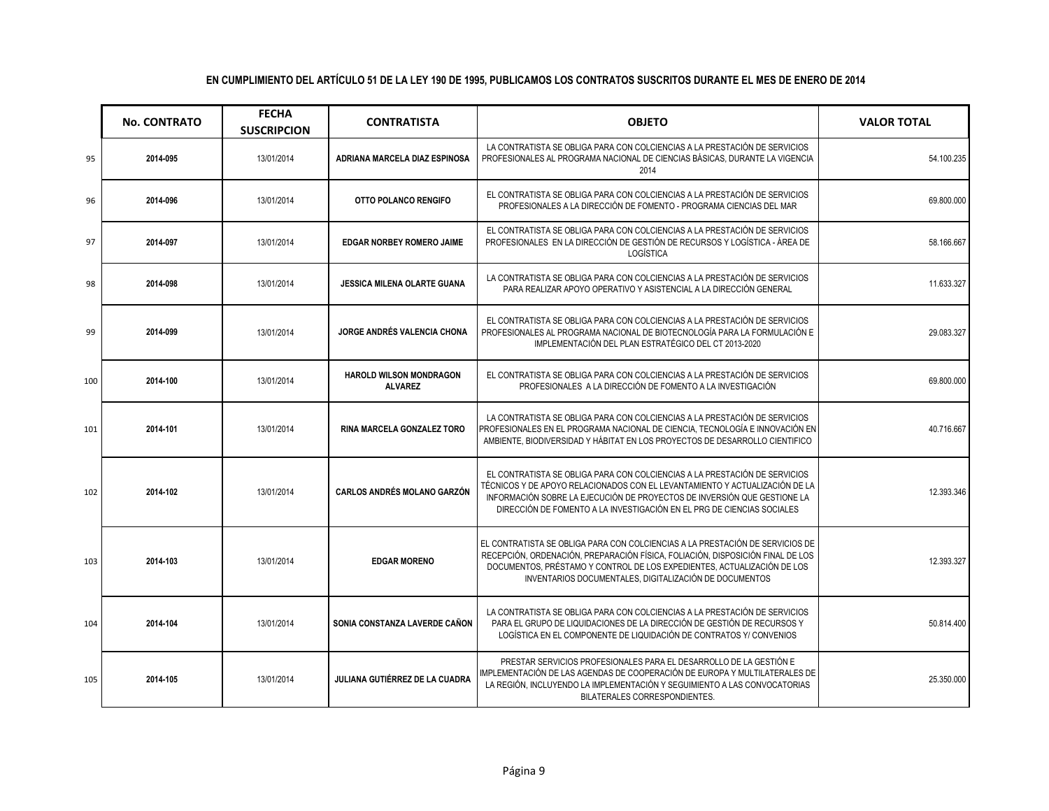**EN CUMPLIMIENTO DEL ARTÍCULO 51 DE LA LEY 190 DE 1995, PUBLICAMOS LOS CONTRATOS SUSCRITOS DURANTE EL MES DE ENERO DE 2014**

| | No. CONTRATO | FECHA SUSCRIPCION | CONTRATISTA | OBJETO | VALOR TOTAL |
|---|---|---|---|---|---|
| 95 | 2014-095 | 13/01/2014 | ADRIANA MARCELA DIAZ ESPINOSA | LA CONTRATISTA SE OBLIGA PARA CON COLCIENCIAS A LA PRESTACIÓN DE SERVICIOS PROFESIONALES AL PROGRAMA NACIONAL DE CIENCIAS BÁSICAS, DURANTE LA VIGENCIA 2014 | 54.100.235 |
| 96 | 2014-096 | 13/01/2014 | OTTO POLANCO RENGIFO | EL CONTRATISTA SE OBLIGA PARA CON COLCIENCIAS A LA PRESTACIÓN DE SERVICIOS PROFESIONALES A LA DIRECCIÓN DE FOMENTO - PROGRAMA CIENCIAS DEL MAR | 69.800.000 |
| 97 | 2014-097 | 13/01/2014 | EDGAR NORBEY ROMERO JAIME | EL CONTRATISTA SE OBLIGA PARA CON COLCIENCIAS A LA PRESTACIÓN DE SERVICIOS PROFESIONALES EN LA DIRECCIÓN DE GESTIÓN DE RECURSOS Y LOGÍSTICA - ÁREA DE LOGÍSTICA | 58.166.667 |
| 98 | 2014-098 | 13/01/2014 | JESSICA MILENA OLARTE GUANA | LA CONTRATISTA SE OBLIGA PARA CON COLCIENCIAS A LA PRESTACIÓN DE SERVICIOS PARA REALIZAR APOYO OPERATIVO Y ASISTENCIAL A LA DIRECCIÓN GENERAL | 11.633.327 |
| 99 | 2014-099 | 13/01/2014 | JORGE ANDRÉS VALENCIA CHONA | EL CONTRATISTA SE OBLIGA PARA CON COLCIENCIAS A LA PRESTACIÓN DE SERVICIOS PROFESIONALES AL PROGRAMA NACIONAL DE BIOTECNOLOGÍA PARA LA FORMULACIÓN E IMPLEMENTACIÓN DEL PLAN ESTRATÉGICO DEL CT 2013-2020 | 29.083.327 |
| 100 | 2014-100 | 13/01/2014 | HAROLD WILSON MONDRAGON ALVAREZ | EL CONTRATISTA SE OBLIGA PARA CON COLCIENCIAS A LA PRESTACIÓN DE SERVICIOS PROFESIONALES A LA DIRECCIÓN DE FOMENTO A LA INVESTIGACIÓN | 69.800.000 |
| 101 | 2014-101 | 13/01/2014 | RINA MARCELA GONZALEZ TORO | LA CONTRATISTA SE OBLIGA PARA CON COLCIENCIAS A LA PRESTACIÓN DE SERVICIOS PROFESIONALES EN EL PROGRAMA NACIONAL DE CIENCIA, TECNOLOGÍA E INNOVACIÓN EN AMBIENTE, BIODIVERSIDAD Y HÁBITAT EN LOS PROYECTOS DE DESARROLLO CIENTIFICO | 40.716.667 |
| 102 | 2014-102 | 13/01/2014 | CARLOS ANDRÉS MOLANO GARZÓN | EL CONTRATISTA SE OBLIGA PARA CON COLCIENCIAS A LA PRESTACIÓN DE SERVICIOS TÉCNICOS Y DE APOYO RELACIONADOS CON EL LEVANTAMIENTO Y ACTUALIZACIÓN DE LA INFORMACIÓN SOBRE LA EJECUCIÓN DE PROYECTOS DE INVERSIÓN QUE GESTIONE LA DIRECCIÓN DE FOMENTO A LA INVESTIGACIÓN EN EL PRG DE CIENCIAS SOCIALES | 12.393.346 |
| 103 | 2014-103 | 13/01/2014 | EDGAR MORENO | EL CONTRATISTA SE OBLIGA PARA CON COLCIENCIAS A LA PRESTACIÓN DE SERVICIOS DE RECEPCIÓN, ORDENACIÓN, PREPARACIÓN FÍSICA, FOLIACIÓN, DISPOSICIÓN FINAL DE LOS DOCUMENTOS, PRÉSTAMO Y CONTROL DE LOS EXPEDIENTES, ACTUALIZACIÓN DE LOS INVENTARIOS DOCUMENTALES, DIGITALIZACIÓN DE DOCUMENTOS | 12.393.327 |
| 104 | 2014-104 | 13/01/2014 | SONIA CONSTANZA LAVERDE CAÑON | LA CONTRATISTA SE OBLIGA PARA CON COLCIENCIAS A LA PRESTACIÓN DE SERVICIOS PARA EL GRUPO DE LIQUIDACIONES DE LA DIRECCIÓN DE GESTIÓN DE RECURSOS Y LOGÍSTICA EN EL COMPONENTE DE LIQUIDACIÓN DE CONTRATOS Y/ CONVENIOS | 50.814.400 |
| 105 | 2014-105 | 13/01/2014 | JULIANA GUTIÉRREZ DE LA CUADRA | PRESTAR SERVICIOS PROFESIONALES PARA EL DESARROLLO DE LA GESTIÓN E IMPLEMENTACIÓN DE LAS AGENDAS DE COOPERACIÓN DE EUROPA Y MULTILATERALES DE LA REGIÓN, INCLUYENDO LA IMPLEMENTACIÓN Y SEGUIMIENTO A LAS CONVOCATORIAS BILATERALES CORRESPONDIENTES. | 25.350.000 |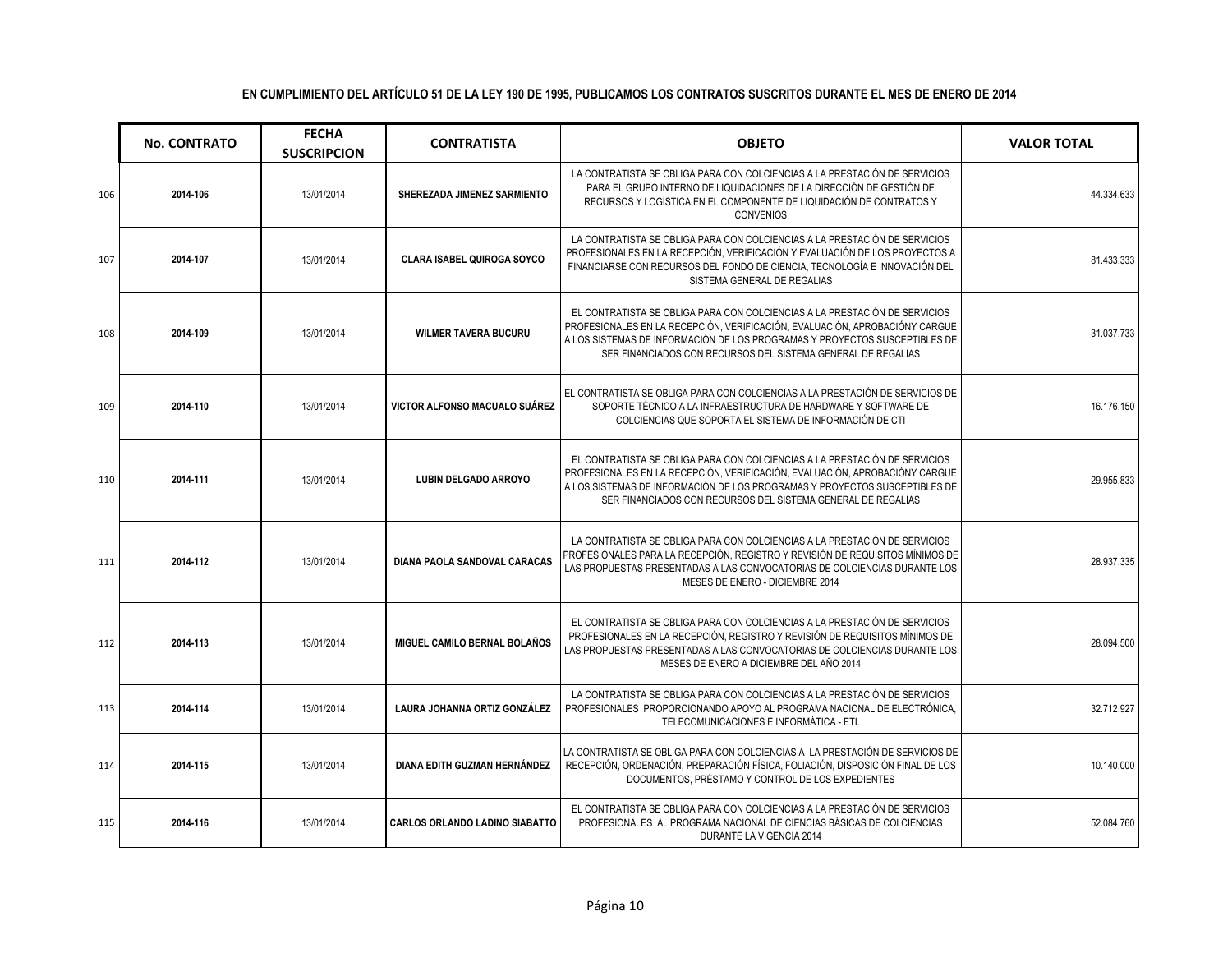**EN CUMPLIMIENTO DEL ARTÍCULO 51 DE LA LEY 190 DE 1995, PUBLICAMOS LOS CONTRATOS SUSCRITOS DURANTE EL MES DE ENERO DE 2014**

| | No. CONTRATO | FECHA SUSCRIPCION | CONTRATISTA | OBJETO | VALOR TOTAL |
|---|---|---|---|---|---|
| 106 | 2014-106 | 13/01/2014 | SHEREZADA JIMENEZ SARMIENTO | LA CONTRATISTA SE OBLIGA PARA CON COLCIENCIAS A LA PRESTACIÓN DE SERVICIOS PARA EL GRUPO INTERNO DE LIQUIDACIONES DE LA DIRECCIÓN DE GESTIÓN DE RECURSOS Y LOGÍSTICA EN EL COMPONENTE DE LIQUIDACIÓN DE CONTRATOS Y CONVENIOS | 44.334.633 |
| 107 | 2014-107 | 13/01/2014 | CLARA ISABEL QUIROGA SOYCO | LA CONTRATISTA SE OBLIGA PARA CON COLCIENCIAS A LA PRESTACIÓN DE SERVICIOS PROFESIONALES EN LA RECEPCIÓN, VERIFICACIÓN Y EVALUACIÓN DE LOS PROYECTOS A FINANCIARSE CON RECURSOS DEL FONDO DE CIENCIA, TECNOLOGÍA E INNOVACIÓN DEL SISTEMA GENERAL DE REGALIAS | 81.433.333 |
| 108 | 2014-109 | 13/01/2014 | WILMER TAVERA BUCURU | EL CONTRATISTA SE OBLIGA PARA CON COLCIENCIAS A LA PRESTACIÓN DE SERVICIOS PROFESIONALES EN LA RECEPCIÓN, VERIFICACIÓN, EVALUACIÓN, APROBACIÓNY CARGUE A LOS SISTEMAS DE INFORMACIÓN DE LOS PROGRAMAS Y PROYECTOS SUSCEPTIBLES DE SER FINANCIADOS CON RECURSOS DEL SISTEMA GENERAL DE REGALIAS | 31.037.733 |
| 109 | 2014-110 | 13/01/2014 | VICTOR ALFONSO MACUALO SUÁREZ | EL CONTRATISTA SE OBLIGA PARA CON COLCIENCIAS A LA PRESTACIÓN DE SERVICIOS DE SOPORTE TÉCNICO A LA INFRAESTRUCTURA DE HARDWARE Y SOFTWARE DE COLCIENCIAS QUE SOPORTA EL SISTEMA DE INFORMACIÓN DE CTI | 16.176.150 |
| 110 | 2014-111 | 13/01/2014 | LUBIN DELGADO ARROYO | EL CONTRATISTA SE OBLIGA PARA CON COLCIENCIAS A LA PRESTACIÓN DE SERVICIOS PROFESIONALES EN LA RECEPCIÓN, VERIFICACIÓN, EVALUACIÓN, APROBACIÓNY CARGUE A LOS SISTEMAS DE INFORMACIÓN DE LOS PROGRAMAS Y PROYECTOS SUSCEPTIBLES DE SER FINANCIADOS CON RECURSOS DEL SISTEMA GENERAL DE REGALIAS | 29.955.833 |
| 111 | 2014-112 | 13/01/2014 | DIANA PAOLA SANDOVAL CARACAS | LA CONTRATISTA SE OBLIGA PARA CON COLCIENCIAS A LA PRESTACIÓN DE SERVICIOS PROFESIONALES PARA LA RECEPCIÓN, REGISTRO Y REVISIÓN DE REQUISITOS MÍNIMOS DE LAS PROPUESTAS PRESENTADAS A LAS CONVOCATORIAS DE COLCIENCIAS DURANTE LOS MESES DE ENERO - DICIEMBRE 2014 | 28.937.335 |
| 112 | 2014-113 | 13/01/2014 | MIGUEL CAMILO BERNAL BOLAÑOS | EL CONTRATISTA SE OBLIGA PARA CON COLCIENCIAS A LA PRESTACIÓN DE SERVICIOS PROFESIONALES EN LA RECEPCIÓN, REGISTRO Y REVISIÓN DE REQUISITOS MÍNIMOS DE LAS PROPUESTAS PRESENTADAS A LAS CONVOCATORIAS DE COLCIENCIAS DURANTE LOS MESES DE ENERO A DICIEMBRE DEL AÑO 2014 | 28.094.500 |
| 113 | 2014-114 | 13/01/2014 | LAURA JOHANNA ORTIZ GONZÁLEZ | LA CONTRATISTA SE OBLIGA PARA CON COLCIENCIAS A LA PRESTACIÓN DE SERVICIOS PROFESIONALES PROPORCIONANDO APOYO AL PROGRAMA NACIONAL DE ELECTRÓNICA, TELECOMUNICACIONES E INFORMÁTICA - ETI. | 32.712.927 |
| 114 | 2014-115 | 13/01/2014 | DIANA EDITH GUZMAN HERNÁNDEZ | LA CONTRATISTA SE OBLIGA PARA CON COLCIENCIAS A LA PRESTACIÓN DE SERVICIOS DE RECEPCIÓN, ORDENACIÓN, PREPARACIÓN FÍSICA, FOLIACIÓN, DISPOSICIÓN FINAL DE LOS DOCUMENTOS, PRÉSTAMO Y CONTROL DE LOS EXPEDIENTES | 10.140.000 |
| 115 | 2014-116 | 13/01/2014 | CARLOS ORLANDO LADINO SIABATTO | EL CONTRATISTA SE OBLIGA PARA CON COLCIENCIAS A LA PRESTACIÓN DE SERVICIOS PROFESIONALES AL PROGRAMA NACIONAL DE CIENCIAS BÁSICAS DE COLCIENCIAS DURANTE LA VIGENCIA 2014 | 52.084.760 |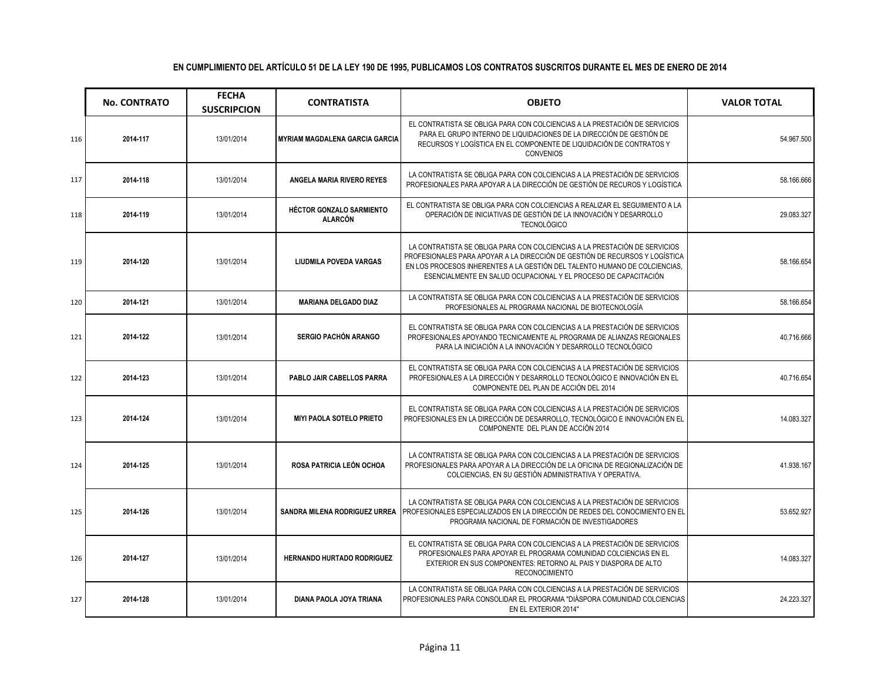**EN CUMPLIMIENTO DEL ARTÍCULO 51 DE LA LEY 190 DE 1995, PUBLICAMOS LOS CONTRATOS SUSCRITOS DURANTE EL MES DE ENERO DE 2014**

| | No. CONTRATO | FECHA SUSCRIPCION | CONTRATISTA | OBJETO | VALOR TOTAL |
|---|---|---|---|---|---|
| 116 | 2014-117 | 13/01/2014 | MYRIAM MAGDALENA GARCIA GARCIA | EL CONTRATISTA SE OBLIGA PARA CON COLCIENCIAS A LA PRESTACIÓN DE SERVICIOS PARA EL GRUPO INTERNO DE LIQUIDACIONES DE LA DIRECCIÓN DE GESTIÓN DE RECURSOS Y LOGÍSTICA EN EL COMPONENTE DE LIQUIDACIÓN DE CONTRATOS Y CONVENIOS | 54.967.500 |
| 117 | 2014-118 | 13/01/2014 | ANGELA MARIA RIVERO REYES | LA CONTRATISTA SE OBLIGA PARA CON COLCIENCIAS A LA PRESTACIÓN DE SERVICIOS PROFESIONALES PARA APOYAR A LA DIRECCIÓN DE GESTIÓN DE RECUROS Y LOGÍSTICA | 58.166.666 |
| 118 | 2014-119 | 13/01/2014 | HÉCTOR GONZALO SARMIENTO ALARCÓN | EL CONTRATISTA SE OBLIGA PARA CON COLCIENCIAS A REALIZAR EL SEGUIMIENTO A LA OPERACIÓN DE INICIATIVAS DE GESTIÓN DE LA INNOVACIÓN Y DESARROLLO TECNOLÓGICO | 29.083.327 |
| 119 | 2014-120 | 13/01/2014 | LIUDMILA POVEDA VARGAS | LA CONTRATISTA SE OBLIGA PARA CON COLCIENCIAS A LA PRESTACIÓN DE SERVICIOS PROFESIONALES PARA APOYAR A LA DIRECCIÓN DE GESTIÓN DE RECURSOS Y LOGÍSTICA EN LOS PROCESOS INHERENTES A LA GESTIÓN DEL TALENTO HUMANO DE COLCIENCIAS, ESENCIALMENTE EN SALUD OCUPACIONAL Y EL PROCESO DE CAPACITACIÓN | 58.166.654 |
| 120 | 2014-121 | 13/01/2014 | MARIANA DELGADO DIAZ | LA CONTRATISTA SE OBLIGA PARA CON COLCIENCIAS A LA PRESTACIÓN DE SERVICIOS PROFESIONALES AL PROGRAMA NACIONAL DE BIOTECNOLOGÍA | 58.166.654 |
| 121 | 2014-122 | 13/01/2014 | SERGIO PACHÓN ARANGO | EL CONTRATISTA SE OBLIGA PARA CON COLCIENCIAS A LA PRESTACIÓN DE SERVICIOS PROFESIONALES APOYANDO TECNICAMENTE AL PROGRAMA DE ALIANZAS REGIONALES PARA LA INICIACIÓN A LA INNOVACIÓN Y DESARROLLO TECNOLÓGICO | 40.716.666 |
| 122 | 2014-123 | 13/01/2014 | PABLO JAIR CABELLOS PARRA | EL CONTRATISTA SE OBLIGA PARA CON COLCIENCIAS A LA PRESTACIÓN DE SERVICIOS PROFESIONALES A LA DIRECCIÓN Y DESARROLLO TECNOLÓGICO E INNOVACIÓN EN EL COMPONENTE DEL PLAN DE ACCIÓN DEL 2014 | 40.716.654 |
| 123 | 2014-124 | 13/01/2014 | MIYI PAOLA SOTELO PRIETO | EL CONTRATISTA SE OBLIGA PARA CON COLCIENCIAS A LA PRESTACIÓN DE SERVICIOS PROFESIONALES EN LA DIRECCIÓN DE DESARROLLO, TECNOLÓGICO E INNOVACIÓN EN EL COMPONENTE DEL PLAN DE ACCIÓN 2014 | 14.083.327 |
| 124 | 2014-125 | 13/01/2014 | ROSA PATRICIA LEÓN OCHOA | LA CONTRATISTA SE OBLIGA PARA CON COLCIENCIAS A LA PRESTACIÓN DE SERVICIOS PROFESIONALES PARA APOYAR A LA DIRECCIÓN DE LA OFICINA DE REGIONALIZACIÓN DE COLCIENCIAS, EN SU GESTIÓN ADMINISTRATIVA Y OPERATIVA. | 41.938.167 |
| 125 | 2014-126 | 13/01/2014 | SANDRA MILENA RODRIGUEZ URREA | LA CONTRATISTA SE OBLIGA PARA CON COLCIENCIAS A LA PRESTACIÓN DE SERVICIOS PROFESIONALES ESPECIALIZADOS EN LA DIRECCIÓN DE REDES DEL CONOCIMIENTO EN EL PROGRAMA NACIONAL DE FORMACIÓN DE INVESTIGADORES | 53.652.927 |
| 126 | 2014-127 | 13/01/2014 | HERNANDO HURTADO RODRIGUEZ | EL CONTRATISTA SE OBLIGA PARA CON COLCIENCIAS A LA PRESTACIÓN DE SERVICIOS PROFESIONALES PARA APOYAR EL PROGRAMA COMUNIDAD COLCIENCIAS EN EL EXTERIOR EN SUS COMPONENTES: RETORNO AL PAIS Y DIASPORA DE ALTO RECONOCIMIENTO | 14.083.327 |
| 127 | 2014-128 | 13/01/2014 | DIANA PAOLA JOYA TRIANA | LA CONTRATISTA SE OBLIGA PARA CON COLCIENCIAS A LA PRESTACIÓN DE SERVICIOS PROFESIONALES PARA CONSOLIDAR EL PROGRAMA "DIÁSPORA COMUNIDAD COLCIENCIAS EN EL EXTERIOR 2014" | 24.223.327 |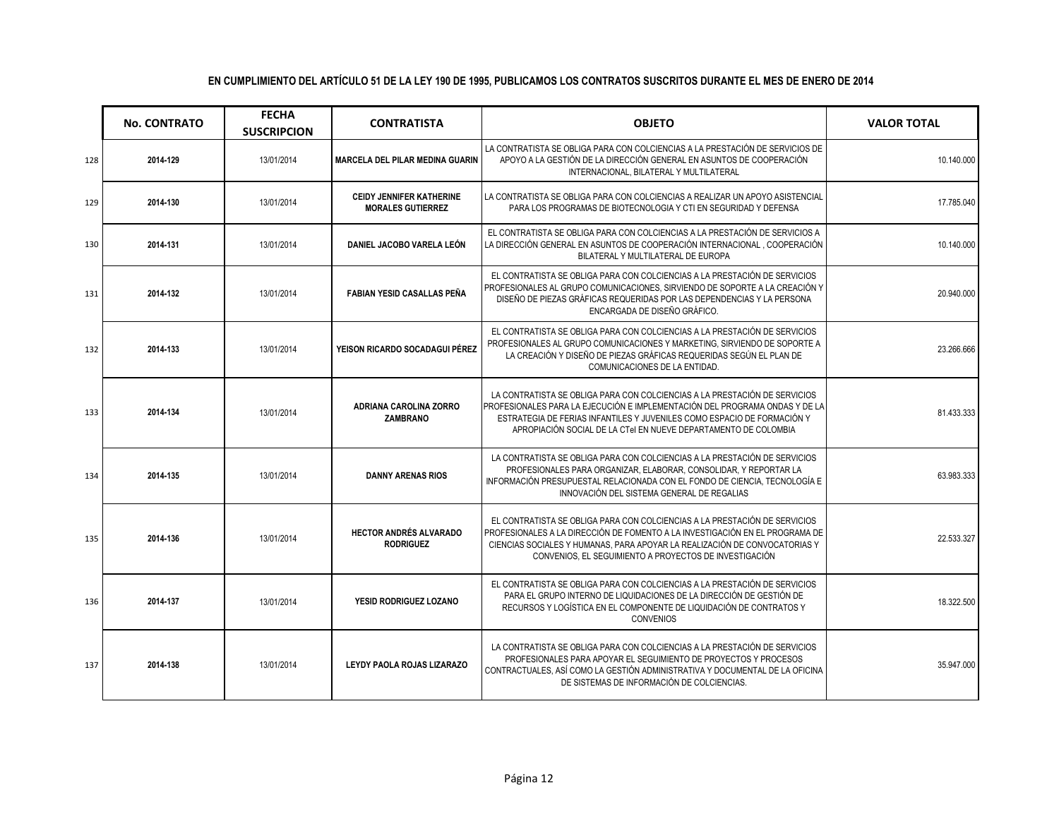**EN CUMPLIMIENTO DEL ARTÍCULO 51 DE LA LEY 190 DE 1995, PUBLICAMOS LOS CONTRATOS SUSCRITOS DURANTE EL MES DE ENERO DE 2014**

| | No. CONTRATO | FECHA SUSCRIPCION | CONTRATISTA | OBJETO | VALOR TOTAL |
|---|---|---|---|---|---|
| 128 | 2014-129 | 13/01/2014 | MARCELA DEL PILAR MEDINA GUARIN | LA CONTRATISTA SE OBLIGA PARA CON COLCIENCIAS A LA PRESTACIÓN DE SERVICIOS DE APOYO A LA GESTIÓN DE LA DIRECCIÓN GENERAL EN ASUNTOS DE COOPERACIÓN INTERNACIONAL, BILATERAL Y MULTILATERAL | 10.140.000 |
| 129 | 2014-130 | 13/01/2014 | CEIDY JENNIFER KATHERINE MORALES GUTIERREZ | LA CONTRATISTA SE OBLIGA PARA CON COLCIENCIAS A REALIZAR UN APOYO ASISTENCIAL PARA LOS PROGRAMAS DE BIOTECNOLOGIA Y CTI EN SEGURIDAD Y DEFENSA | 17.785.040 |
| 130 | 2014-131 | 13/01/2014 | DANIEL JACOBO VARELA LEÓN | EL CONTRATISTA SE OBLIGA PARA CON COLCIENCIAS A LA PRESTACIÓN DE SERVICIOS A LA DIRECCIÓN GENERAL EN ASUNTOS DE COOPERACIÓN INTERNACIONAL , COOPERACIÓN BILATERAL Y MULTILATERAL DE EUROPA | 10.140.000 |
| 131 | 2014-132 | 13/01/2014 | FABIAN YESID CASALLAS PEÑA | EL CONTRATISTA SE OBLIGA PARA CON COLCIENCIAS A LA PRESTACIÓN DE SERVICIOS PROFESIONALES AL GRUPO COMUNICACIONES, SIRVIENDO DE SOPORTE A LA CREACIÓN Y DISEÑO DE PIEZAS GRÁFICAS REQUERIDAS POR LAS DEPENDENCIAS Y LA PERSONA ENCARGADA DE DISEÑO GRÁFICO. | 20.940.000 |
| 132 | 2014-133 | 13/01/2014 | YEISON RICARDO SOCADAGUI PÉREZ | EL CONTRATISTA SE OBLIGA PARA CON COLCIENCIAS A LA PRESTACIÓN DE SERVICIOS PROFESIONALES AL GRUPO COMUNICACIONES Y MARKETING, SIRVIENDO DE SOPORTE A LA CREACIÓN Y DISEÑO DE PIEZAS GRÀFICAS REQUERIDAS SEGÚN EL PLAN DE COMUNICACIONES DE LA ENTIDAD. | 23.266.666 |
| 133 | 2014-134 | 13/01/2014 | ADRIANA CAROLINA ZORRO ZAMBRANO | LA CONTRATISTA SE OBLIGA PARA CON COLCIENCIAS A LA PRESTACIÓN DE SERVICIOS PROFESIONALES PARA LA EJECUCIÓN E IMPLEMENTACIÓN DEL PROGRAMA ONDAS Y DE LA ESTRATEGIA DE FERIAS INFANTILES Y JUVENILES COMO ESPACIO DE FORMACIÓN Y APROPIACIÓN SOCIAL DE LA CTeI EN NUEVE DEPARTAMENTO DE COLOMBIA | 81.433.333 |
| 134 | 2014-135 | 13/01/2014 | DANNY ARENAS RIOS | LA CONTRATISTA SE OBLIGA PARA CON COLCIENCIAS A LA PRESTACIÓN DE SERVICIOS PROFESIONALES PARA ORGANIZAR, ELABORAR, CONSOLIDAR, Y REPORTAR LA INFORMACIÓN PRESUPUESTAL RELACIONADA CON EL FONDO DE CIENCIA, TECNOLOGÍA E INNOVACIÓN DEL SISTEMA GENERAL DE REGALIAS | 63.983.333 |
| 135 | 2014-136 | 13/01/2014 | HECTOR ANDRÉS ALVARADO RODRIGUEZ | EL CONTRATISTA SE OBLIGA PARA CON COLCIENCIAS A LA PRESTACIÓN DE SERVICIOS PROFESIONALES A LA DIRECCIÓN DE FOMENTO A LA INVESTIGACIÓN EN EL PROGRAMA DE CIENCIAS SOCIALES Y HUMANAS, PARA APOYAR LA REALIZACIÓN DE CONVOCATORIAS Y CONVENIOS, EL SEGUIMIENTO A PROYECTOS DE INVESTIGACIÓN | 22.533.327 |
| 136 | 2014-137 | 13/01/2014 | YESID RODRIGUEZ LOZANO | EL CONTRATISTA SE OBLIGA PARA CON COLCIENCIAS A LA PRESTACIÓN DE SERVICIOS PARA EL GRUPO INTERNO DE LIQUIDACIONES DE LA DIRECCIÓN DE GESTIÓN DE RECURSOS Y LOGÍSTICA EN EL COMPONENTE DE LIQUIDACIÓN DE CONTRATOS Y CONVENIOS | 18.322.500 |
| 137 | 2014-138 | 13/01/2014 | LEYDY PAOLA ROJAS LIZARAZO | LA CONTRATISTA SE OBLIGA PARA CON COLCIENCIAS A LA PRESTACIÓN DE SERVICIOS PROFESIONALES PARA APOYAR EL SEGUIMIENTO DE PROYECTOS Y PROCESOS CONTRACTUALES, ASÍ COMO LA GESTIÓN ADMINISTRATIVA Y DOCUMENTAL DE LA OFICINA DE SISTEMAS DE INFORMACIÓN DE COLCIENCIAS. | 35.947.000 |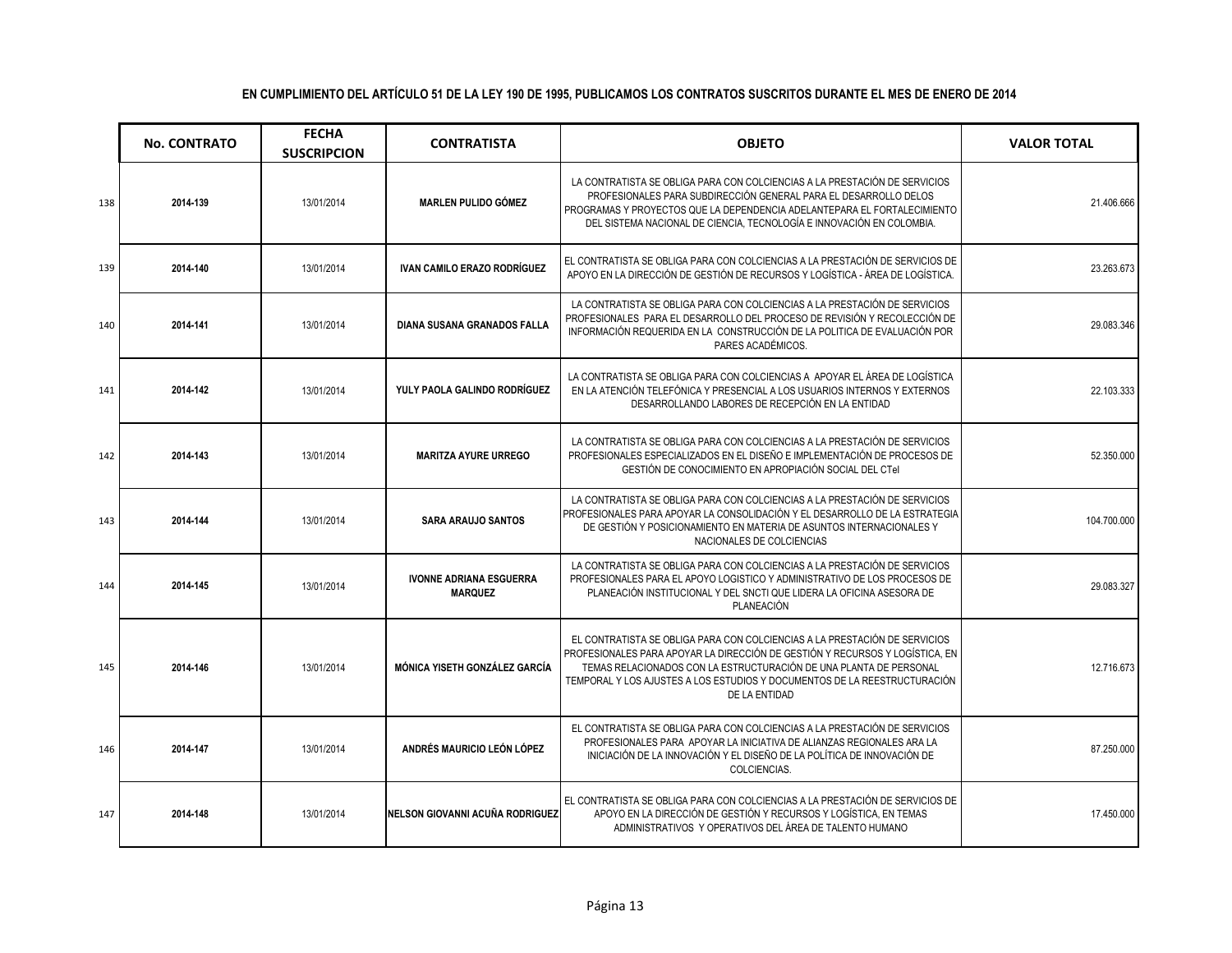**EN CUMPLIMIENTO DEL ARTÍCULO 51 DE LA LEY 190 DE 1995, PUBLICAMOS LOS CONTRATOS SUSCRITOS DURANTE EL MES DE ENERO DE 2014**

| | No. CONTRATO | FECHA SUSCRIPCION | CONTRATISTA | OBJETO | VALOR TOTAL |
|---|---|---|---|---|---|
| 138 | 2014-139 | 13/01/2014 | MARLEN PULIDO GÓMEZ | LA CONTRATISTA SE OBLIGA PARA CON COLCIENCIAS A LA PRESTACIÓN DE SERVICIOS PROFESIONALES PARA SUBDIRECCIÓN GENERAL PARA EL DESARROLLO DELOS PROGRAMAS Y PROYECTOS QUE LA DEPENDENCIA ADELANTEPARA EL FORTALECIMIENTO DEL SISTEMA NACIONAL DE CIENCIA, TECNOLOGÍA E INNOVACIÓN EN COLOMBIA. | 21.406.666 |
| 139 | 2014-140 | 13/01/2014 | IVAN CAMILO ERAZO RODRÍGUEZ | EL CONTRATISTA SE OBLIGA PARA CON COLCIENCIAS A LA PRESTACIÓN DE SERVICIOS DE APOYO EN LA DIRECCIÓN DE GESTIÓN DE RECURSOS Y LOGÍSTICA - ÁREA DE LOGÍSTICA. | 23.263.673 |
| 140 | 2014-141 | 13/01/2014 | DIANA SUSANA GRANADOS FALLA | LA CONTRATISTA SE OBLIGA PARA CON COLCIENCIAS A LA PRESTACIÓN DE SERVICIOS PROFESIONALES PARA EL DESARROLLO DEL PROCESO DE REVISIÓN Y RECOLECCIÓN DE INFORMACIÓN REQUERIDA EN LA CONSTRUCCIÓN DE LA POLITICA DE EVALUACIÓN POR PARES ACADÉMICOS. | 29.083.346 |
| 141 | 2014-142 | 13/01/2014 | YULY PAOLA GALINDO RODRÍGUEZ | LA CONTRATISTA SE OBLIGA PARA CON COLCIENCIAS A APOYAR EL ÁREA DE LOGÍSTICA EN LA ATENCIÓN TELEFÓNICA Y PRESENCIAL A LOS USUARIOS INTERNOS Y EXTERNOS DESARROLLANDO LABORES DE RECEPCIÓN EN LA ENTIDAD | 22.103.333 |
| 142 | 2014-143 | 13/01/2014 | MARITZA AYURE URREGO | LA CONTRATISTA SE OBLIGA PARA CON COLCIENCIAS A LA PRESTACIÓN DE SERVICIOS PROFESIONALES ESPECIALIZADOS EN EL DISEÑO E IMPLEMENTACIÓN DE PROCESOS DE GESTIÓN DE CONOCIMIENTO EN APROPIACIÓN SOCIAL DEL CTeI | 52.350.000 |
| 143 | 2014-144 | 13/01/2014 | SARA ARAUJO SANTOS | LA CONTRATISTA SE OBLIGA PARA CON COLCIENCIAS A LA PRESTACIÓN DE SERVICIOS PROFESIONALES PARA APOYAR LA CONSOLIDACIÓN Y EL DESARROLLO DE LA ESTRATEGIA DE GESTIÓN Y POSICIONAMIENTO EN MATERIA DE ASUNTOS INTERNACIONALES Y NACIONALES DE COLCIENCIAS | 104.700.000 |
| 144 | 2014-145 | 13/01/2014 | IVONNE ADRIANA ESGUERRA MARQUEZ | LA CONTRATISTA SE OBLIGA PARA CON COLCIENCIAS A LA PRESTACIÓN DE SERVICIOS PROFESIONALES PARA EL APOYO LOGISTICO Y ADMINISTRATIVO DE LOS PROCESOS DE PLANEACIÓN INSTITUCIONAL Y DEL SNCTI QUE LIDERA LA OFICINA ASESORA DE PLANEACIÓN | 29.083.327 |
| 145 | 2014-146 | 13/01/2014 | MÓNICA YISETH GONZÁLEZ GARCÍA | EL CONTRATISTA SE OBLIGA PARA CON COLCIENCIAS A LA PRESTACIÓN DE SERVICIOS PROFESIONALES PARA APOYAR LA DIRECCIÓN DE GESTIÓN Y RECURSOS Y LOGÍSTICA, EN TEMAS RELACIONADOS CON LA ESTRUCTURACIÓN DE UNA PLANTA DE PERSONAL TEMPORAL Y LOS AJUSTES A LOS ESTUDIOS Y DOCUMENTOS DE LA REESTRUCTURACIÓN DE LA ENTIDAD | 12.716.673 |
| 146 | 2014-147 | 13/01/2014 | ANDRÉS MAURICIO LEÓN LÓPEZ | EL CONTRATISTA SE OBLIGA PARA CON COLCIENCIAS A LA PRESTACIÓN DE SERVICIOS PROFESIONALES PARA APOYAR LA INICIATIVA DE ALIANZAS REGIONALES ARA LA INICIACIÓN DE LA INNOVACIÓN Y EL DISEÑO DE LA POLÍTICA DE INNOVACIÓN DE COLCIENCIAS. | 87.250.000 |
| 147 | 2014-148 | 13/01/2014 | NELSON GIOVANNI ACUÑA RODRIGUEZ | EL CONTRATISTA SE OBLIGA PARA CON COLCIENCIAS A LA PRESTACIÓN DE SERVICIOS DE APOYO EN LA DIRECCIÓN DE GESTIÓN Y RECURSOS Y LOGÍSTICA, EN TEMAS ADMINISTRATIVOS Y OPERATIVOS DEL ÁREA DE TALENTO HUMANO | 17.450.000 |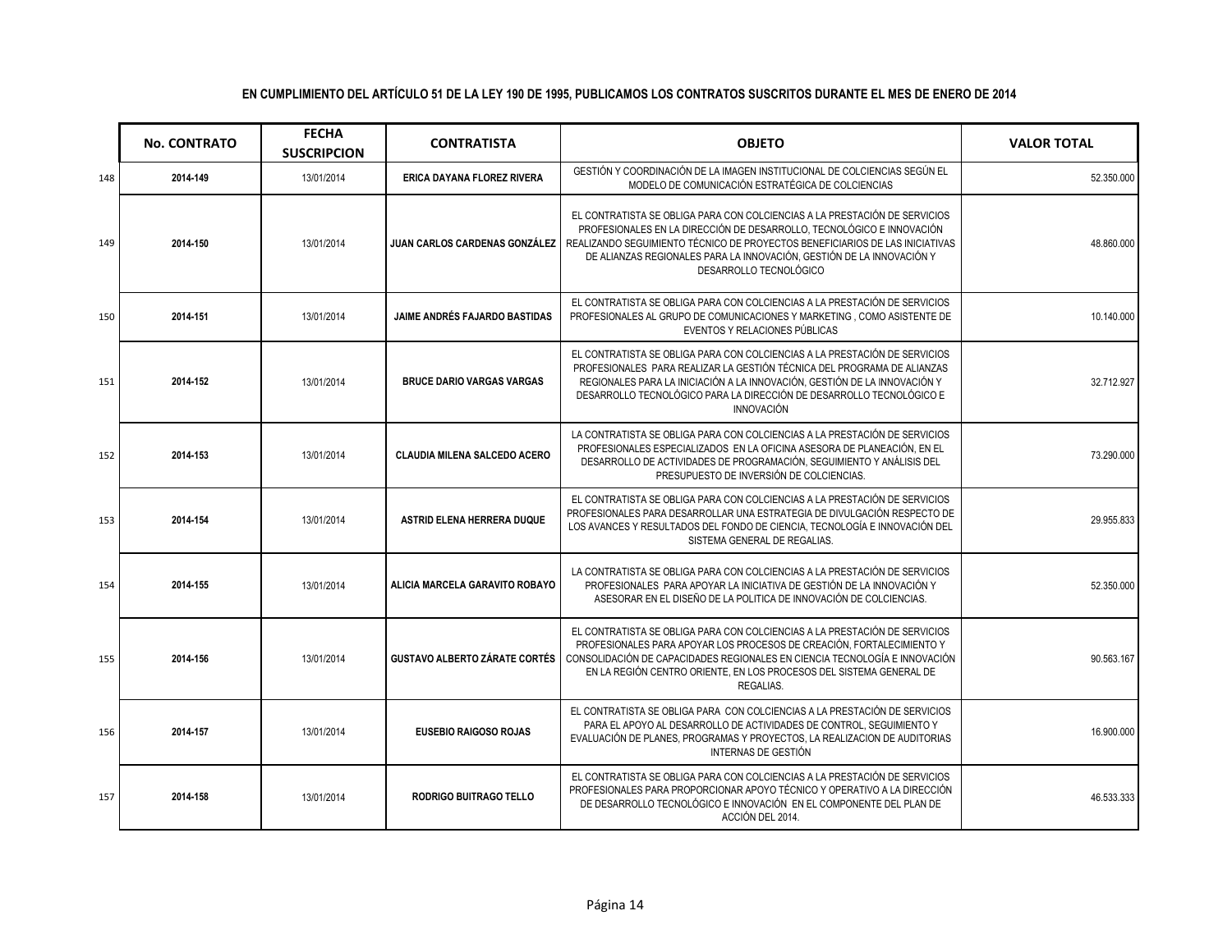**EN CUMPLIMIENTO DEL ARTÍCULO 51 DE LA LEY 190 DE 1995, PUBLICAMOS LOS CONTRATOS SUSCRITOS DURANTE EL MES DE ENERO DE 2014**

| | No. CONTRATO | FECHA SUSCRIPCION | CONTRATISTA | OBJETO | VALOR TOTAL |
|---|---|---|---|---|---|
| 148 | **2014-149** | 13/01/2014 | **ERICA DAYANA FLOREZ RIVERA** | GESTIÓN Y COORDINACIÓN DE LA IMAGEN INSTITUCIONAL DE COLCIENCIAS SEGÚN EL MODELO DE COMUNICACIÓN ESTRATÉGICA DE COLCIENCIAS | 52.350.000 |
| 149 | **2014-150** | 13/01/2014 | **JUAN CARLOS CARDENAS GONZÁLEZ** | EL CONTRATISTA SE OBLIGA PARA CON COLCIENCIAS A LA PRESTACIÓN DE SERVICIOS PROFESIONALES EN LA DIRECCIÓN DE DESARROLLO, TECNOLÓGICO E INNOVACIÓN REALIZANDO SEGUIMIENTO TÉCNICO DE PROYECTOS BENEFICIARIOS DE LAS INICIATIVAS DE ALIANZAS REGIONALES PARA LA INNOVACIÓN, GESTIÓN DE LA INNOVACIÓN Y DESARROLLO TECNOLÓGICO | 48.860.000 |
| 150 | **2014-151** | 13/01/2014 | **JAIME ANDRÉS FAJARDO BASTIDAS** | EL CONTRATISTA SE OBLIGA PARA CON COLCIENCIAS A LA PRESTACIÓN DE SERVICIOS PROFESIONALES AL GRUPO DE COMUNICACIONES Y MARKETING , COMO ASISTENTE DE EVENTOS Y RELACIONES PÚBLICAS | 10.140.000 |
| 151 | **2014-152** | 13/01/2014 | **BRUCE DARIO VARGAS VARGAS** | EL CONTRATISTA SE OBLIGA PARA CON COLCIENCIAS A LA PRESTACIÓN DE SERVICIOS PROFESIONALES PARA REALIZAR LA GESTIÓN TÉCNICA DEL PROGRAMA DE ALIANZAS REGIONALES PARA LA INICIACIÓN A LA INNOVACIÓN, GESTIÓN DE LA INNOVACIÓN Y DESARROLLO TECNOLÓGICO PARA LA DIRECCIÓN DE DESARROLLO TECNOLÓGICO E INNOVACIÓN | 32.712.927 |
| 152 | **2014-153** | 13/01/2014 | **CLAUDIA MILENA SALCEDO ACERO** | LA CONTRATISTA SE OBLIGA PARA CON COLCIENCIAS A LA PRESTACIÓN DE SERVICIOS PROFESIONALES ESPECIALIZADOS EN LA OFICINA ASESORA DE PLANEACIÓN, EN EL DESARROLLO DE ACTIVIDADES DE PROGRAMACIÓN, SEGUIMIENTO Y ANÁLISIS DEL PRESUPUESTO DE INVERSIÓN DE COLCIENCIAS. | 73.290.000 |
| 153 | **2014-154** | 13/01/2014 | **ASTRID ELENA HERRERA DUQUE** | EL CONTRATISTA SE OBLIGA PARA CON COLCIENCIAS A LA PRESTACIÓN DE SERVICIOS PROFESIONALES PARA DESARROLLAR UNA ESTRATEGIA DE DIVULGACIÓN RESPECTO DE LOS AVANCES Y RESULTADOS DEL FONDO DE CIENCIA, TECNOLOGÍA E INNOVACIÓN DEL SISTEMA GENERAL DE REGALIAS. | 29.955.833 |
| 154 | **2014-155** | 13/01/2014 | **ALICIA MARCELA GARAVITO ROBAYO** | LA CONTRATISTA SE OBLIGA PARA CON COLCIENCIAS A LA PRESTACIÓN DE SERVICIOS PROFESIONALES PARA APOYAR LA INICIATIVA DE GESTIÓN DE LA INNOVACIÓN Y ASESORAR EN EL DISEÑO DE LA POLITICA DE INNOVACIÓN DE COLCIENCIAS. | 52.350.000 |
| 155 | **2014-156** | 13/01/2014 | **GUSTAVO ALBERTO ZÁRATE CORTÉS** | EL CONTRATISTA SE OBLIGA PARA CON COLCIENCIAS A LA PRESTACIÓN DE SERVICIOS PROFESIONALES PARA APOYAR LOS PROCESOS DE CREACIÓN, FORTALECIMIENTO Y CONSOLIDACIÓN DE CAPACIDADES REGIONALES EN CIENCIA TECNOLOGÍA E INNOVACIÓN EN LA REGIÓN CENTRO ORIENTE, EN LOS PROCESOS DEL SISTEMA GENERAL DE REGALIAS. | 90.563.167 |
| 156 | **2014-157** | 13/01/2014 | **EUSEBIO RAIGOSO ROJAS** | EL CONTRATISTA SE OBLIGA PARA CON COLCIENCIAS A LA PRESTACIÓN DE SERVICIOS PARA EL APOYO AL DESARROLLO DE ACTIVIDADES DE CONTROL, SEGUIMIENTO Y EVALUACIÓN DE PLANES, PROGRAMAS Y PROYECTOS, LA REALIZACION DE AUDITORIAS INTERNAS DE GESTIÓN | 16.900.000 |
| 157 | **2014-158** | 13/01/2014 | **RODRIGO BUITRAGO TELLO** | EL CONTRATISTA SE OBLIGA PARA CON COLCIENCIAS A LA PRESTACIÓN DE SERVICIOS PROFESIONALES PARA PROPORCIONAR APOYO TÉCNICO Y OPERATIVO A LA DIRECCIÓN DE DESARROLLO TECNOLÓGICO E INNOVACIÓN EN EL COMPONENTE DEL PLAN DE ACCIÓN DEL 2014. | 46.533.333 |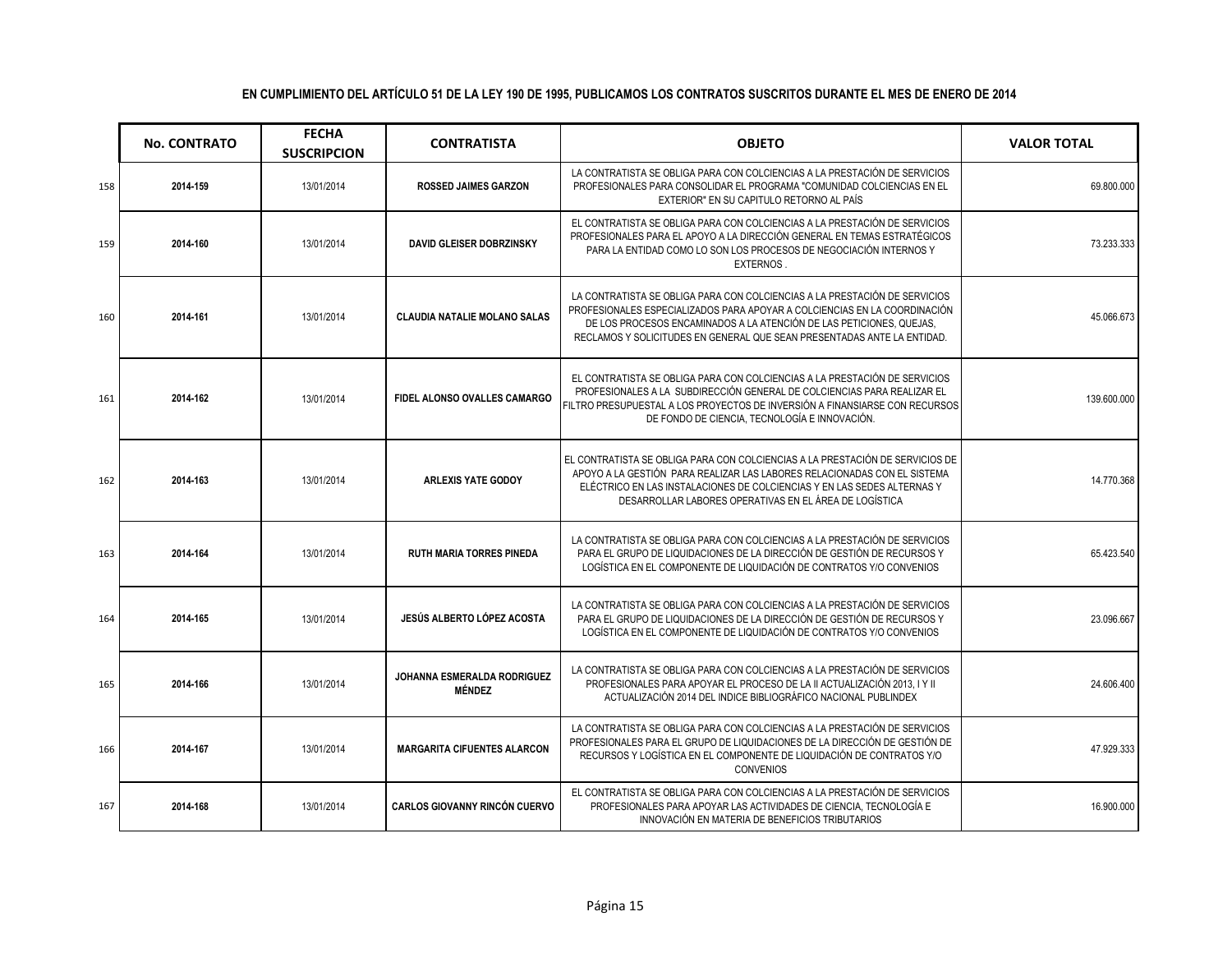**EN CUMPLIMIENTO DEL ARTÍCULO 51 DE LA LEY 190 DE 1995, PUBLICAMOS LOS CONTRATOS SUSCRITOS DURANTE EL MES DE ENERO DE 2014**

| | No. CONTRATO | FECHA SUSCRIPCION | CONTRATISTA | OBJETO | VALOR TOTAL |
|---|---|---|---|---|---|
| 158 | **2014-159** | 13/01/2014 | **ROSSED JAIMES GARZON** | LA CONTRATISTA SE OBLIGA PARA CON COLCIENCIAS A LA PRESTACIÓN DE SERVICIOS PROFESIONALES PARA CONSOLIDAR EL PROGRAMA "COMUNIDAD COLCIENCIAS EN EL EXTERIOR" EN SU CAPITULO RETORNO AL PAÍS | 69.800.000 |
| 159 | **2014-160** | 13/01/2014 | **DAVID GLEISER DOBRZINSKY** | EL CONTRATISTA SE OBLIGA PARA CON COLCIENCIAS A LA PRESTACIÓN DE SERVICIOS PROFESIONALES PARA EL APOYO A LA DIRECCIÓN GENERAL EN TEMAS ESTRATÉGICOS PARA LA ENTIDAD COMO LO SON LOS PROCESOS DE NEGOCIACIÓN INTERNOS Y EXTERNOS . | 73.233.333 |
| 160 | **2014-161** | 13/01/2014 | **CLAUDIA NATALIE MOLANO SALAS** | LA CONTRATISTA SE OBLIGA PARA CON COLCIENCIAS A LA PRESTACIÓN DE SERVICIOS PROFESIONALES ESPECIALIZADOS PARA APOYAR A COLCIENCIAS EN LA COORDINACIÓN DE LOS PROCESOS ENCAMINADOS A LA ATENCIÓN DE LAS PETICIONES, QUEJAS, RECLAMOS Y SOLICITUDES EN GENERAL QUE SEAN PRESENTADAS ANTE LA ENTIDAD. | 45.066.673 |
| 161 | **2014-162** | 13/01/2014 | **FIDEL ALONSO OVALLES CAMARGO** | EL CONTRATISTA SE OBLIGA PARA CON COLCIENCIAS A LA PRESTACIÓN DE SERVICIOS PROFESIONALES A LA SUBDIRECCIÓN GENERAL DE COLCIENCIAS PARA REALIZAR EL FILTRO PRESUPUESTAL A LOS PROYECTOS DE INVERSIÓN A FINANSIARSE CON RECURSOS DE FONDO DE CIENCIA, TECNOLOGÍA E INNOVACIÓN. | 139.600.000 |
| 162 | **2014-163** | 13/01/2014 | **ARLEXIS YATE GODOY** | EL CONTRATISTA SE OBLIGA PARA CON COLCIENCIAS A LA PRESTACIÓN DE SERVICIOS DE APOYO A LA GESTIÓN PARA REALIZAR LAS LABORES RELACIONADAS CON EL SISTEMA ELÉCTRICO EN LAS INSTALACIONES DE COLCIENCIAS Y EN LAS SEDES ALTERNAS Y DESARROLLAR LABORES OPERATIVAS EN EL ÁREA DE LOGÍSTICA | 14.770.368 |
| 163 | **2014-164** | 13/01/2014 | **RUTH MARIA TORRES PINEDA** | LA CONTRATISTA SE OBLIGA PARA CON COLCIENCIAS A LA PRESTACIÓN DE SERVICIOS PARA EL GRUPO DE LIQUIDACIONES DE LA DIRECCIÓN DE GESTIÓN DE RECURSOS Y LOGÍSTICA EN EL COMPONENTE DE LIQUIDACIÓN DE CONTRATOS Y/O CONVENIOS | 65.423.540 |
| 164 | **2014-165** | 13/01/2014 | **JESÚS ALBERTO LÓPEZ ACOSTA** | LA CONTRATISTA SE OBLIGA PARA CON COLCIENCIAS A LA PRESTACIÓN DE SERVICIOS PARA EL GRUPO DE LIQUIDACIONES DE LA DIRECCIÓN DE GESTIÓN DE RECURSOS Y LOGÍSTICA EN EL COMPONENTE DE LIQUIDACIÓN DE CONTRATOS Y/O CONVENIOS | 23.096.667 |
| 165 | **2014-166** | 13/01/2014 | **JOHANNA ESMERALDA RODRIGUEZ MÉNDEZ** | LA CONTRATISTA SE OBLIGA PARA CON COLCIENCIAS A LA PRESTACIÓN DE SERVICIOS PROFESIONALES PARA APOYAR EL PROCESO DE LA II ACTUALIZACIÓN 2013, I Y II ACTUALIZACIÓN 2014 DEL INDICE BIBLIOGRÁFICO NACIONAL PUBLINDEX | 24.606.400 |
| 166 | **2014-167** | 13/01/2014 | **MARGARITA CIFUENTES ALARCON** | LA CONTRATISTA SE OBLIGA PARA CON COLCIENCIAS A LA PRESTACIÓN DE SERVICIOS PROFESIONALES PARA EL GRUPO DE LIQUIDACIONES DE LA DIRECCIÓN DE GESTIÓN DE RECURSOS Y LOGÍSTICA EN EL COMPONENTE DE LIQUIDACIÓN DE CONTRATOS Y/O CONVENIOS | 47.929.333 |
| 167 | **2014-168** | 13/01/2014 | **CARLOS GIOVANNY RINCÓN CUERVO** | EL CONTRATISTA SE OBLIGA PARA CON COLCIENCIAS A LA PRESTACIÓN DE SERVICIOS PROFESIONALES PARA APOYAR LAS ACTIVIDADES DE CIENCIA, TECNOLOGÍA E INNOVACIÓN EN MATERIA DE BENEFICIOS TRIBUTARIOS | 16.900.000 |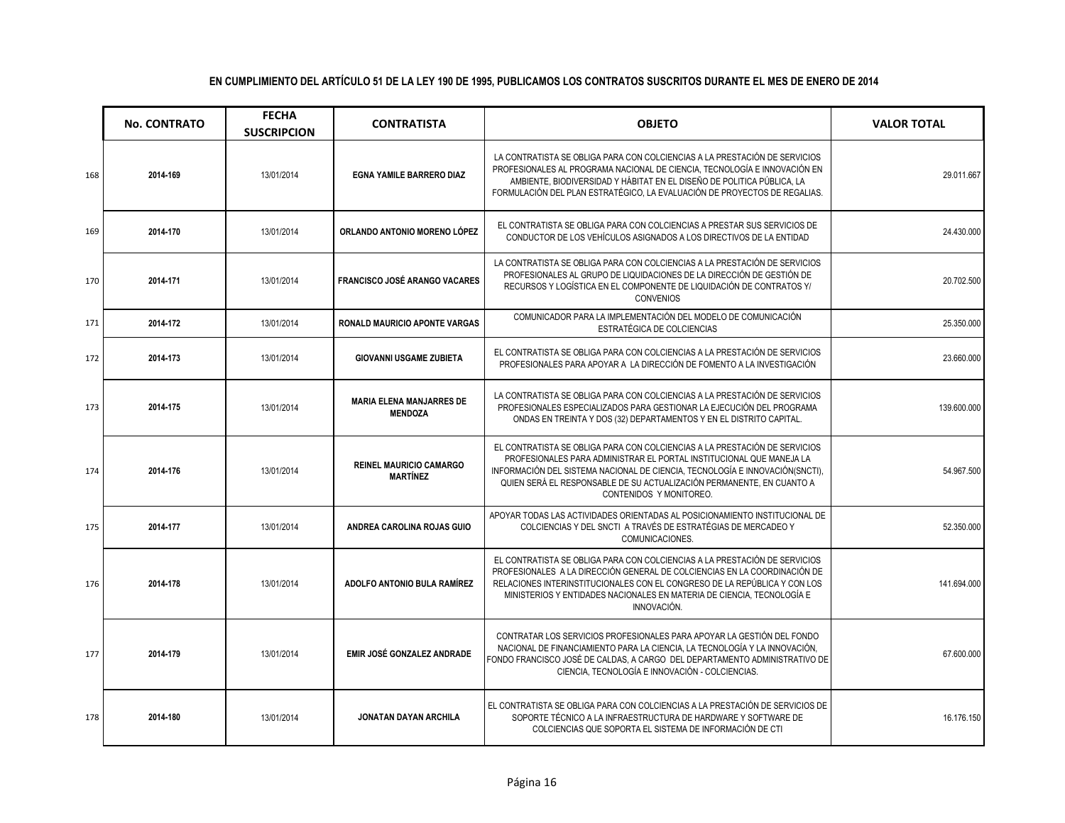**EN CUMPLIMIENTO DEL ARTÍCULO 51 DE LA LEY 190 DE 1995, PUBLICAMOS LOS CONTRATOS SUSCRITOS DURANTE EL MES DE ENERO DE 2014**

| | No. CONTRATO | FECHA SUSCRIPCION | CONTRATISTA | OBJETO | VALOR TOTAL |
|---|---|---|---|---|---|
| 168 | 2014-169 | 13/01/2014 | EGNA YAMILE BARRERO DIAZ | LA CONTRATISTA SE OBLIGA PARA CON COLCIENCIAS A LA PRESTACIÓN DE SERVICIOS PROFESIONALES AL PROGRAMA NACIONAL DE CIENCIA, TECNOLOGÍA E INNOVACIÓN EN AMBIENTE, BIODIVERSIDAD Y HÁBITAT EN EL DISEÑO DE POLITICA PÚBLICA, LA FORMULACIÓN DEL PLAN ESTRATÉGICO, LA EVALUACIÓN DE PROYECTOS DE REGALIAS. | 29.011.667 |
| 169 | 2014-170 | 13/01/2014 | ORLANDO ANTONIO MORENO LÓPEZ | EL CONTRATISTA SE OBLIGA PARA CON COLCIENCIAS A PRESTAR SUS SERVICIOS DE CONDUCTOR DE LOS VEHÍCULOS ASIGNADOS A LOS DIRECTIVOS DE LA ENTIDAD | 24.430.000 |
| 170 | 2014-171 | 13/01/2014 | FRANCISCO JOSÉ ARANGO VACARES | LA CONTRATISTA SE OBLIGA PARA CON COLCIENCIAS A LA PRESTACIÓN DE SERVICIOS PROFESIONALES AL GRUPO DE LIQUIDACIONES DE LA DIRECCIÓN DE GESTIÓN DE RECURSOS Y LOGÍSTICA EN EL COMPONENTE DE LIQUIDACIÓN DE CONTRATOS Y/ CONVENIOS | 20.702.500 |
| 171 | 2014-172 | 13/01/2014 | RONALD MAURICIO APONTE VARGAS | COMUNICADOR PARA LA IMPLEMENTACIÓN DEL MODELO DE COMUNICACIÓN ESTRATÉGICA DE COLCIENCIAS | 25.350.000 |
| 172 | 2014-173 | 13/01/2014 | GIOVANNI USGAME ZUBIETA | EL CONTRATISTA SE OBLIGA PARA CON COLCIENCIAS A LA PRESTACIÓN DE SERVICIOS PROFESIONALES PARA APOYAR A LA DIRECCIÓN DE FOMENTO A LA INVESTIGACIÓN | 23.660.000 |
| 173 | 2014-175 | 13/01/2014 | MARIA ELENA MANJARRES DE MENDOZA | LA CONTRATISTA SE OBLIGA PARA CON COLCIENCIAS A LA PRESTACIÓN DE SERVICIOS PROFESIONALES ESPECIALIZADOS PARA GESTIONAR LA EJECUCIÓN DEL PROGRAMA ONDAS EN TREINTA Y DOS (32) DEPARTAMENTOS Y EN EL DISTRITO CAPITAL. | 139.600.000 |
| 174 | 2014-176 | 13/01/2014 | REINEL MAURICIO CAMARGO MARTÍNEZ | EL CONTRATISTA SE OBLIGA PARA CON COLCIENCIAS A LA PRESTACIÓN DE SERVICIOS PROFESIONALES PARA ADMINISTRAR EL PORTAL INSTITUCIONAL QUE MANEJA LA INFORMACIÓN DEL SISTEMA NACIONAL DE CIENCIA, TECNOLOGÍA E INNOVACIÓN(SNCTI), QUIEN SERÁ EL RESPONSABLE DE SU ACTUALIZACIÓN PERMANENTE, EN CUANTO A CONTENIDOS Y MONITOREO. | 54.967.500 |
| 175 | 2014-177 | 13/01/2014 | ANDREA CAROLINA ROJAS GUIO | APOYAR TODAS LAS ACTIVIDADES ORIENTADAS AL POSICIONAMIENTO INSTITUCIONAL DE COLCIENCIAS Y DEL SNCTI A TRAVÉS DE ESTRATÉGIAS DE MERCADEO Y COMUNICACIONES. | 52.350.000 |
| 176 | 2014-178 | 13/01/2014 | ADOLFO ANTONIO BULA RAMÍREZ | EL CONTRATISTA SE OBLIGA PARA CON COLCIENCIAS A LA PRESTACIÓN DE SERVICIOS PROFESIONALES A LA DIRECCIÓN GENERAL DE COLCIENCIAS EN LA COORDINACIÓN DE RELACIONES INTERINSTITUCIONALES CON EL CONGRESO DE LA REPÚBLICA Y CON LOS MINISTERIOS Y ENTIDADES NACIONALES EN MATERIA DE CIENCIA, TECNOLOGÍA E INNOVACIÓN. | 141.694.000 |
| 177 | 2014-179 | 13/01/2014 | EMIR JOSÉ GONZALEZ ANDRADE | CONTRATAR LOS SERVICIOS PROFESIONALES PARA APOYAR LA GESTIÓN DEL FONDO NACIONAL DE FINANCIAMIENTO PARA LA CIENCIA, LA TECNOLOGÍA Y LA INNOVACIÓN, FONDO FRANCISCO JOSÉ DE CALDAS, A CARGO DEL DEPARTAMENTO ADMINISTRATIVO DE CIENCIA, TECNOLOGÍA E INNOVACIÓN - COLCIENCIAS. | 67.600.000 |
| 178 | 2014-180 | 13/01/2014 | JONATAN DAYAN ARCHILA | EL CONTRATISTA SE OBLIGA PARA CON COLCIENCIAS A LA PRESTACIÓN DE SERVICIOS DE SOPORTE TÉCNICO A LA INFRAESTRUCTURA DE HARDWARE Y SOFTWARE DE COLCIENCIAS QUE SOPORTA EL SISTEMA DE INFORMACIÓN DE CTI | 16.176.150 |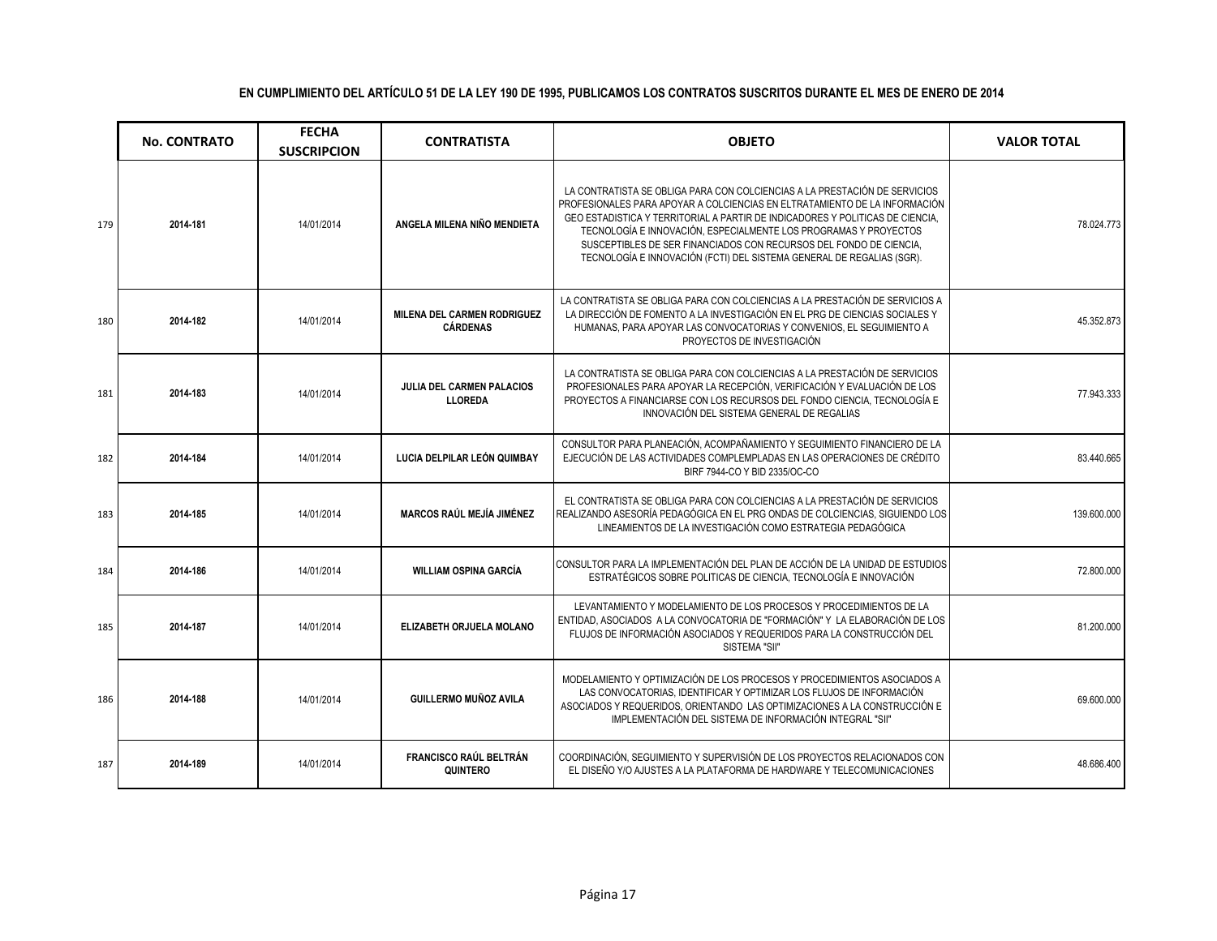**EN CUMPLIMIENTO DEL ARTÍCULO 51 DE LA LEY 190 DE 1995, PUBLICAMOS LOS CONTRATOS SUSCRITOS DURANTE EL MES DE ENERO DE 2014**

| | No. CONTRATO | FECHA SUSCRIPCION | CONTRATISTA | OBJETO | VALOR TOTAL |
|---|---|---|---|---|---|
| 179 | 2014-181 | 14/01/2014 | ANGELA MILENA NIÑO MENDIETA | LA CONTRATISTA SE OBLIGA PARA CON COLCIENCIAS A LA PRESTACIÓN DE SERVICIOS PROFESIONALES PARA APOYAR A COLCIENCIAS EN ELTRATAMIENTO DE LA INFORMACIÓN GEO ESTADISTICA Y TERRITORIAL A PARTIR DE INDICADORES Y POLITICAS DE CIENCIA, TECNOLOGÍA E INNOVACIÓN, ESPECIALMENTE LOS PROGRAMAS Y PROYECTOS SUSCEPTIBLES DE SER FINANCIADOS CON RECURSOS DEL FONDO DE CIENCIA, TECNOLOGÍA E INNOVACIÓN (FCTI) DEL SISTEMA GENERAL DE REGALIAS (SGR). | 78.024.773 |
| 180 | 2014-182 | 14/01/2014 | MILENA DEL CARMEN RODRIGUEZ CÁRDENAS | LA CONTRATISTA SE OBLIGA PARA CON COLCIENCIAS A LA PRESTACIÓN DE SERVICIOS A LA DIRECCIÓN DE FOMENTO A LA INVESTIGACIÓN EN EL PRG DE CIENCIAS SOCIALES Y HUMANAS, PARA APOYAR LAS CONVOCATORIAS Y CONVENIOS, EL SEGUIMIENTO A PROYECTOS DE INVESTIGACIÓN | 45.352.873 |
| 181 | 2014-183 | 14/01/2014 | JULIA DEL CARMEN PALACIOS LLOREDA | LA CONTRATISTA SE OBLIGA PARA CON COLCIENCIAS A LA PRESTACIÓN DE SERVICIOS PROFESIONALES PARA APOYAR LA RECEPCIÓN, VERIFICACIÓN Y EVALUACIÓN DE LOS PROYECTOS A FINANCIARSE CON LOS RECURSOS DEL FONDO CIENCIA, TECNOLOGÍA E INNOVACIÓN DEL SISTEMA GENERAL DE REGALIAS | 77.943.333 |
| 182 | 2014-184 | 14/01/2014 | LUCIA DELPILAR LEÓN QUIMBAY | CONSULTOR PARA PLANEACIÓN, ACOMPAÑAMIENTO Y SEGUIMIENTO FINANCIERO DE LA EJECUCIÓN DE LAS ACTIVIDADES COMPLEMPLADAS EN LAS OPERACIONES DE CRÉDITO BIRF 7944-CO Y BID 2335/OC-CO | 83.440.665 |
| 183 | 2014-185 | 14/01/2014 | MARCOS RAÚL MEJÍA JIMÉNEZ | EL CONTRATISTA SE OBLIGA PARA CON COLCIENCIAS A LA PRESTACIÓN DE SERVICIOS REALIZANDO ASESORÍA PEDAGÓGICA EN EL PRG ONDAS DE COLCIENCIAS, SIGUIENDO LOS LINEAMIENTOS DE LA INVESTIGACIÓN COMO ESTRATEGIA PEDAGÓGICA | 139.600.000 |
| 184 | 2014-186 | 14/01/2014 | WILLIAM OSPINA GARCÍA | CONSULTOR PARA LA IMPLEMENTACIÓN DEL PLAN DE ACCIÓN DE LA UNIDAD DE ESTUDIOS ESTRATÉGICOS SOBRE POLITICAS DE CIENCIA, TECNOLOGÍA E INNOVACIÓN | 72.800.000 |
| 185 | 2014-187 | 14/01/2014 | ELIZABETH ORJUELA MOLANO | LEVANTAMIENTO Y MODELAMIENTO DE LOS PROCESOS Y PROCEDIMIENTOS DE LA ENTIDAD, ASOCIADOS A LA CONVOCATORIA DE "FORMACIÓN" Y LA ELABORACIÓN DE LOS FLUJOS DE INFORMACIÓN ASOCIADOS Y REQUERIDOS PARA LA CONSTRUCCIÓN DEL SISTEMA "SII" | 81.200.000 |
| 186 | 2014-188 | 14/01/2014 | GUILLERMO MUÑOZ AVILA | MODELAMIENTO Y OPTIMIZACIÓN DE LOS PROCESOS Y PROCEDIMIENTOS ASOCIADOS A LAS CONVOCATORIAS, IDENTIFICAR Y OPTIMIZAR LOS FLUJOS DE INFORMACIÓN ASOCIADOS Y REQUERIDOS, ORIENTANDO LAS OPTIMIZACIONES A LA CONSTRUCCIÓN E IMPLEMENTACIÓN DEL SISTEMA DE INFORMACIÓN INTEGRAL "SII" | 69.600.000 |
| 187 | 2014-189 | 14/01/2014 | FRANCISCO RAÚL BELTRÁN QUINTERO | COORDINACIÓN, SEGUIMIENTO Y SUPERVISIÓN DE LOS PROYECTOS RELACIONADOS CON EL DISEÑO Y/O AJUSTES A LA PLATAFORMA DE HARDWARE Y TELECOMUNICACIONES | 48.686.400 |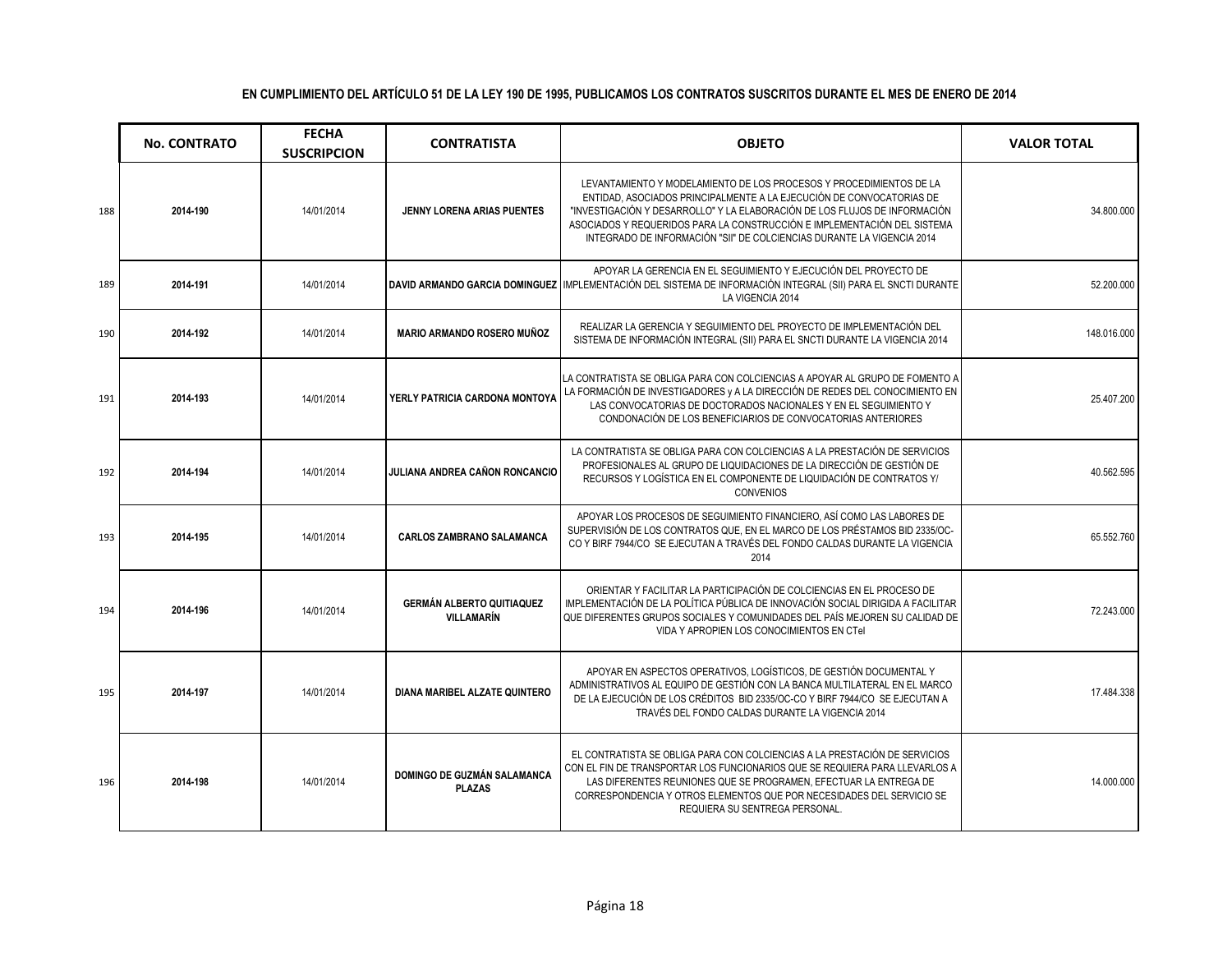**EN CUMPLIMIENTO DEL ARTÍCULO 51 DE LA LEY 190 DE 1995, PUBLICAMOS LOS CONTRATOS SUSCRITOS DURANTE EL MES DE ENERO DE 2014**

| | No. CONTRATO | FECHA SUSCRIPCION | CONTRATISTA | OBJETO | VALOR TOTAL |
|---|---|---|---|---|---|
| 188 | 2014-190 | 14/01/2014 | JENNY LORENA ARIAS PUENTES | LEVANTAMIENTO Y MODELAMIENTO DE LOS PROCESOS Y PROCEDIMIENTOS DE LA ENTIDAD, ASOCIADOS PRINCIPALMENTE A LA EJECUCIÓN DE CONVOCATORIAS DE "INVESTIGACIÓN Y DESARROLLO" Y LA ELABORACIÓN DE LOS FLUJOS DE INFORMACIÓN ASOCIADOS Y REQUERIDOS PARA LA CONSTRUCCIÓN E IMPLEMENTACIÓN DEL SISTEMA INTEGRADO DE INFORMACIÓN "SII" DE COLCIENCIAS DURANTE LA VIGENCIA 2014 | 34.800.000 |
| 189 | 2014-191 | 14/01/2014 | DAVID ARMANDO GARCIA DOMINGUEZ | APOYAR LA GERENCIA EN EL SEGUIMIENTO Y EJECUCIÓN DEL PROYECTO DE IMPLEMENTACIÓN DEL SISTEMA DE INFORMACIÓN INTEGRAL (SII) PARA EL SNCTI DURANTE LA VIGENCIA 2014 | 52.200.000 |
| 190 | 2014-192 | 14/01/2014 | MARIO ARMANDO ROSERO MUÑOZ | REALIZAR LA GERENCIA Y SEGUIMIENTO DEL PROYECTO DE IMPLEMENTACIÓN DEL SISTEMA DE INFORMACIÓN INTEGRAL (SII) PARA EL SNCTI DURANTE LA VIGENCIA 2014 | 148.016.000 |
| 191 | 2014-193 | 14/01/2014 | YERLY PATRICIA CARDONA MONTOYA | LA CONTRATISTA SE OBLIGA PARA CON COLCIENCIAS A APOYAR AL GRUPO DE FOMENTO A LA FORMACIÓN DE INVESTIGADORES y A LA DIRECCIÓN DE REDES DEL CONOCIMIENTO EN LAS CONVOCATORIAS DE DOCTORADOS NACIONALES Y EN EL SEGUIMIENTO Y CONDONACIÓN DE LOS BENEFICIARIOS DE CONVOCATORIAS ANTERIORES | 25.407.200 |
| 192 | 2014-194 | 14/01/2014 | JULIANA ANDREA CAÑON RONCANCIO | LA CONTRATISTA SE OBLIGA PARA CON COLCIENCIAS A LA PRESTACIÓN DE SERVICIOS PROFESIONALES AL GRUPO DE LIQUIDACIONES DE LA DIRECCIÓN DE GESTIÓN DE RECURSOS Y LOGÍSTICA EN EL COMPONENTE DE LIQUIDACIÓN DE CONTRATOS Y/ CONVENIOS | 40.562.595 |
| 193 | 2014-195 | 14/01/2014 | CARLOS ZAMBRANO SALAMANCA | APOYAR LOS PROCESOS DE SEGUIMIENTO FINANCIERO, ASÍ COMO LAS LABORES DE SUPERVISIÓN DE LOS CONTRATOS QUE, EN EL MARCO DE LOS PRÉSTAMOS BID 2335/OC-CO Y BIRF 7944/CO SE EJECUTAN A TRAVÉS DEL FONDO CALDAS DURANTE LA VIGENCIA 2014 | 65.552.760 |
| 194 | 2014-196 | 14/01/2014 | GERMÁN ALBERTO QUITIAQUEZ VILLAMARÍN | ORIENTAR Y FACILITAR LA PARTICIPACIÓN DE COLCIENCIAS EN EL PROCESO DE IMPLEMENTACIÓN DE LA POLÍTICA PÚBLICA DE INNOVACIÓN SOCIAL DIRIGIDA A FACILITAR QUE DIFERENTES GRUPOS SOCIALES Y COMUNIDADES DEL PAÍS MEJOREN SU CALIDAD DE VIDA Y APROPIEN LOS CONOCIMIENTOS EN CTeI | 72.243.000 |
| 195 | 2014-197 | 14/01/2014 | DIANA MARIBEL ALZATE QUINTERO | APOYAR EN ASPECTOS OPERATIVOS, LOGÍSTICOS, DE GESTIÓN DOCUMENTAL Y ADMINISTRATIVOS AL EQUIPO DE GESTIÓN CON LA BANCA MULTILATERAL EN EL MARCO DE LA EJECUCIÓN DE LOS CRÉDITOS BID 2335/OC-CO Y BIRF 7944/CO SE EJECUTAN A TRAVÉS DEL FONDO CALDAS DURANTE LA VIGENCIA 2014 | 17.484.338 |
| 196 | 2014-198 | 14/01/2014 | DOMINGO DE GUZMÁN SALAMANCA PLAZAS | EL CONTRATISTA SE OBLIGA PARA CON COLCIENCIAS A LA PRESTACIÓN DE SERVICIOS CON EL FIN DE TRANSPORTAR LOS FUNCIONARIOS QUE SE REQUIERA PARA LLEVARLOS A LAS DIFERENTES REUNIONES QUE SE PROGRAMEN, EFECTUAR LA ENTREGA DE CORRESPONDENCIA Y OTROS ELEMENTOS QUE POR NECESIDADES DEL SERVICIO SE REQUIERA SU SENTREGA PERSONAL. | 14.000.000 |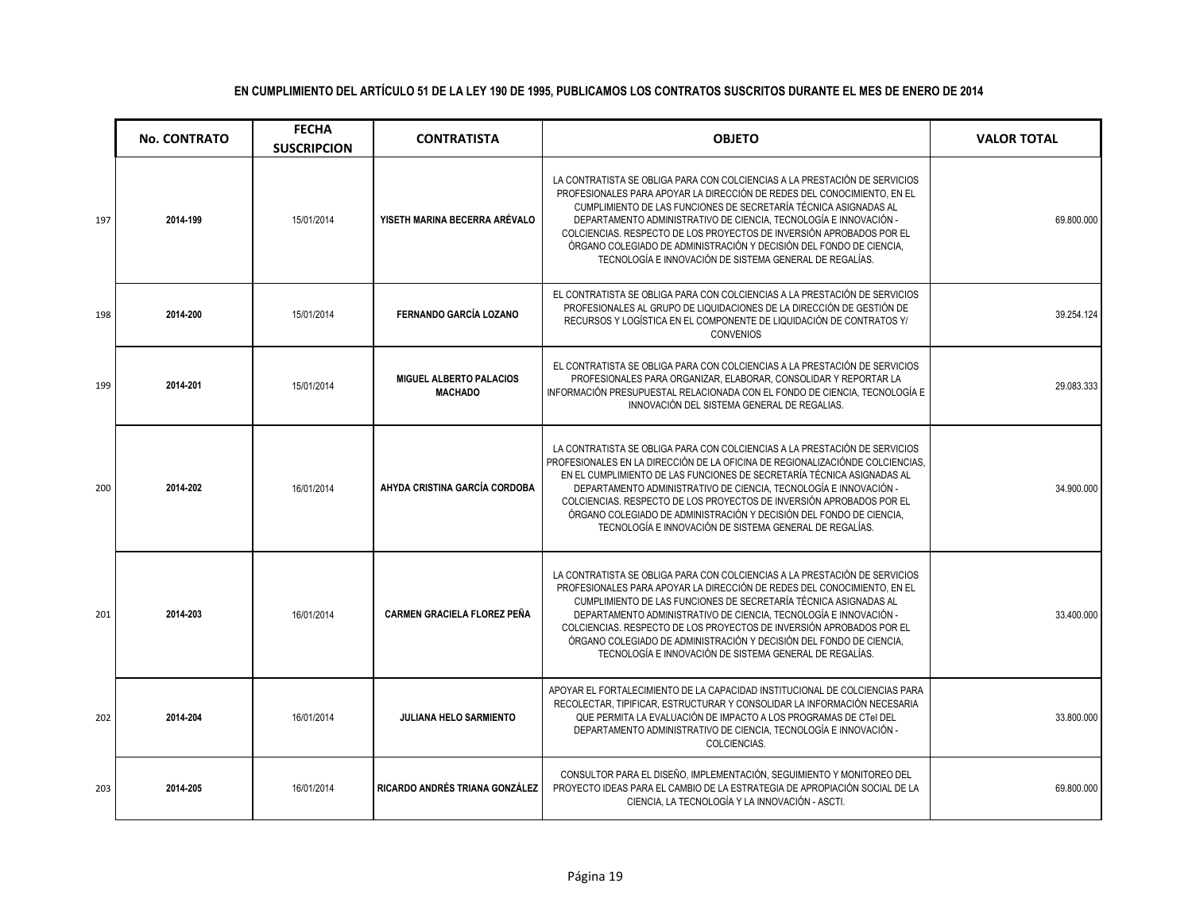**EN CUMPLIMIENTO DEL ARTÍCULO 51 DE LA LEY 190 DE 1995, PUBLICAMOS LOS CONTRATOS SUSCRITOS DURANTE EL MES DE ENERO DE 2014**

| | No. CONTRATO | FECHA SUSCRIPCION | CONTRATISTA | OBJETO | VALOR TOTAL |
|---|---|---|---|---|---|
| 197 | **2014-199** | 15/01/2014 | **YISETH MARINA BECERRA ARÉVALO** | LA CONTRATISTA SE OBLIGA PARA CON COLCIENCIAS A LA PRESTACIÓN DE SERVICIOS PROFESIONALES PARA APOYAR LA DIRECCIÓN DE REDES DEL CONOCIMIENTO, EN EL CUMPLIMIENTO DE LAS FUNCIONES DE SECRETARÍA TÉCNICA ASIGNADAS AL DEPARTAMENTO ADMINISTRATIVO DE CIENCIA, TECNOLOGÍA E INNOVACIÓN - COLCIENCIAS. RESPECTO DE LOS PROYECTOS DE INVERSIÓN APROBADOS POR EL ÓRGANO COLEGIADO DE ADMINISTRACIÓN Y DECISIÓN DEL FONDO DE CIENCIA, TECNOLOGÍA E INNOVACIÓN DE SISTEMA GENERAL DE REGALÍAS. | 69.800.000 |
| 198 | **2014-200** | 15/01/2014 | **FERNANDO GARCÍA LOZANO** | EL CONTRATISTA SE OBLIGA PARA CON COLCIENCIAS A LA PRESTACIÓN DE SERVICIOS PROFESIONALES AL GRUPO DE LIQUIDACIONES DE LA DIRECCIÓN DE GESTIÓN DE RECURSOS Y LOGÍSTICA EN EL COMPONENTE DE LIQUIDACIÓN DE CONTRATOS Y/ CONVENIOS | 39.254.124 |
| 199 | **2014-201** | 15/01/2014 | **MIGUEL ALBERTO PALACIOS MACHADO** | EL CONTRATISTA SE OBLIGA PARA CON COLCIENCIAS A LA PRESTACIÓN DE SERVICIOS PROFESIONALES PARA ORGANIZAR, ELABORAR, CONSOLIDAR Y REPORTAR LA INFORMACIÓN PRESUPUESTAL RELACIONADA CON EL FONDO DE CIENCIA, TECNOLOGÍA E INNOVACIÓN DEL SISTEMA GENERAL DE REGALIAS. | 29.083.333 |
| 200 | **2014-202** | 16/01/2014 | **AHYDA CRISTINA GARCÍA CORDOBA** | LA CONTRATISTA SE OBLIGA PARA CON COLCIENCIAS A LA PRESTACIÓN DE SERVICIOS PROFESIONALES EN LA DIRECCIÓN DE LA OFICINA DE REGIONALIZACIÓNDE COLCIENCIAS, EN EL CUMPLIMIENTO DE LAS FUNCIONES DE SECRETARÍA TÉCNICA ASIGNADAS AL DEPARTAMENTO ADMINISTRATIVO DE CIENCIA, TECNOLOGÍA E INNOVACIÓN - COLCIENCIAS. RESPECTO DE LOS PROYECTOS DE INVERSIÓN APROBADOS POR EL ÓRGANO COLEGIADO DE ADMINISTRACIÓN Y DECISIÓN DEL FONDO DE CIENCIA, TECNOLOGÍA E INNOVACIÓN DE SISTEMA GENERAL DE REGALÍAS. | 34.900.000 |
| 201 | **2014-203** | 16/01/2014 | **CARMEN GRACIELA FLOREZ PEÑA** | LA CONTRATISTA SE OBLIGA PARA CON COLCIENCIAS A LA PRESTACIÓN DE SERVICIOS PROFESIONALES PARA APOYAR LA DIRECCIÓN DE REDES DEL CONOCIMIENTO, EN EL CUMPLIMIENTO DE LAS FUNCIONES DE SECRETARÍA TÉCNICA ASIGNADAS AL DEPARTAMENTO ADMINISTRATIVO DE CIENCIA, TECNOLOGÍA E INNOVACIÓN - COLCIENCIAS. RESPECTO DE LOS PROYECTOS DE INVERSIÓN APROBADOS POR EL ÓRGANO COLEGIADO DE ADMINISTRACIÓN Y DECISIÓN DEL FONDO DE CIENCIA, TECNOLOGÍA E INNOVACIÓN DE SISTEMA GENERAL DE REGALÍAS. | 33.400.000 |
| 202 | **2014-204** | 16/01/2014 | **JULIANA HELO SARMIENTO** | APOYAR EL FORTALECIMIENTO DE LA CAPACIDAD INSTITUCIONAL DE COLCIENCIAS PARA RECOLECTAR, TIPIFICAR, ESTRUCTURAR Y CONSOLIDAR LA INFORMACIÓN NECESARIA QUE PERMITA LA EVALUACIÓN DE IMPACTO A LOS PROGRAMAS DE CTeI DEL DEPARTAMENTO ADMINISTRATIVO DE CIENCIA, TECNOLOGÍA E INNOVACIÓN - COLCIENCIAS. | 33.800.000 |
| 203 | **2014-205** | 16/01/2014 | **RICARDO ANDRÉS TRIANA GONZÁLEZ** | CONSULTOR PARA EL DISEÑO, IMPLEMENTACIÓN, SEGUIMIENTO Y MONITOREO DEL PROYECTO IDEAS PARA EL CAMBIO DE LA ESTRATEGIA DE APROPIACIÓN SOCIAL DE LA CIENCIA, LA TECNOLOGÍA Y LA INNOVACIÓN - ASCTI. | 69.800.000 |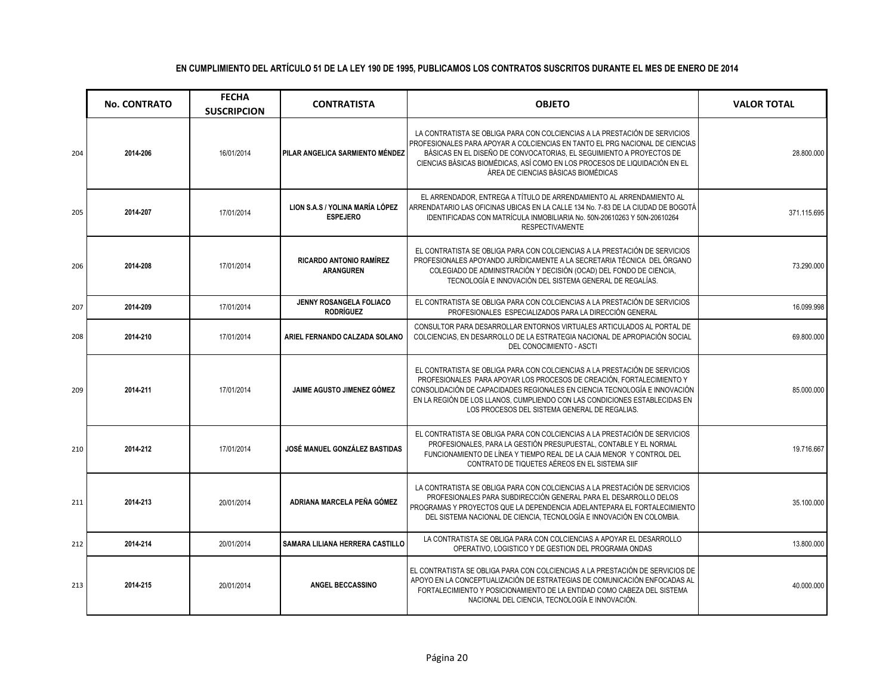**EN CUMPLIMIENTO DEL ARTÍCULO 51 DE LA LEY 190 DE 1995, PUBLICAMOS LOS CONTRATOS SUSCRITOS DURANTE EL MES DE ENERO DE 2014**

| | No. CONTRATO | FECHA SUSCRIPCION | CONTRATISTA | OBJETO | VALOR TOTAL |
|---|---|---|---|---|---|
| 204 | 2014-206 | 16/01/2014 | PILAR ANGELICA SARMIENTO MÉNDEZ | LA CONTRATISTA SE OBLIGA PARA CON COLCIENCIAS A LA PRESTACIÓN DE SERVICIOS PROFESIONALES PARA APOYAR A COLCIENCIAS EN TANTO EL PRG NACIONAL DE CIENCIAS BÁSICAS EN EL DISEÑO DE CONVOCATORIAS, EL SEGUIMIENTO A PROYECTOS DE CIENCIAS BÁSICAS BIOMÉDICAS, ASÍ COMO EN LOS PROCESOS DE LIQUIDACIÓN EN EL ÁREA DE CIENCIAS BÁSICAS BIOMÉDICAS | 28.800.000 |
| 205 | 2014-207 | 17/01/2014 | LION S.A.S / YOLINA MARÍA LÓPEZ ESPEJERO | EL ARRENDADOR, ENTREGA A TÍTULO DE ARRENDAMIENTO AL ARRENDAMIENTO AL ARRENDATARIO LAS OFICINAS UBICAS EN LA CALLE 134 No. 7-83 DE LA CIUDAD DE BOGOTÁ IDENTIFICADAS CON MATRÍCULA INMOBILIARIA No. 50N-20610263 Y 50N-20610264 RESPECTIVAMENTE | 371.115.695 |
| 206 | 2014-208 | 17/01/2014 | RICARDO ANTONIO RAMÍREZ ARANGUREN | EL CONTRATISTA SE OBLIGA PARA CON COLCIENCIAS A LA PRESTACIÓN DE SERVICIOS PROFESIONALES APOYANDO JURÍDICAMENTE A LA SECRETARIA TÉCNICA DEL ÓRGANO COLEGIADO DE ADMINISTRACIÓN Y DECISIÓN (OCAD) DEL FONDO DE CIENCIA, TECNOLOGÍA E INNOVACIÓN DEL SISTEMA GENERAL DE REGALÍAS. | 73.290.000 |
| 207 | 2014-209 | 17/01/2014 | JENNY ROSANGELA FOLIACO RODRÍGUEZ | EL CONTRATISTA SE OBLIGA PARA CON COLCIENCIAS A LA PRESTACIÓN DE SERVICIOS PROFESIONALES ESPECIALIZADOS PARA LA DIRECCIÓN GENERAL | 16.099.998 |
| 208 | 2014-210 | 17/01/2014 | ARIEL FERNANDO CALZADA SOLANO | CONSULTOR PARA DESARROLLAR ENTORNOS VIRTUALES ARTICULADOS AL PORTAL DE COLCIENCIAS, EN DESARROLLO DE LA ESTRATEGIA NACIONAL DE APROPIACIÓN SOCIAL DEL CONOCIMIENTO - ASCTI | 69.800.000 |
| 209 | 2014-211 | 17/01/2014 | JAIME AGUSTO JIMENEZ GÓMEZ | EL CONTRATISTA SE OBLIGA PARA CON COLCIENCIAS A LA PRESTACIÓN DE SERVICIOS PROFESIONALES PARA APOYAR LOS PROCESOS DE CREACIÓN, FORTALECIMIENTO Y CONSOLIDACIÓN DE CAPACIDADES REGIONALES EN CIENCIA TECNOLOGÍA E INNOVACIÓN EN LA REGIÓN DE LOS LLANOS, CUMPLIENDO CON LAS CONDICIONES ESTABLECIDAS EN LOS PROCESOS DEL SISTEMA GENERAL DE REGALIAS. | 85.000.000 |
| 210 | 2014-212 | 17/01/2014 | JOSÉ MANUEL GONZÁLEZ BASTIDAS | EL CONTRATISTA SE OBLIGA PARA CON COLCIENCIAS A LA PRESTACIÓN DE SERVICIOS PROFESIONALES, PARA LA GESTIÓN PRESUPUESTAL, CONTABLE Y EL NORMAL FUNCIONAMIENTO DE LÍNEA Y TIEMPO REAL DE LA CAJA MENOR Y CONTROL DEL CONTRATO DE TIQUETES AÉREOS EN EL SISTEMA SIIF | 19.716.667 |
| 211 | 2014-213 | 20/01/2014 | ADRIANA MARCELA PEÑA GÓMEZ | LA CONTRATISTA SE OBLIGA PARA CON COLCIENCIAS A LA PRESTACIÓN DE SERVICIOS PROFESIONALES PARA SUBDIRECCIÓN GENERAL PARA EL DESARROLLO DELOS PROGRAMAS Y PROYECTOS QUE LA DEPENDENCIA ADELANTEPARA EL FORTALECIMIENTO DEL SISTEMA NACIONAL DE CIENCIA, TECNOLOGÍA E INNOVACIÓN EN COLOMBIA. | 35.100.000 |
| 212 | 2014-214 | 20/01/2014 | SAMARA LILIANA HERRERA CASTILLO | LA CONTRATISTA SE OBLIGA PARA CON COLCIENCIAS A APOYAR EL DESARROLLO OPERATIVO, LOGISTICO Y DE GESTION DEL PROGRAMA ONDAS | 13.800.000 |
| 213 | 2014-215 | 20/01/2014 | ANGEL BECCASSINO | EL CONTRATISTA SE OBLIGA PARA CON COLCIENCIAS A LA PRESTACIÓN DE SERVICIOS DE APOYO EN LA CONCEPTUALIZACIÓN DE ESTRATEGIAS DE COMUNICACIÓN ENFOCADAS AL FORTALECIMIENTO Y POSICIONAMIENTO DE LA ENTIDAD COMO CABEZA DEL SISTEMA NACIONAL DEL CIENCIA, TECNOLOGÍA E INNOVACIÓN. | 40.000.000 |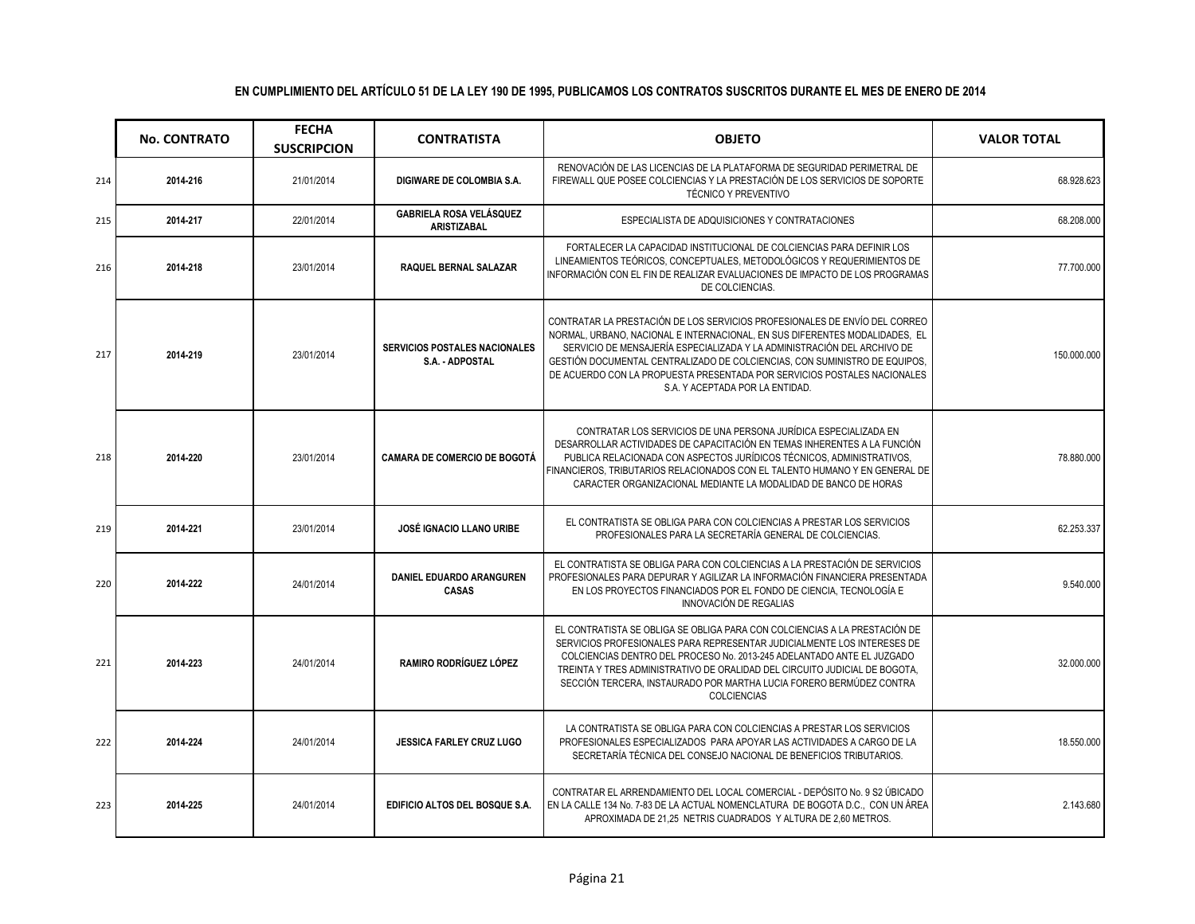**EN CUMPLIMIENTO DEL ARTÍCULO 51 DE LA LEY 190 DE 1995, PUBLICAMOS LOS CONTRATOS SUSCRITOS DURANTE EL MES DE ENERO DE 2014**

| | No. CONTRATO | FECHA SUSCRIPCION | CONTRATISTA | OBJETO | VALOR TOTAL |
|---|---|---|---|---|---|
| 214 | **2014-216** | 21/01/2014 | **DIGIWARE DE COLOMBIA S.A.** | RENOVACIÓN DE LAS LICENCIAS DE LA PLATAFORMA DE SEGURIDAD PERIMETRAL DE FIREWALL QUE POSEE COLCIENCIAS Y LA PRESTACIÓN DE LOS SERVICIOS DE SOPORTE TÉCNICO Y PREVENTIVO | 68.928.623 |
| 215 | **2014-217** | 22/01/2014 | **GABRIELA ROSA VELÁSQUEZ ARISTIZABAL** | ESPECIALISTA DE ADQUISICIONES Y CONTRATACIONES | 68.208.000 |
| 216 | **2014-218** | 23/01/2014 | **RAQUEL BERNAL SALAZAR** | FORTALECER LA CAPACIDAD INSTITUCIONAL DE COLCIENCIAS PARA DEFINIR LOS LINEAMIENTOS TEÓRICOS, CONCEPTUALES, METODOLÓGICOS Y REQUERIMIENTOS DE INFORMACIÓN CON EL FIN DE REALIZAR EVALUACIONES DE IMPACTO DE LOS PROGRAMAS DE COLCIENCIAS. | 77.700.000 |
| 217 | **2014-219** | 23/01/2014 | **SERVICIOS POSTALES NACIONALES S.A. - ADPOSTAL** | CONTRATAR LA PRESTACIÓN DE LOS SERVICIOS PROFESIONALES DE ENVÍO DEL CORREO NORMAL, URBANO, NACIONAL E INTERNACIONAL, EN SUS DIFERENTES MODALIDADES, EL SERVICIO DE MENSAJERÍA ESPECIALIZADA Y LA ADMINISTRACIÓN DEL ARCHIVO DE GESTIÓN DOCUMENTAL CENTRALIZADO DE COLCIENCIAS, CON SUMINISTRO DE EQUIPOS, DE ACUERDO CON LA PROPUESTA PRESENTADA POR SERVICIOS POSTALES NACIONALES S.A. Y ACEPTADA POR LA ENTIDAD. | 150.000.000 |
| 218 | **2014-220** | 23/01/2014 | **CAMARA DE COMERCIO DE BOGOTÁ** | CONTRATAR LOS SERVICIOS DE UNA PERSONA JURÍDICA ESPECIALIZADA EN DESARROLLAR ACTIVIDADES DE CAPACITACIÓN EN TEMAS INHERENTES A LA FUNCIÓN PUBLICA RELACIONADA CON ASPECTOS JURÍDICOS TÉCNICOS, ADMINISTRATIVOS, FINANCIEROS, TRIBUTARIOS RELACIONADOS CON EL TALENTO HUMANO Y EN GENERAL DE CARACTER ORGANIZACIONAL MEDIANTE LA MODALIDAD DE BANCO DE HORAS | 78.880.000 |
| 219 | **2014-221** | 23/01/2014 | **JOSÉ IGNACIO LLANO URIBE** | EL CONTRATISTA SE OBLIGA PARA CON COLCIENCIAS A PRESTAR LOS SERVICIOS PROFESIONALES PARA LA SECRETARÍA GENERAL DE COLCIENCIAS. | 62.253.337 |
| 220 | **2014-222** | 24/01/2014 | **DANIEL EDUARDO ARANGUREN CASAS** | EL CONTRATISTA SE OBLIGA PARA CON COLCIENCIAS A LA PRESTACIÓN DE SERVICIOS PROFESIONALES PARA DEPURAR Y AGILIZAR LA INFORMACIÓN FINANCIERA PRESENTADA EN LOS PROYECTOS FINANCIADOS POR EL FONDO DE CIENCIA, TECNOLOGÍA E INNOVACIÓN DE REGALIAS | 9.540.000 |
| 221 | **2014-223** | 24/01/2014 | **RAMIRO RODRÍGUEZ LÓPEZ** | EL CONTRATISTA SE OBLIGA SE OBLIGA PARA CON COLCIENCIAS A LA PRESTACIÓN DE SERVICIOS PROFESIONALES PARA REPRESENTAR JUDICIALMENTE LOS INTERESES DE COLCIENCIAS DENTRO DEL PROCESO No. 2013-245 ADELANTADO ANTE EL JUZGADO TREINTA Y TRES ADMINISTRATIVO DE ORALIDAD DEL CIRCUITO JUDICIAL DE BOGOTA, SECCIÓN TERCERA, INSTAURADO POR MARTHA LUCIA FORERO BERMÚDEZ CONTRA COLCIENCIAS | 32.000.000 |
| 222 | **2014-224** | 24/01/2014 | **JESSICA FARLEY CRUZ LUGO** | LA CONTRATISTA SE OBLIGA PARA CON COLCIENCIAS A PRESTAR LOS SERVICIOS PROFESIONALES ESPECIALIZADOS PARA APOYAR LAS ACTIVIDADES A CARGO DE LA SECRETARÍA TÉCNICA DEL CONSEJO NACIONAL DE BENEFICIOS TRIBUTARIOS. | 18.550.000 |
| 223 | **2014-225** | 24/01/2014 | **EDIFICIO ALTOS DEL BOSQUE S.A.** | CONTRATAR EL ARRENDAMIENTO DEL LOCAL COMERCIAL - DEPÓSITO No. 9 S2 ÚBICADO EN LA CALLE 134 No. 7-83 DE LA ACTUAL NOMENCLATURA DE BOGOTA D.C., CON UN ÁREA APROXIMADA DE 21,25 NETRIS CUADRADOS Y ALTURA DE 2,60 METROS. | 2.143.680 |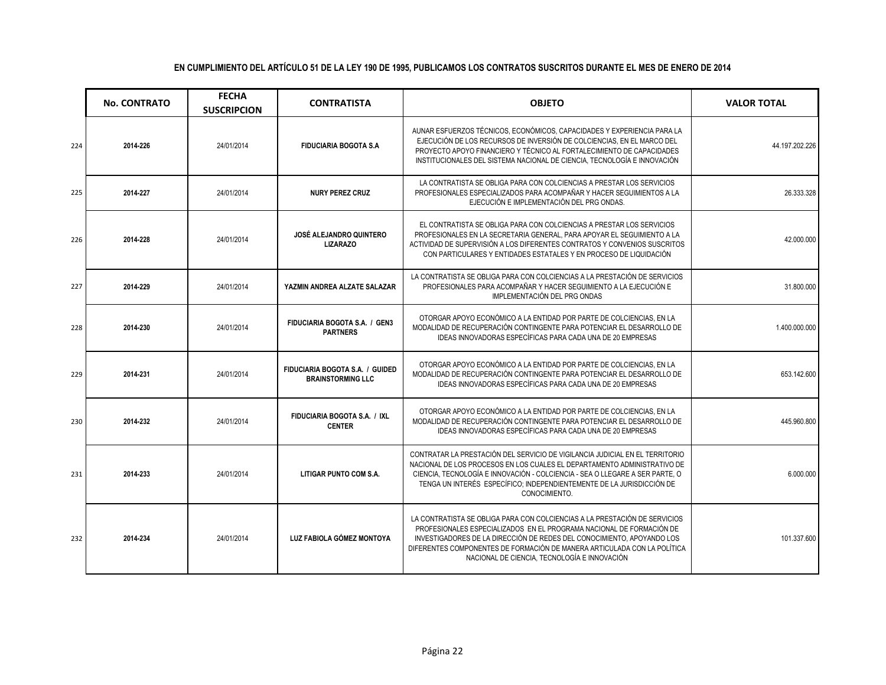**EN CUMPLIMIENTO DEL ARTÍCULO 51 DE LA LEY 190 DE 1995, PUBLICAMOS LOS CONTRATOS SUSCRITOS DURANTE EL MES DE ENERO DE 2014**

| | No. CONTRATO | FECHA SUSCRIPCION | CONTRATISTA | OBJETO | VALOR TOTAL |
|---|---|---|---|---|---|
| 224 | **2014-226** | 24/01/2014 | **FIDUCIARIA BOGOTA S.A** | AUNAR ESFUERZOS TÉCNICOS, ECONÓMICOS, CAPACIDADES Y EXPERIENCIA PARA LA EJECUCIÓN DE LOS RECURSOS DE INVERSIÓN DE COLCIENCIAS, EN EL MARCO DEL PROYECTO APOYO FINANCIERO Y TÉCNICO AL FORTALECIMIENTO DE CAPACIDADES INSTITUCIONALES DEL SISTEMA NACIONAL DE CIENCIA, TECNOLOGÍA E INNOVACIÓN | 44.197.202.226 |
| 225 | **2014-227** | 24/01/2014 | **NURY PEREZ CRUZ** | LA CONTRATISTA SE OBLIGA PARA CON COLCIENCIAS A PRESTAR LOS SERVICIOS PROFESIONALES ESPECIALIZADOS PARA ACOMPAÑAR Y HACER SEGUIMIENTOS A LA EJECUCIÓN E IMPLEMENTACIÓN DEL PRG ONDAS. | 26.333.328 |
| 226 | **2014-228** | 24/01/2014 | **JOSÉ ALEJANDRO QUINTERO LIZARAZO** | EL CONTRATISTA SE OBLIGA PARA CON COLCIENCIAS A PRESTAR LOS SERVICIOS PROFESIONALES EN LA SECRETARIA GENERAL, PARA APOYAR EL SEGUIMIENTO A LA ACTIVIDAD DE SUPERVISIÓN A LOS DIFERENTES CONTRATOS Y CONVENIOS SUSCRITOS CON PARTICULARES Y ENTIDADES ESTATALES Y EN PROCESO DE LIQUIDACIÓN | 42.000.000 |
| 227 | **2014-229** | 24/01/2014 | **YAZMIN ANDREA ALZATE SALAZAR** | LA CONTRATISTA SE OBLIGA PARA CON COLCIENCIAS A LA PRESTACIÓN DE SERVICIOS PROFESIONALES PARA ACOMPAÑAR Y HACER SEGUIMIENTO A LA EJECUCIÓN E IMPLEMENTACIÓN DEL PRG ONDAS | 31.800.000 |
| 228 | **2014-230** | 24/01/2014 | **FIDUCIARIA BOGOTA S.A. / GEN3 PARTNERS** | OTORGAR APOYO ECONÓMICO A LA ENTIDAD POR PARTE DE COLCIENCIAS, EN LA MODALIDAD DE RECUPERACIÓN CONTINGENTE PARA POTENCIAR EL DESARROLLO DE IDEAS INNOVADORAS ESPECÍFICAS PARA CADA UNA DE 20 EMPRESAS | 1.400.000.000 |
| 229 | **2014-231** | 24/01/2014 | **FIDUCIARIA BOGOTA S.A. / GUIDED BRAINSTORMING LLC** | OTORGAR APOYO ECONÓMICO A LA ENTIDAD POR PARTE DE COLCIENCIAS, EN LA MODALIDAD DE RECUPERACIÓN CONTINGENTE PARA POTENCIAR EL DESARROLLO DE IDEAS INNOVADORAS ESPECÍFICAS PARA CADA UNA DE 20 EMPRESAS | 653.142.600 |
| 230 | **2014-232** | 24/01/2014 | **FIDUCIARIA BOGOTA S.A. / IXL CENTER** | OTORGAR APOYO ECONÓMICO A LA ENTIDAD POR PARTE DE COLCIENCIAS, EN LA MODALIDAD DE RECUPERACIÓN CONTINGENTE PARA POTENCIAR EL DESARROLLO DE IDEAS INNOVADORAS ESPECÍFICAS PARA CADA UNA DE 20 EMPRESAS | 445.960.800 |
| 231 | **2014-233** | 24/01/2014 | **LITIGAR PUNTO COM S.A.** | CONTRATAR LA PRESTACIÓN DEL SERVICIO DE VIGILANCIA JUDICIAL EN EL TERRITORIO NACIONAL DE LOS PROCESOS EN LOS CUALES EL DEPARTAMENTO ADMINISTRATIVO DE CIENCIA, TECNOLOGÍA E INNOVACIÓN - COLCIENCIA - SEA O LLEGARE A SER PARTE, O TENGA UN INTERÉS ESPECÍFICO; INDEPENDIENTEMENTE DE LA JURISDICCIÓN DE CONOCIMIENTO. | 6.000.000 |
| 232 | **2014-234** | 24/01/2014 | **LUZ FABIOLA GÓMEZ MONTOYA** | LA CONTRATISTA SE OBLIGA PARA CON COLCIENCIAS A LA PRESTACIÓN DE SERVICIOS PROFESIONALES ESPECIALIZADOS EN EL PROGRAMA NACIONAL DE FORMACIÓN DE INVESTIGADORES DE LA DIRECCIÓN DE REDES DEL CONOCIMIENTO, APOYANDO LOS DIFERENTES COMPONENTES DE FORMACIÓN DE MANERA ARTICULADA CON LA POLÍTICA NACIONAL DE CIENCIA, TECNOLOGÍA E INNOVACIÓN | 101.337.600 |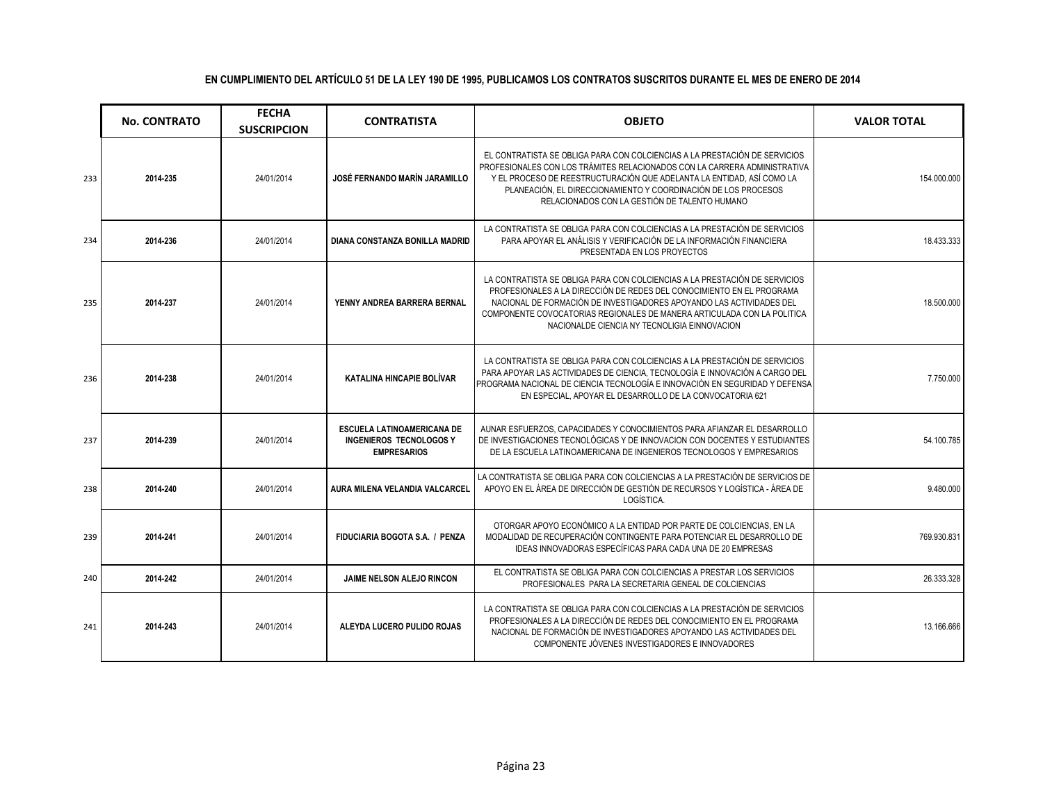**EN CUMPLIMIENTO DEL ARTÍCULO 51 DE LA LEY 190 DE 1995, PUBLICAMOS LOS CONTRATOS SUSCRITOS DURANTE EL MES DE ENERO DE 2014**

| | No. CONTRATO | FECHA SUSCRIPCION | CONTRATISTA | OBJETO | VALOR TOTAL |
|---|---|---|---|---|---|
| 233 | 2014-235 | 24/01/2014 | JOSÉ FERNANDO MARÍN JARAMILLO | EL CONTRATISTA SE OBLIGA PARA CON COLCIENCIAS A LA PRESTACIÓN DE SERVICIOS PROFESIONALES CON LOS TRÁMITES RELACIONADOS CON LA CARRERA ADMINISTRATIVA Y EL PROCESO DE REESTRUCTURACIÓN QUE ADELANTA LA ENTIDAD, ASÍ COMO LA PLANEACIÓN, EL DIRECCIONAMIENTO Y COORDINACIÓN DE LOS PROCESOS RELACIONADOS CON LA GESTIÓN DE TALENTO HUMANO | 154.000.000 |
| 234 | 2014-236 | 24/01/2014 | DIANA CONSTANZA BONILLA MADRID | LA CONTRATISTA SE OBLIGA PARA CON COLCIENCIAS A LA PRESTACIÓN DE SERVICIOS PARA APOYAR EL ANÁLISIS Y VERIFICACIÓN DE LA INFORMACIÓN FINANCIERA PRESENTADA EN LOS PROYECTOS | 18.433.333 |
| 235 | 2014-237 | 24/01/2014 | YENNY ANDREA BARRERA BERNAL | LA CONTRATISTA SE OBLIGA PARA CON COLCIENCIAS A LA PRESTACIÓN DE SERVICIOS PROFESIONALES A LA DIRECCIÓN DE REDES DEL CONOCIMIENTO EN EL PROGRAMA NACIONAL DE FORMACIÓN DE INVESTIGADORES APOYANDO LAS ACTIVIDADES DEL COMPONENTE COVOCATORIAS REGIONALES DE MANERA ARTICULADA CON LA POLITICA NACIONALDE CIENCIA NY TECNOLIGIA EINNOVACION | 18.500.000 |
| 236 | 2014-238 | 24/01/2014 | KATALINA HINCAPIE BOLÍVAR | LA CONTRATISTA SE OBLIGA PARA CON COLCIENCIAS A LA PRESTACIÓN DE SERVICIOS PARA APOYAR LAS ACTIVIDADES DE CIENCIA, TECNOLOGÍA E INNOVACIÓN A CARGO DEL PROGRAMA NACIONAL DE CIENCIA TECNOLOGÍA E INNOVACIÓN EN SEGURIDAD Y DEFENSA EN ESPECIAL, APOYAR EL DESARROLLO DE LA CONVOCATORIA 621 | 7.750.000 |
| 237 | 2014-239 | 24/01/2014 | ESCUELA LATINOAMERICANA DE INGENIEROS TECNOLOGOS Y EMPRESARIOS | AUNAR ESFUERZOS, CAPACIDADES Y CONOCIMIENTOS PARA AFIANZAR EL DESARROLLO DE INVESTIGACIONES TECNOLÓGICAS Y DE INNOVACION CON DOCENTES Y ESTUDIANTES DE LA ESCUELA LATINOAMERICANA DE INGENIEROS TECNOLOGOS Y EMPRESARIOS | 54.100.785 |
| 238 | 2014-240 | 24/01/2014 | AURA MILENA VELANDIA VALCARCEL | LA CONTRATISTA SE OBLIGA PARA CON COLCIENCIAS A LA PRESTACIÓN DE SERVICIOS DE APOYO EN EL ÁREA DE DIRECCIÓN DE GESTIÓN DE RECURSOS Y LOGÍSTICA - ÁREA DE LOGÍSTICA. | 9.480.000 |
| 239 | 2014-241 | 24/01/2014 | FIDUCIARIA BOGOTA S.A. / PENZA | OTORGAR APOYO ECONÓMICO A LA ENTIDAD POR PARTE DE COLCIENCIAS, EN LA MODALIDAD DE RECUPERACIÓN CONTINGENTE PARA POTENCIAR EL DESARROLLO DE IDEAS INNOVADORAS ESPECÍFICAS PARA CADA UNA DE 20 EMPRESAS | 769.930.831 |
| 240 | 2014-242 | 24/01/2014 | JAIME NELSON ALEJO RINCON | EL CONTRATISTA SE OBLIGA PARA CON COLCIENCIAS A PRESTAR LOS SERVICIOS PROFESIONALES PARA LA SECRETARIA GENEAL DE COLCIENCIAS | 26.333.328 |
| 241 | 2014-243 | 24/01/2014 | ALEYDA LUCERO PULIDO ROJAS | LA CONTRATISTA SE OBLIGA PARA CON COLCIENCIAS A LA PRESTACIÓN DE SERVICIOS PROFESIONALES A LA DIRECCIÓN DE REDES DEL CONOCIMIENTO EN EL PROGRAMA NACIONAL DE FORMACIÓN DE INVESTIGADORES APOYANDO LAS ACTIVIDADES DEL COMPONENTE JÓVENES INVESTIGADORES E INNOVADORES | 13.166.666 |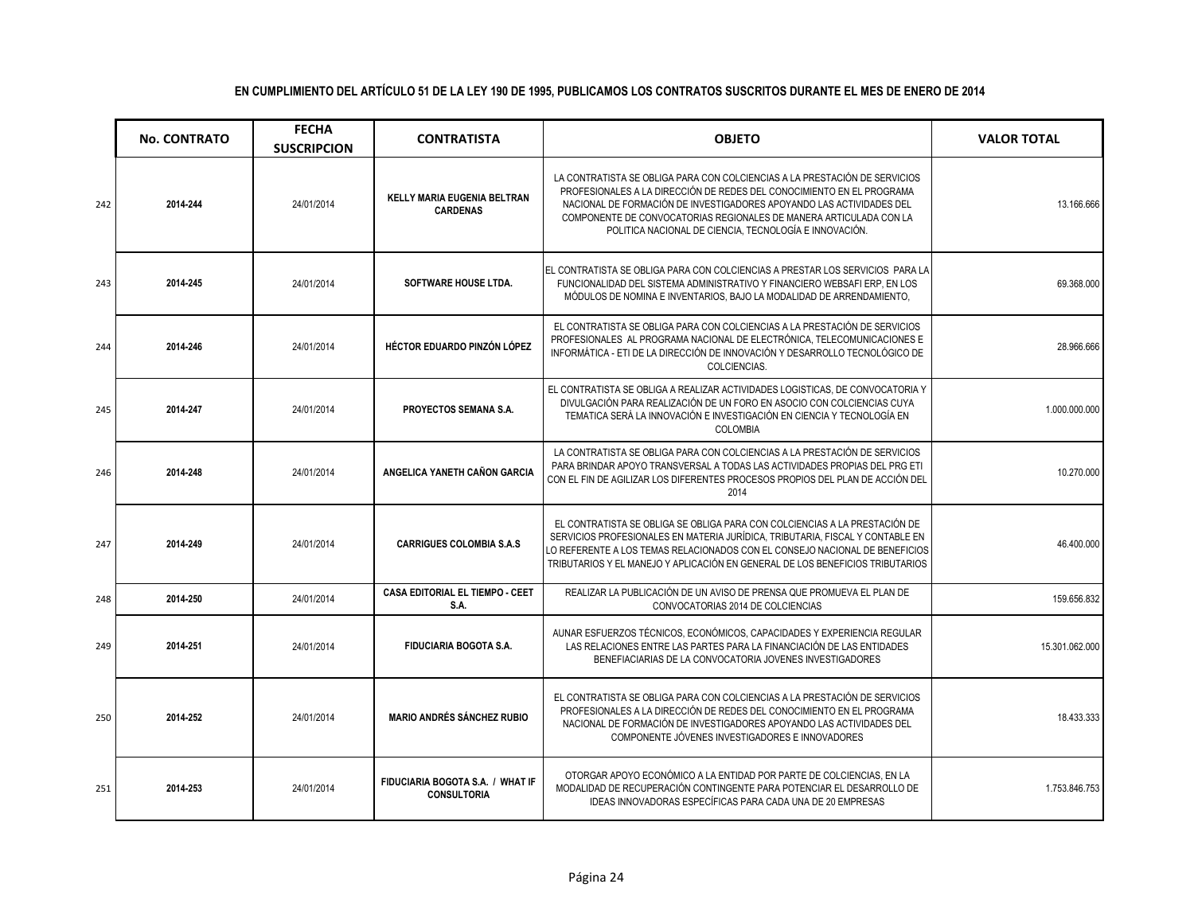**EN CUMPLIMIENTO DEL ARTÍCULO 51 DE LA LEY 190 DE 1995, PUBLICAMOS LOS CONTRATOS SUSCRITOS DURANTE EL MES DE ENERO DE 2014**

| | No. CONTRATO | FECHA SUSCRIPCION | CONTRATISTA | OBJETO | VALOR TOTAL |
|---|---|---|---|---|---|
| 242 | 2014-244 | 24/01/2014 | KELLY MARIA EUGENIA BELTRAN CARDENAS | LA CONTRATISTA SE OBLIGA PARA CON COLCIENCIAS A LA PRESTACIÓN DE SERVICIOS PROFESIONALES A LA DIRECCIÓN DE REDES DEL CONOCIMIENTO EN EL PROGRAMA NACIONAL DE FORMACIÓN DE INVESTIGADORES APOYANDO LAS ACTIVIDADES DEL COMPONENTE DE CONVOCATORIAS REGIONALES DE MANERA ARTICULADA CON LA POLITICA NACIONAL DE CIENCIA, TECNOLOGÍA E INNOVACIÓN. | 13.166.666 |
| 243 | 2014-245 | 24/01/2014 | SOFTWARE HOUSE LTDA. | EL CONTRATISTA SE OBLIGA PARA CON COLCIENCIAS A PRESTAR LOS SERVICIOS PARA LA FUNCIONALIDAD DEL SISTEMA ADMINISTRATIVO Y FINANCIERO WEBSAFI ERP, EN LOS MÓDULOS DE NOMINA E INVENTARIOS, BAJO LA MODALIDAD DE ARRENDAMIENTO, | 69.368.000 |
| 244 | 2014-246 | 24/01/2014 | HÉCTOR EDUARDO PINZÓN LÓPEZ | EL CONTRATISTA SE OBLIGA PARA CON COLCIENCIAS A LA PRESTACIÓN DE SERVICIOS PROFESIONALES AL PROGRAMA NACIONAL DE ELECTRÓNICA, TELECOMUNICACIONES E INFORMÁTICA - ETI DE LA DIRECCIÓN DE INNOVACIÓN Y DESARROLLO TECNOLÓGICO DE COLCIENCIAS. | 28.966.666 |
| 245 | 2014-247 | 24/01/2014 | PROYECTOS SEMANA S.A. | EL CONTRATISTA SE OBLIGA A REALIZAR ACTIVIDADES LOGISTICAS, DE CONVOCATORIA Y DIVULGACIÓN PARA REALIZACIÓN DE UN FORO EN ASOCIO CON COLCIENCIAS CUYA TEMATICA SERÁ LA INNOVACIÓN E INVESTIGACIÓN EN CIENCIA Y TECNOLOGÍA EN COLOMBIA | 1.000.000.000 |
| 246 | 2014-248 | 24/01/2014 | ANGELICA YANETH CAÑON GARCIA | LA CONTRATISTA SE OBLIGA PARA CON COLCIENCIAS A LA PRESTACIÓN DE SERVICIOS PARA BRINDAR APOYO TRANSVERSAL A TODAS LAS ACTIVIDADES PROPIAS DEL PRG ETI CON EL FIN DE AGILIZAR LOS DIFERENTES PROCESOS PROPIOS DEL PLAN DE ACCIÓN DEL 2014 | 10.270.000 |
| 247 | 2014-249 | 24/01/2014 | CARRIGUES COLOMBIA S.A.S | EL CONTRATISTA SE OBLIGA SE OBLIGA PARA CON COLCIENCIAS A LA PRESTACIÓN DE SERVICIOS PROFESIONALES EN MATERIA JURÍDICA, TRIBUTARIA, FISCAL Y CONTABLE EN LO REFERENTE A LOS TEMAS RELACIONADOS CON EL CONSEJO NACIONAL DE BENEFICIOS TRIBUTARIOS Y EL MANEJO Y APLICACIÓN EN GENERAL DE LOS BENEFICIOS TRIBUTARIOS | 46.400.000 |
| 248 | 2014-250 | 24/01/2014 | CASA EDITORIAL EL TIEMPO - CEET S.A. | REALIZAR LA PUBLICACIÓN DE UN AVISO DE PRENSA QUE PROMUEVA EL PLAN DE CONVOCATORIAS 2014 DE COLCIENCIAS | 159.656.832 |
| 249 | 2014-251 | 24/01/2014 | FIDUCIARIA BOGOTA S.A. | AUNAR ESFUERZOS TÉCNICOS, ECONÓMICOS, CAPACIDADES Y EXPERIENCIA REGULAR LAS RELACIONES ENTRE LAS PARTES PARA LA FINANCIACIÓN DE LAS ENTIDADES BENEFIACIARIAS DE LA CONVOCATORIA JOVENES INVESTIGADORES | 15.301.062.000 |
| 250 | 2014-252 | 24/01/2014 | MARIO ANDRÉS SÁNCHEZ RUBIO | EL CONTRATISTA SE OBLIGA PARA CON COLCIENCIAS A LA PRESTACIÓN DE SERVICIOS PROFESIONALES A LA DIRECCIÓN DE REDES DEL CONOCIMIENTO EN EL PROGRAMA NACIONAL DE FORMACIÓN DE INVESTIGADORES APOYANDO LAS ACTIVIDADES DEL COMPONENTE JÓVENES INVESTIGADORES E INNOVADORES | 18.433.333 |
| 251 | 2014-253 | 24/01/2014 | FIDUCIARIA BOGOTA S.A. / WHAT IF CONSULTORIA | OTORGAR APOYO ECONÓMICO A LA ENTIDAD POR PARTE DE COLCIENCIAS, EN LA MODALIDAD DE RECUPERACIÓN CONTINGENTE PARA POTENCIAR EL DESARROLLO DE IDEAS INNOVADORAS ESPECÍFICAS PARA CADA UNA DE 20 EMPRESAS | 1.753.846.753 |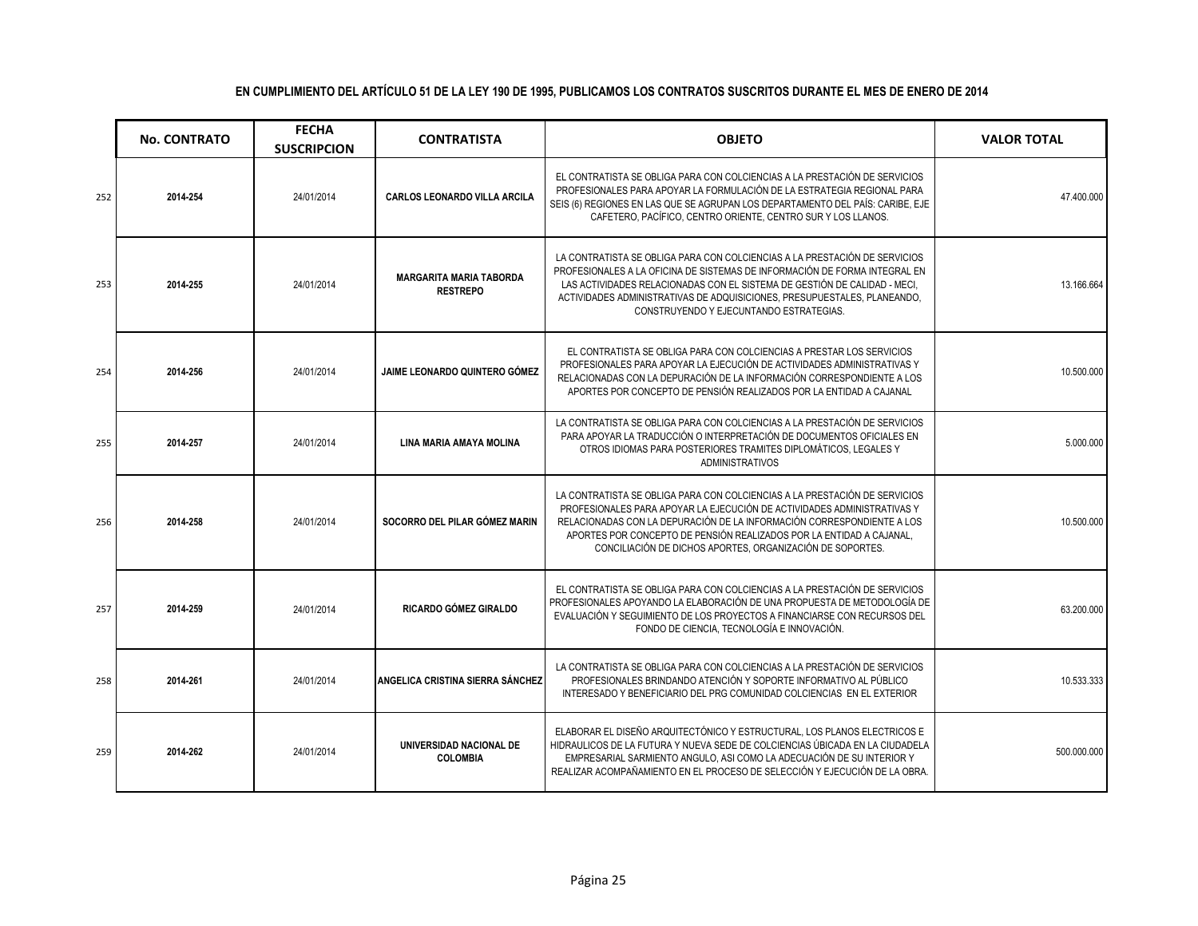**EN CUMPLIMIENTO DEL ARTÍCULO 51 DE LA LEY 190 DE 1995, PUBLICAMOS LOS CONTRATOS SUSCRITOS DURANTE EL MES DE ENERO DE 2014**

| | No. CONTRATO | FECHA SUSCRIPCION | CONTRATISTA | OBJETO | VALOR TOTAL |
|---|---|---|---|---|---|
| 252 | 2014-254 | 24/01/2014 | CARLOS LEONARDO VILLA ARCILA | EL CONTRATISTA SE OBLIGA PARA CON COLCIENCIAS A LA PRESTACIÓN DE SERVICIOS PROFESIONALES PARA APOYAR LA FORMULACIÓN DE LA ESTRATEGIA REGIONAL PARA SEIS (6) REGIONES EN LAS QUE SE AGRUPAN LOS DEPARTAMENTO DEL PAÍS: CARIBE, EJE CAFETERO, PACÍFICO, CENTRO ORIENTE, CENTRO SUR Y LOS LLANOS. | 47.400.000 |
| 253 | 2014-255 | 24/01/2014 | MARGARITA MARIA TABORDA RESTREPO | LA CONTRATISTA SE OBLIGA PARA CON COLCIENCIAS A LA PRESTACIÓN DE SERVICIOS PROFESIONALES A LA OFICINA DE SISTEMAS DE INFORMACIÓN DE FORMA INTEGRAL EN LAS ACTIVIDADES RELACIONADAS CON EL SISTEMA DE GESTIÓN DE CALIDAD - MECI, ACTIVIDADES ADMINISTRATIVAS DE ADQUISICIONES, PRESUPUESTALES, PLANEANDO, CONSTRUYENDO Y EJECUNTANDO ESTRATEGIAS. | 13.166.664 |
| 254 | 2014-256 | 24/01/2014 | JAIME LEONARDO QUINTERO GÓMEZ | EL CONTRATISTA SE OBLIGA PARA CON COLCIENCIAS A PRESTAR LOS SERVICIOS PROFESIONALES PARA APOYAR LA EJECUCIÓN DE ACTIVIDADES ADMINISTRATIVAS Y RELACIONADAS CON LA DEPURACIÓN DE LA INFORMACIÓN CORRESPONDIENTE A LOS APORTES POR CONCEPTO DE PENSIÓN REALIZADOS POR LA ENTIDAD A CAJANAL | 10.500.000 |
| 255 | 2014-257 | 24/01/2014 | LINA MARIA AMAYA MOLINA | LA CONTRATISTA SE OBLIGA PARA CON COLCIENCIAS A LA PRESTACIÓN DE SERVICIOS PARA APOYAR LA TRADUCCIÓN O INTERPRETACIÓN DE DOCUMENTOS OFICIALES EN OTROS IDIOMAS PARA POSTERIORES TRAMITES DIPLOMÁTICOS, LEGALES Y ADMINISTRATIVOS | 5.000.000 |
| 256 | 2014-258 | 24/01/2014 | SOCORRO DEL PILAR GÓMEZ MARIN | LA CONTRATISTA SE OBLIGA PARA CON COLCIENCIAS A LA PRESTACIÓN DE SERVICIOS PROFESIONALES PARA APOYAR LA EJECUCIÓN DE ACTIVIDADES ADMINISTRATIVAS Y RELACIONADAS CON LA DEPURACIÓN DE LA INFORMACIÓN CORRESPONDIENTE A LOS APORTES POR CONCEPTO DE PENSIÓN REALIZADOS POR LA ENTIDAD A CAJANAL, CONCILIACIÓN DE DICHOS APORTES, ORGANIZACIÓN DE SOPORTES. | 10.500.000 |
| 257 | 2014-259 | 24/01/2014 | RICARDO GÓMEZ GIRALDO | EL CONTRATISTA SE OBLIGA PARA CON COLCIENCIAS A LA PRESTACIÓN DE SERVICIOS PROFESIONALES APOYANDO LA ELABORACIÓN DE UNA PROPUESTA DE METODOLOGÍA DE EVALUACIÓN Y SEGUIMIENTO DE LOS PROYECTOS A FINANCIARSE CON RECURSOS DEL FONDO DE CIENCIA, TECNOLOGÍA E INNOVACIÓN. | 63.200.000 |
| 258 | 2014-261 | 24/01/2014 | ANGELICA CRISTINA SIERRA SÁNCHEZ | LA CONTRATISTA SE OBLIGA PARA CON COLCIENCIAS A LA PRESTACIÓN DE SERVICIOS PROFESIONALES BRINDANDO ATENCIÓN Y SOPORTE INFORMATIVO AL PÚBLICO INTERESADO Y BENEFICIARIO DEL PRG COMUNIDAD COLCIENCIAS EN EL EXTERIOR | 10.533.333 |
| 259 | 2014-262 | 24/01/2014 | UNIVERSIDAD NACIONAL DE COLOMBIA | ELABORAR EL DISEÑO ARQUITECTÓNICO Y ESTRUCTURAL, LOS PLANOS ELECTRICOS E HIDRAULICOS DE LA FUTURA Y NUEVA SEDE DE COLCIENCIAS ÚBICADA EN LA CIUDADELA EMPRESARIAL SARMIENTO ANGULO, ASI COMO LA ADECUACIÓN DE SU INTERIOR Y REALIZAR ACOMPAÑAMIENTO EN EL PROCESO DE SELECCIÓN Y EJECUCIÓN DE LA OBRA. | 500.000.000 |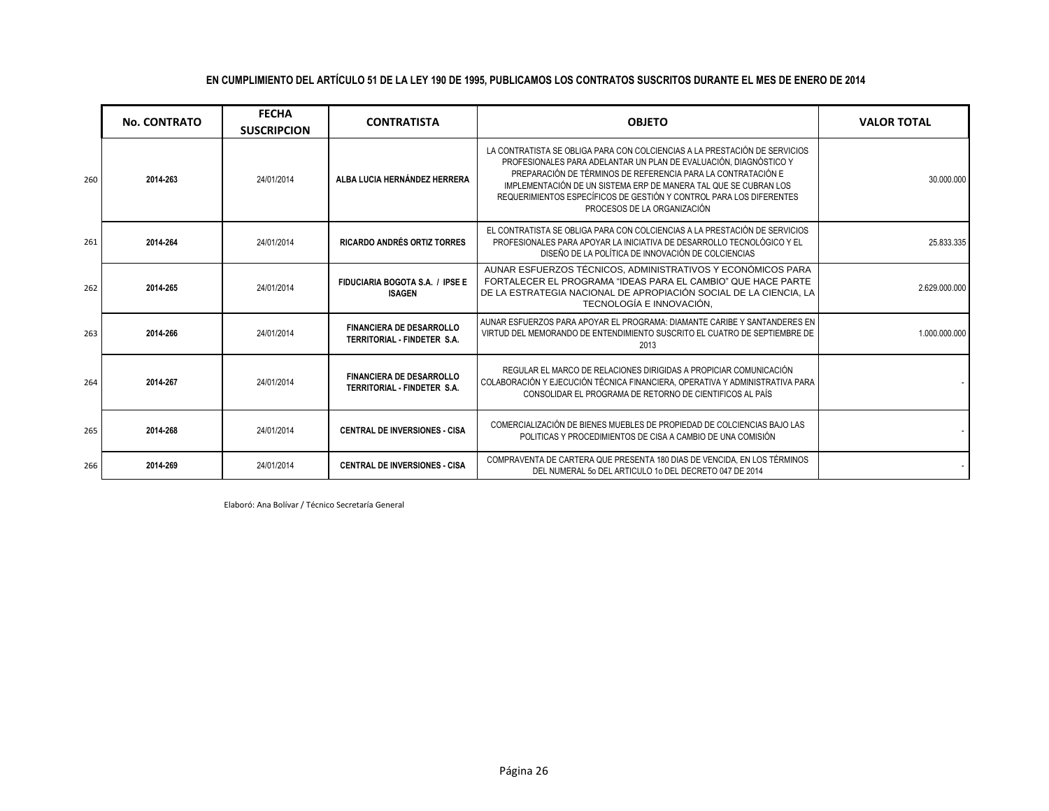**EN CUMPLIMIENTO DEL ARTÍCULO 51 DE LA LEY 190 DE 1995, PUBLICAMOS LOS CONTRATOS SUSCRITOS DURANTE EL MES DE ENERO DE 2014**

| | No. CONTRATO | FECHA SUSCRIPCION | CONTRATISTA | OBJETO | VALOR TOTAL |
|---|---|---|---|---|---|
| 260 | **2014-263** | 24/01/2014 | **ALBA LUCIA HERNÁNDEZ HERRERA** | LA CONTRATISTA SE OBLIGA PARA CON COLCIENCIAS A LA PRESTACIÓN DE SERVICIOS PROFESIONALES PARA ADELANTAR UN PLAN DE EVALUACIÓN, DIAGNÓSTICO Y PREPARACIÓN DE TÉRMINOS DE REFERENCIA PARA LA CONTRATACIÓN E IMPLEMENTACIÓN DE UN SISTEMA ERP DE MANERA TAL QUE SE CUBRAN LOS REQUERIMIENTOS ESPECÍFICOS DE GESTIÓN Y CONTROL PARA LOS DIFERENTES PROCESOS DE LA ORGANIZACIÓN | 30.000.000 |
| 261 | **2014-264** | 24/01/2014 | **RICARDO ANDRÉS ORTIZ TORRES** | EL CONTRATISTA SE OBLIGA PARA CON COLCIENCIAS A LA PRESTACIÓN DE SERVICIOS PROFESIONALES PARA APOYAR LA INICIATIVA DE DESARROLLO TECNOLÓGICO Y EL DISEÑO DE LA POLÍTICA DE INNOVACIÓN DE COLCIENCIAS | 25.833.335 |
| 262 | **2014-265** | 24/01/2014 | **FIDUCIARIA BOGOTA S.A. / IPSE E ISAGEN** | AUNAR ESFUERZOS TÉCNICOS, ADMINISTRATIVOS Y ECONÓMICOS PARA FORTALECER EL PROGRAMA "IDEAS PARA EL CAMBIO" QUE HACE PARTE DE LA ESTRATEGIA NACIONAL DE APROPIACIÓN SOCIAL DE LA CIENCIA, LA TECNOLOGÍA E INNOVACIÓN, | 2.629.000.000 |
| 263 | **2014-266** | 24/01/2014 | **FINANCIERA DE DESARROLLO TERRITORIAL - FINDETER S.A.** | AUNAR ESFUERZOS PARA APOYAR EL PROGRAMA: DIAMANTE CARIBE Y SANTANDERES EN VIRTUD DEL MEMORANDO DE ENTENDIMIENTO SUSCRITO EL CUATRO DE SEPTIEMBRE DE 2013 | 1.000.000.000 |
| 264 | **2014-267** | 24/01/2014 | **FINANCIERA DE DESARROLLO TERRITORIAL - FINDETER S.A.** | REGULAR EL MARCO DE RELACIONES DIRIGIDAS A PROPICIAR COMUNICACIÓN COLABORACIÓN Y EJECUCIÓN TÉCNICA FINANCIERA, OPERATIVA Y ADMINISTRATIVA PARA CONSOLIDAR EL PROGRAMA DE RETORNO DE CIENTIFICOS AL PAÍS | - |
| 265 | **2014-268** | 24/01/2014 | **CENTRAL DE INVERSIONES - CISA** | COMERCIALIZACIÓN DE BIENES MUEBLES DE PROPIEDAD DE COLCIENCIAS BAJO LAS POLITICAS Y PROCEDIMIENTOS DE CISA A CAMBIO DE UNA COMISIÓN | - |
| 266 | **2014-269** | 24/01/2014 | **CENTRAL DE INVERSIONES - CISA** | COMPRAVENTA DE CARTERA QUE PRESENTA 180 DIAS DE VENCIDA, EN LOS TÉRMINOS DEL NUMERAL 5o DEL ARTICULO 1o DEL DECRETO 047 DE 2014 | - |

Elaboró: Ana Bolívar / Técnico Secretaría General